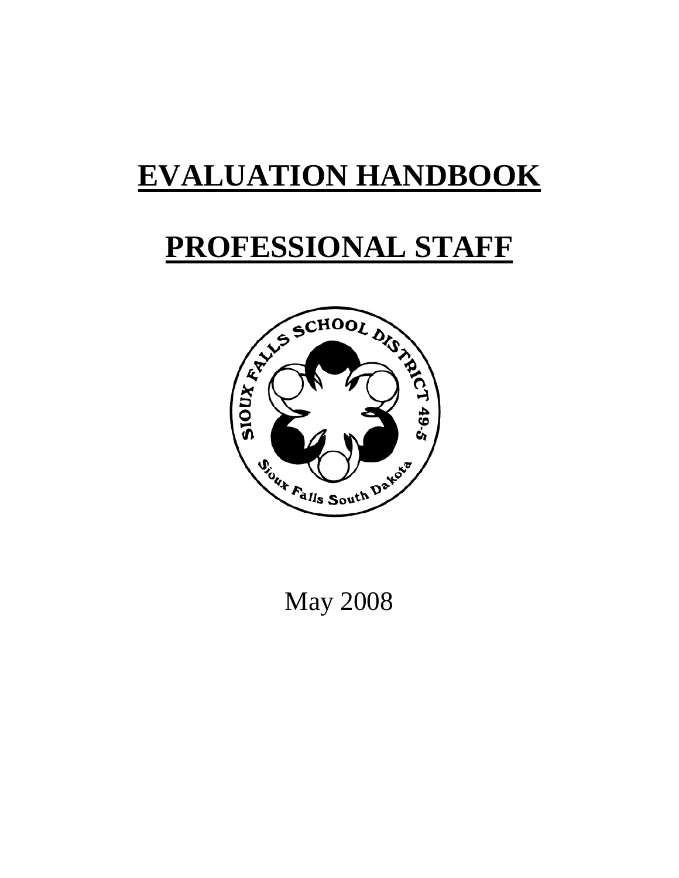# EVALUATION HANDBOOK

# PROFESSIONAL STAFF

May 2008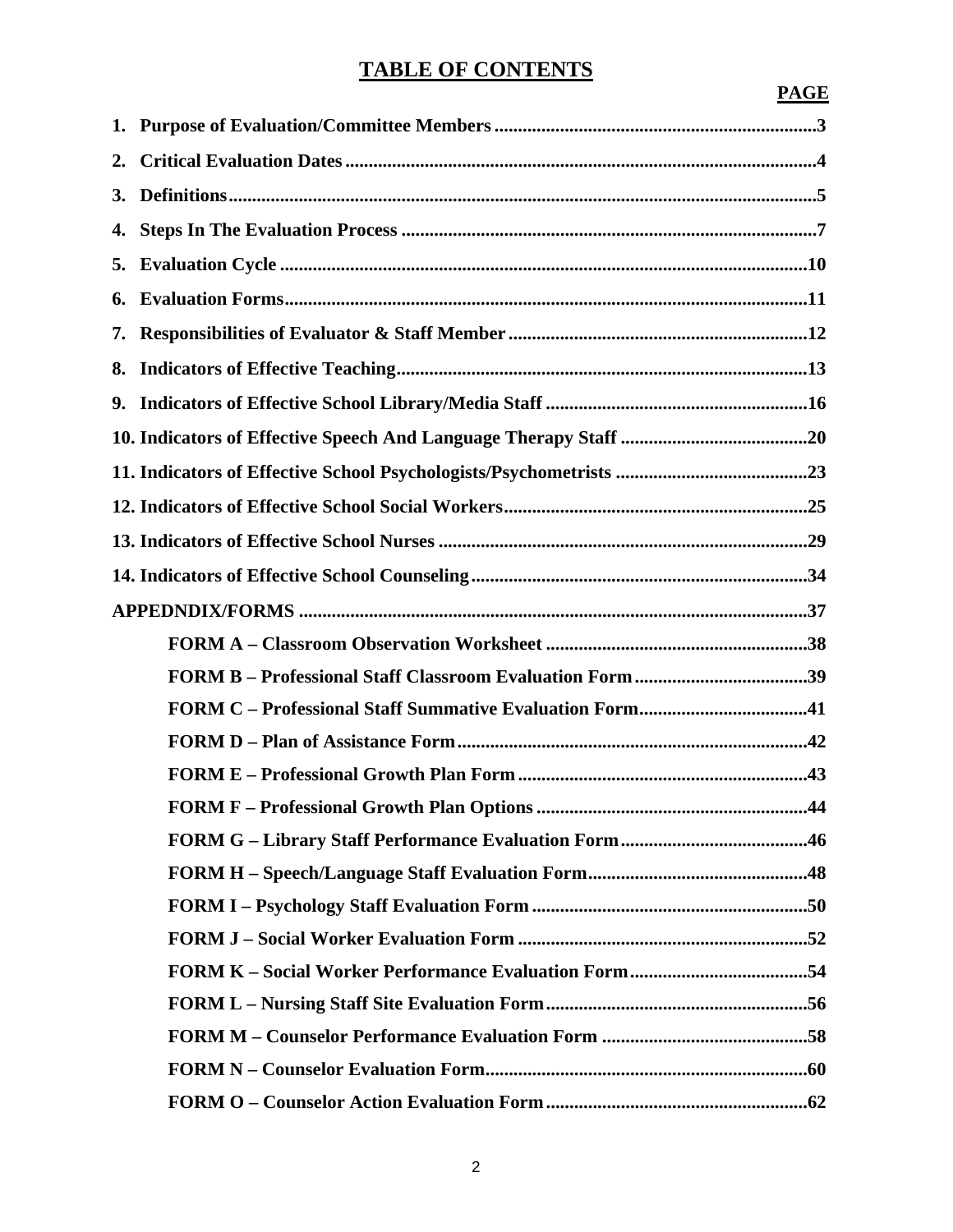# TABLE OF CONTENTS

| | PAGE |
|---|---|
| **1. Purpose of Evaluation/Committee Members** | **3** |
| **2. Critical Evaluation Dates** | **4** |
| **3. Definitions** | **5** |
| **4. Steps In The Evaluation Process** | **7** |
| **5. Evaluation Cycle** | **10** |
| **6. Evaluation Forms** | **11** |
| **7. Responsibilities of Evaluator & Staff Member** | **12** |
| **8. Indicators of Effective Teaching** | **13** |
| **9. Indicators of Effective School Library/Media Staff** | **16** |
| **10. Indicators of Effective Speech And Language Therapy Staff** | **20** |
| **11. Indicators of Effective School Psychologists/Psychometrists** | **23** |
| **12. Indicators of Effective School Social Workers** | **25** |
| **13. Indicators of Effective School Nurses** | **29** |
| **14. Indicators of Effective School Counseling** | **34** |
| **APPEDNDIX/FORMS** | **37** |
| **FORM A – Classroom Observation Worksheet** | **38** |
| **FORM B – Professional Staff Classroom Evaluation Form** | **39** |
| **FORM C – Professional Staff Summative Evaluation Form** | **41** |
| **FORM D – Plan of Assistance Form** | **42** |
| **FORM E – Professional Growth Plan Form** | **43** |
| **FORM F – Professional Growth Plan Options** | **44** |
| **FORM G – Library Staff Performance Evaluation Form** | **46** |
| **FORM H – Speech/Language Staff Evaluation Form** | **48** |
| **FORM I – Psychology Staff Evaluation Form** | **50** |
| **FORM J – Social Worker Evaluation Form** | **52** |
| **FORM K – Social Worker Performance Evaluation Form** | **54** |
| **FORM L – Nursing Staff Site Evaluation Form** | **56** |
| **FORM M – Counselor Performance Evaluation Form** | **58** |
| **FORM N – Counselor Evaluation Form** | **60** |
| **FORM O – Counselor Action Evaluation Form** | **62** |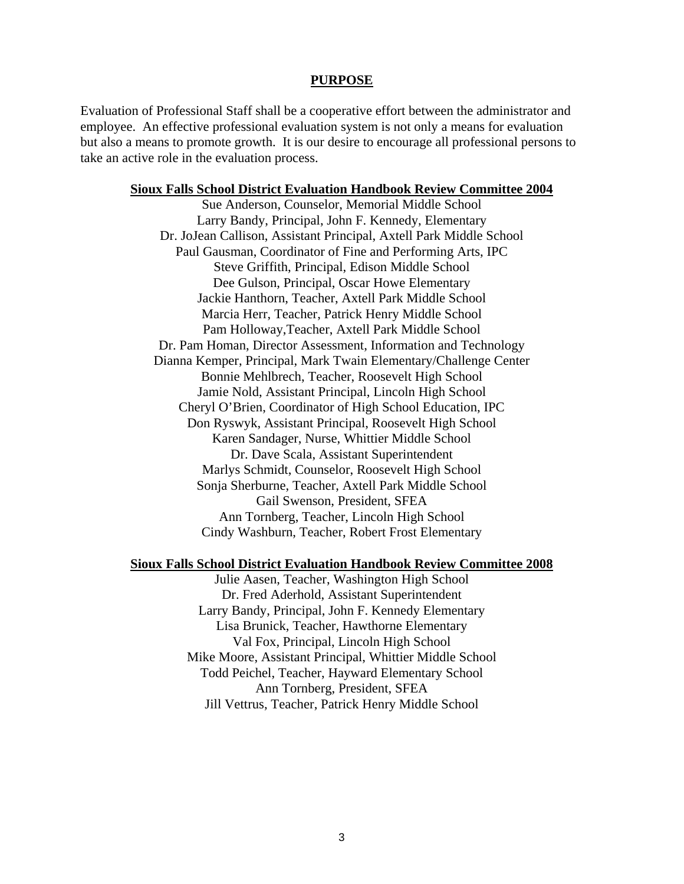## PURPOSE

Evaluation of Professional Staff shall be a cooperative effort between the administrator and employee. An effective professional evaluation system is not only a means for evaluation but also a means to promote growth. It is our desire to encourage all professional persons to take an active role in the evaluation process.

### Sioux Falls School District Evaluation Handbook Review Committee 2004

Sue Anderson, Counselor, Memorial Middle School
Larry Bandy, Principal, John F. Kennedy, Elementary
Dr. JoJean Callison, Assistant Principal, Axtell Park Middle School
Paul Gausman, Coordinator of Fine and Performing Arts, IPC
Steve Griffith, Principal, Edison Middle School
Dee Gulson, Principal, Oscar Howe Elementary
Jackie Hanthorn, Teacher, Axtell Park Middle School
Marcia Herr, Teacher, Patrick Henry Middle School
Pam Holloway,Teacher, Axtell Park Middle School
Dr. Pam Homan, Director Assessment, Information and Technology
Dianna Kemper, Principal, Mark Twain Elementary/Challenge Center
Bonnie Mehlbrech, Teacher, Roosevelt High School
Jamie Nold, Assistant Principal, Lincoln High School
Cheryl O'Brien, Coordinator of High School Education, IPC
Don Ryswyk, Assistant Principal, Roosevelt High School
Karen Sandager, Nurse, Whittier Middle School
Dr. Dave Scala, Assistant Superintendent
Marlys Schmidt, Counselor, Roosevelt High School
Sonja Sherburne, Teacher, Axtell Park Middle School
Gail Swenson, President, SFEA
Ann Tornberg, Teacher, Lincoln High School
Cindy Washburn, Teacher, Robert Frost Elementary

### Sioux Falls School District Evaluation Handbook Review Committee 2008

Julie Aasen, Teacher, Washington High School
Dr. Fred Aderhold, Assistant Superintendent
Larry Bandy, Principal, John F. Kennedy Elementary
Lisa Brunick, Teacher, Hawthorne Elementary
Val Fox, Principal, Lincoln High School
Mike Moore, Assistant Principal, Whittier Middle School
Todd Peichel, Teacher, Hayward Elementary School
Ann Tornberg, President, SFEA
Jill Vettrus, Teacher, Patrick Henry Middle School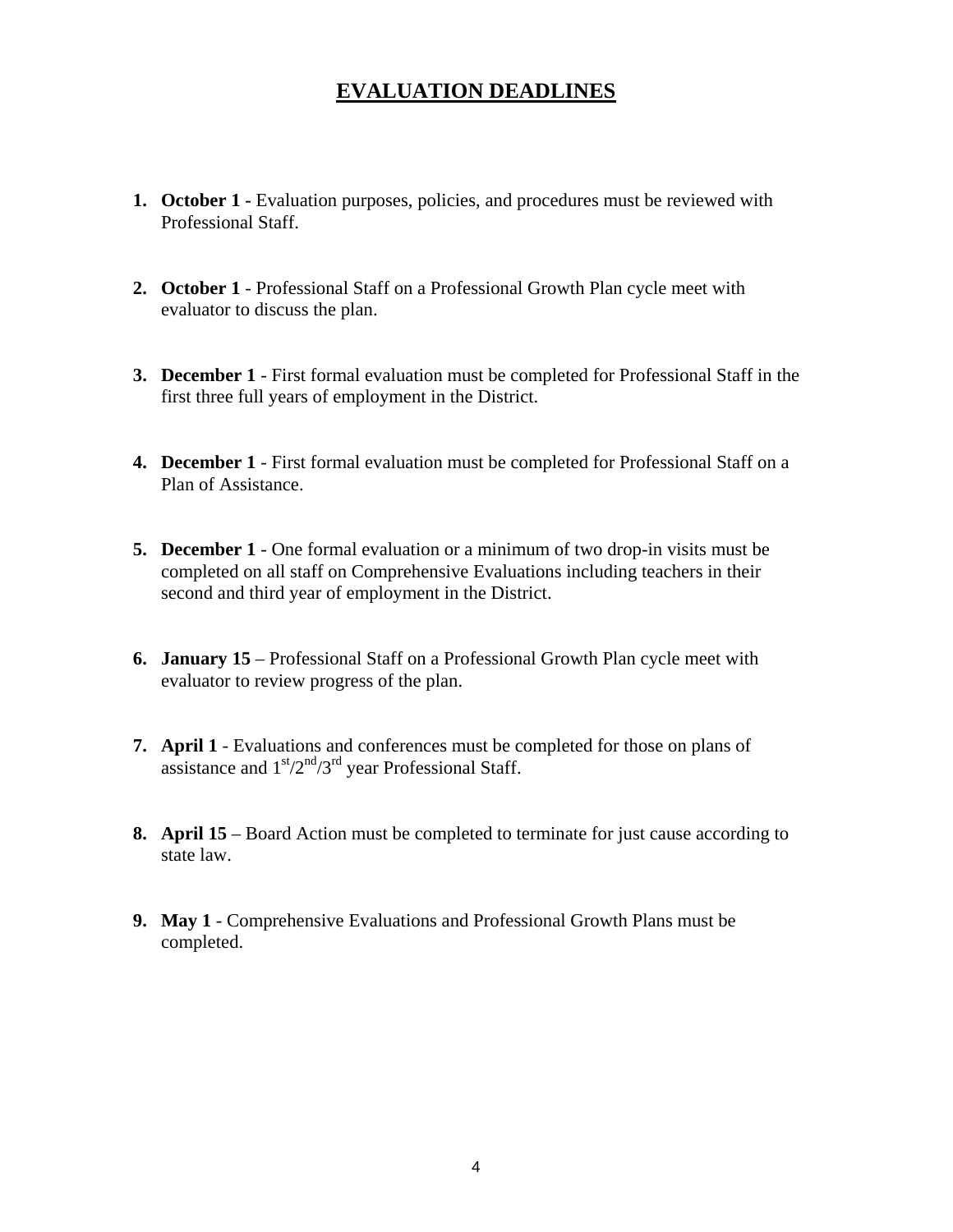# EVALUATION DEADLINES

1. **October 1 -** Evaluation purposes, policies, and procedures must be reviewed with Professional Staff.

2. **October 1** - Professional Staff on a Professional Growth Plan cycle meet with evaluator to discuss the plan.

3. **December 1** - First formal evaluation must be completed for Professional Staff in the first three full years of employment in the District.

4. **December 1** - First formal evaluation must be completed for Professional Staff on a Plan of Assistance.

5. **December 1** - One formal evaluation or a minimum of two drop-in visits must be completed on all staff on Comprehensive Evaluations including teachers in their second and third year of employment in the District.

6. **January 15** – Professional Staff on a Professional Growth Plan cycle meet with evaluator to review progress of the plan.

7. **April 1** - Evaluations and conferences must be completed for those on plans of assistance and 1st/2nd/3rd year Professional Staff.

8. **April 15** – Board Action must be completed to terminate for just cause according to state law.

9. **May 1** - Comprehensive Evaluations and Professional Growth Plans must be completed.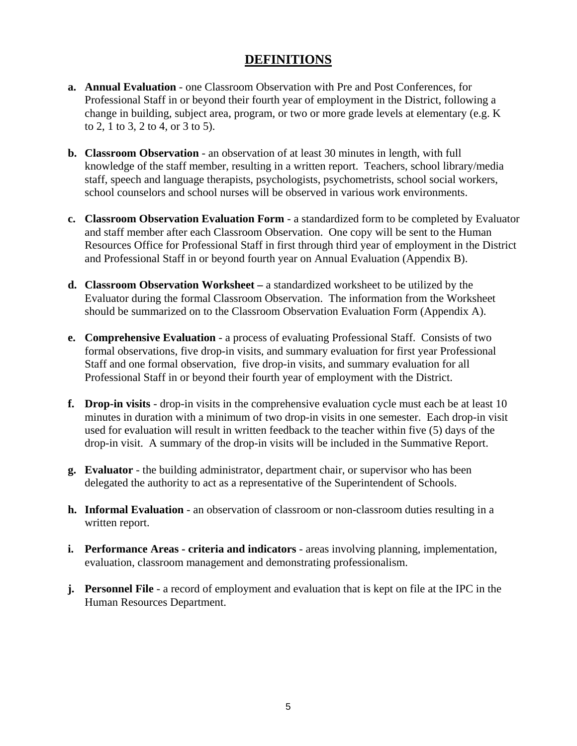# DEFINITIONS

a. **Annual Evaluation** - one Classroom Observation with Pre and Post Conferences, for Professional Staff in or beyond their fourth year of employment in the District, following a change in building, subject area, program, or two or more grade levels at elementary (e.g. K to 2, 1 to 3, 2 to 4, or 3 to 5).

b. **Classroom Observation** - an observation of at least 30 minutes in length, with full knowledge of the staff member, resulting in a written report. Teachers, school library/media staff, speech and language therapists, psychologists, psychometrists, school social workers, school counselors and school nurses will be observed in various work environments.

c. **Classroom Observation Evaluation Form** - a standardized form to be completed by Evaluator and staff member after each Classroom Observation. One copy will be sent to the Human Resources Office for Professional Staff in first through third year of employment in the District and Professional Staff in or beyond fourth year on Annual Evaluation (Appendix B).

d. **Classroom Observation Worksheet –** a standardized worksheet to be utilized by the Evaluator during the formal Classroom Observation. The information from the Worksheet should be summarized on to the Classroom Observation Evaluation Form (Appendix A).

e. **Comprehensive Evaluation** - a process of evaluating Professional Staff. Consists of two formal observations, five drop-in visits, and summary evaluation for first year Professional Staff and one formal observation, five drop-in visits, and summary evaluation for all Professional Staff in or beyond their fourth year of employment with the District.

f. **Drop-in visits** - drop-in visits in the comprehensive evaluation cycle must each be at least 10 minutes in duration with a minimum of two drop-in visits in one semester. Each drop-in visit used for evaluation will result in written feedback to the teacher within five (5) days of the drop-in visit. A summary of the drop-in visits will be included in the Summative Report.

g. **Evaluator** - the building administrator, department chair, or supervisor who has been delegated the authority to act as a representative of the Superintendent of Schools.

h. **Informal Evaluation** - an observation of classroom or non-classroom duties resulting in a written report.

i. **Performance Areas - criteria and indicators** - areas involving planning, implementation, evaluation, classroom management and demonstrating professionalism.

j. **Personnel File** - a record of employment and evaluation that is kept on file at the IPC in the Human Resources Department.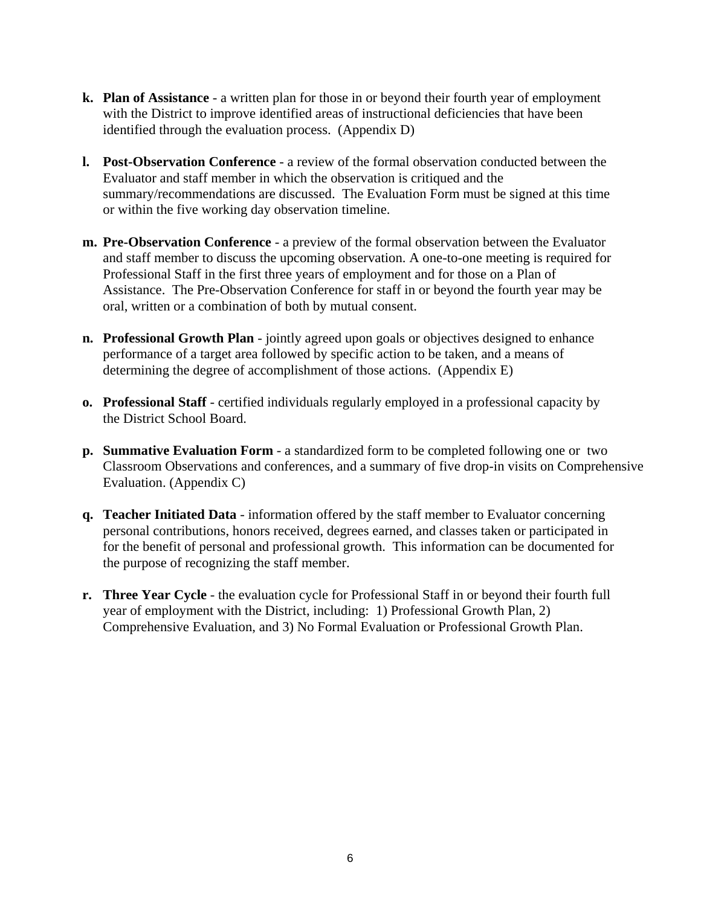**k. Plan of Assistance** - a written plan for those in or beyond their fourth year of employment with the District to improve identified areas of instructional deficiencies that have been identified through the evaluation process. (Appendix D)

**l. Post-Observation Conference** - a review of the formal observation conducted between the Evaluator and staff member in which the observation is critiqued and the summary/recommendations are discussed. The Evaluation Form must be signed at this time or within the five working day observation timeline.

**m. Pre-Observation Conference** - a preview of the formal observation between the Evaluator and staff member to discuss the upcoming observation. A one-to-one meeting is required for Professional Staff in the first three years of employment and for those on a Plan of Assistance. The Pre-Observation Conference for staff in or beyond the fourth year may be oral, written or a combination of both by mutual consent.

**n. Professional Growth Plan** - jointly agreed upon goals or objectives designed to enhance performance of a target area followed by specific action to be taken, and a means of determining the degree of accomplishment of those actions. (Appendix E)

**o. Professional Staff** - certified individuals regularly employed in a professional capacity by the District School Board.

**p. Summative Evaluation Form** - a standardized form to be completed following one or two Classroom Observations and conferences, and a summary of five drop-in visits on Comprehensive Evaluation. (Appendix C)

**q. Teacher Initiated Data** - information offered by the staff member to Evaluator concerning personal contributions, honors received, degrees earned, and classes taken or participated in for the benefit of personal and professional growth. This information can be documented for the purpose of recognizing the staff member.

**r. Three Year Cycle** - the evaluation cycle for Professional Staff in or beyond their fourth full year of employment with the District, including: 1) Professional Growth Plan, 2) Comprehensive Evaluation, and 3) No Formal Evaluation or Professional Growth Plan.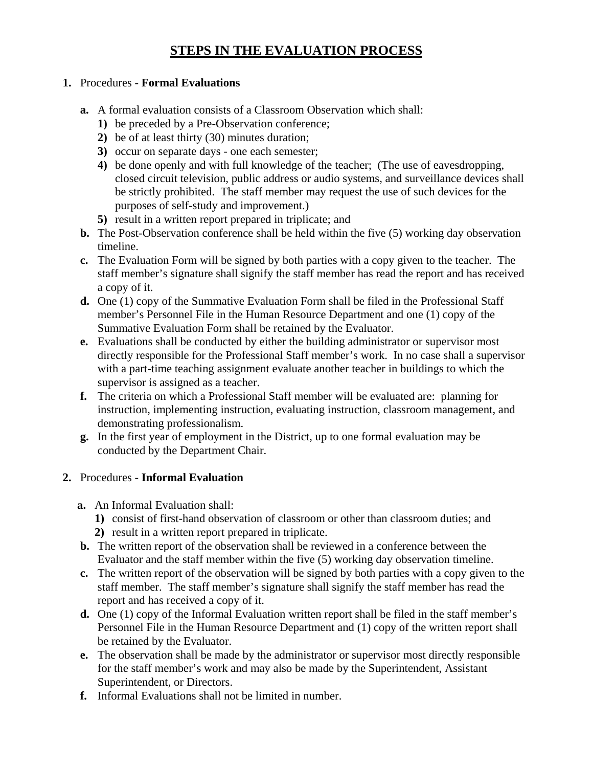# STEPS IN THE EVALUATION PROCESS

**1.** Procedures - **Formal Evaluations**

**a.** A formal evaluation consists of a Classroom Observation which shall:

**1)** be preceded by a Pre-Observation conference;
**2)** be of at least thirty (30) minutes duration;
**3)** occur on separate days - one each semester;
**4)** be done openly and with full knowledge of the teacher; (The use of eavesdropping, closed circuit television, public address or audio systems, and surveillance devices shall be strictly prohibited. The staff member may request the use of such devices for the purposes of self-study and improvement.)
**5)** result in a written report prepared in triplicate; and

**b.** The Post-Observation conference shall be held within the five (5) working day observation timeline.

**c.** The Evaluation Form will be signed by both parties with a copy given to the teacher. The staff member's signature shall signify the staff member has read the report and has received a copy of it.

**d.** One (1) copy of the Summative Evaluation Form shall be filed in the Professional Staff member's Personnel File in the Human Resource Department and one (1) copy of the Summative Evaluation Form shall be retained by the Evaluator.

**e.** Evaluations shall be conducted by either the building administrator or supervisor most directly responsible for the Professional Staff member's work. In no case shall a supervisor with a part-time teaching assignment evaluate another teacher in buildings to which the supervisor is assigned as a teacher.

**f.** The criteria on which a Professional Staff member will be evaluated are: planning for instruction, implementing instruction, evaluating instruction, classroom management, and demonstrating professionalism.

**g.** In the first year of employment in the District, up to one formal evaluation may be conducted by the Department Chair.

**2.** Procedures - **Informal Evaluation**

**a.** An Informal Evaluation shall:

**1)** consist of first-hand observation of classroom or other than classroom duties; and
**2)** result in a written report prepared in triplicate.

**b.** The written report of the observation shall be reviewed in a conference between the Evaluator and the staff member within the five (5) working day observation timeline.

**c.** The written report of the observation will be signed by both parties with a copy given to the staff member. The staff member's signature shall signify the staff member has read the report and has received a copy of it.

**d.** One (1) copy of the Informal Evaluation written report shall be filed in the staff member's Personnel File in the Human Resource Department and (1) copy of the written report shall be retained by the Evaluator.

**e.** The observation shall be made by the administrator or supervisor most directly responsible for the staff member's work and may also be made by the Superintendent, Assistant Superintendent, or Directors.

**f.** Informal Evaluations shall not be limited in number.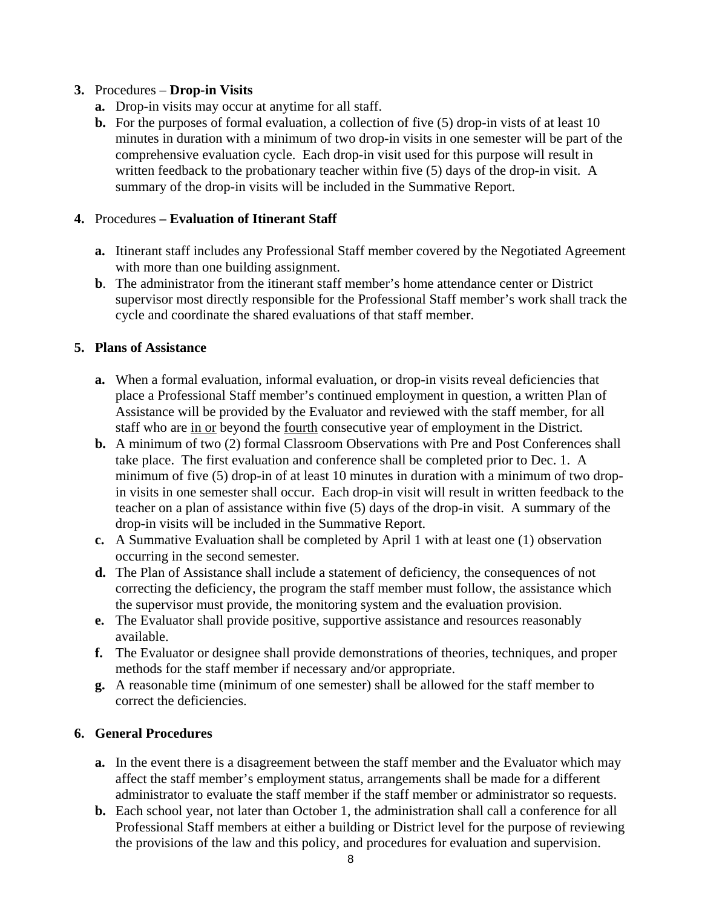**3.** Procedures – **Drop-in Visits**

**a.** Drop-in visits may occur at anytime for all staff.

**b.** For the purposes of formal evaluation, a collection of five (5) drop-in vists of at least 10 minutes in duration with a minimum of two drop-in visits in one semester will be part of the comprehensive evaluation cycle. Each drop-in visit used for this purpose will result in written feedback to the probationary teacher within five (5) days of the drop-in visit. A summary of the drop-in visits will be included in the Summative Report.

**4.** Procedures **– Evaluation of Itinerant Staff**

**a.** Itinerant staff includes any Professional Staff member covered by the Negotiated Agreement with more than one building assignment.

**b**. The administrator from the itinerant staff member's home attendance center or District supervisor most directly responsible for the Professional Staff member's work shall track the cycle and coordinate the shared evaluations of that staff member.

**5. Plans of Assistance**

**a.** When a formal evaluation, informal evaluation, or drop-in visits reveal deficiencies that place a Professional Staff member's continued employment in question, a written Plan of Assistance will be provided by the Evaluator and reviewed with the staff member, for all staff who are <u>in or</u> beyond the <u>fourth</u> consecutive year of employment in the District.

**b.** A minimum of two (2) formal Classroom Observations with Pre and Post Conferences shall take place. The first evaluation and conference shall be completed prior to Dec. 1. A minimum of five (5) drop-in of at least 10 minutes in duration with a minimum of two drop-in visits in one semester shall occur. Each drop-in visit will result in written feedback to the teacher on a plan of assistance within five (5) days of the drop-in visit. A summary of the drop-in visits will be included in the Summative Report.

**c.** A Summative Evaluation shall be completed by April 1 with at least one (1) observation occurring in the second semester.

**d.** The Plan of Assistance shall include a statement of deficiency, the consequences of not correcting the deficiency, the program the staff member must follow, the assistance which the supervisor must provide, the monitoring system and the evaluation provision.

**e.** The Evaluator shall provide positive, supportive assistance and resources reasonably available.

**f.** The Evaluator or designee shall provide demonstrations of theories, techniques, and proper methods for the staff member if necessary and/or appropriate.

**g.** A reasonable time (minimum of one semester) shall be allowed for the staff member to correct the deficiencies.

**6. General Procedures**

**a.** In the event there is a disagreement between the staff member and the Evaluator which may affect the staff member's employment status, arrangements shall be made for a different administrator to evaluate the staff member if the staff member or administrator so requests.

**b.** Each school year, not later than October 1, the administration shall call a conference for all Professional Staff members at either a building or District level for the purpose of reviewing the provisions of the law and this policy, and procedures for evaluation and supervision.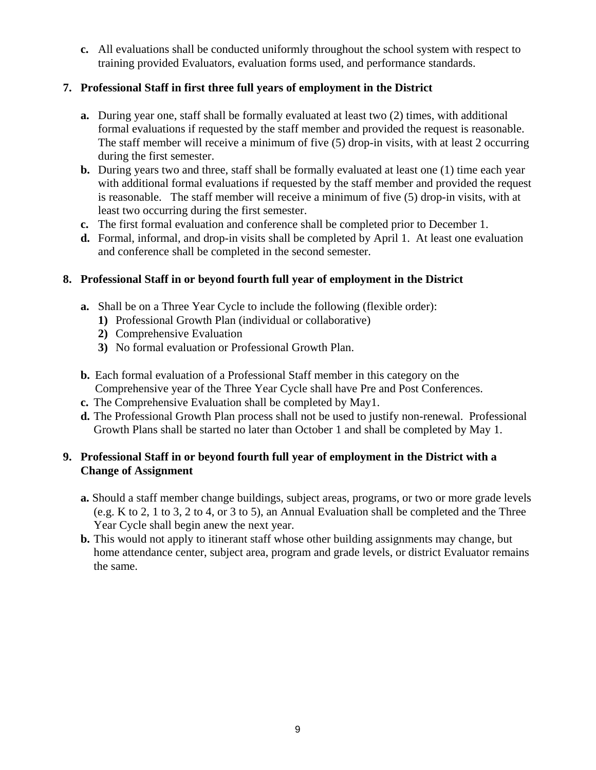**c.** All evaluations shall be conducted uniformly throughout the school system with respect to training provided Evaluators, evaluation forms used, and performance standards.

**7. Professional Staff in first three full years of employment in the District**

**a.** During year one, staff shall be formally evaluated at least two (2) times, with additional formal evaluations if requested by the staff member and provided the request is reasonable. The staff member will receive a minimum of five (5) drop-in visits, with at least 2 occurring during the first semester.

**b.** During years two and three, staff shall be formally evaluated at least one (1) time each year with additional formal evaluations if requested by the staff member and provided the request is reasonable. The staff member will receive a minimum of five (5) drop-in visits, with at least two occurring during the first semester.

**c.** The first formal evaluation and conference shall be completed prior to December 1.

**d.** Formal, informal, and drop-in visits shall be completed by April 1. At least one evaluation and conference shall be completed in the second semester.

**8. Professional Staff in or beyond fourth full year of employment in the District**

**a.** Shall be on a Three Year Cycle to include the following (flexible order):

**1)** Professional Growth Plan (individual or collaborative)
**2)** Comprehensive Evaluation
**3)** No formal evaluation or Professional Growth Plan.

**b.** Each formal evaluation of a Professional Staff member in this category on the Comprehensive year of the Three Year Cycle shall have Pre and Post Conferences.

**c.** The Comprehensive Evaluation shall be completed by May1.

**d.** The Professional Growth Plan process shall not be used to justify non-renewal. Professional Growth Plans shall be started no later than October 1 and shall be completed by May 1.

**9. Professional Staff in or beyond fourth full year of employment in the District with a Change of Assignment**

**a.** Should a staff member change buildings, subject areas, programs, or two or more grade levels (e.g. K to 2, 1 to 3, 2 to 4, or 3 to 5), an Annual Evaluation shall be completed and the Three Year Cycle shall begin anew the next year.

**b.** This would not apply to itinerant staff whose other building assignments may change, but home attendance center, subject area, program and grade levels, or district Evaluator remains the same.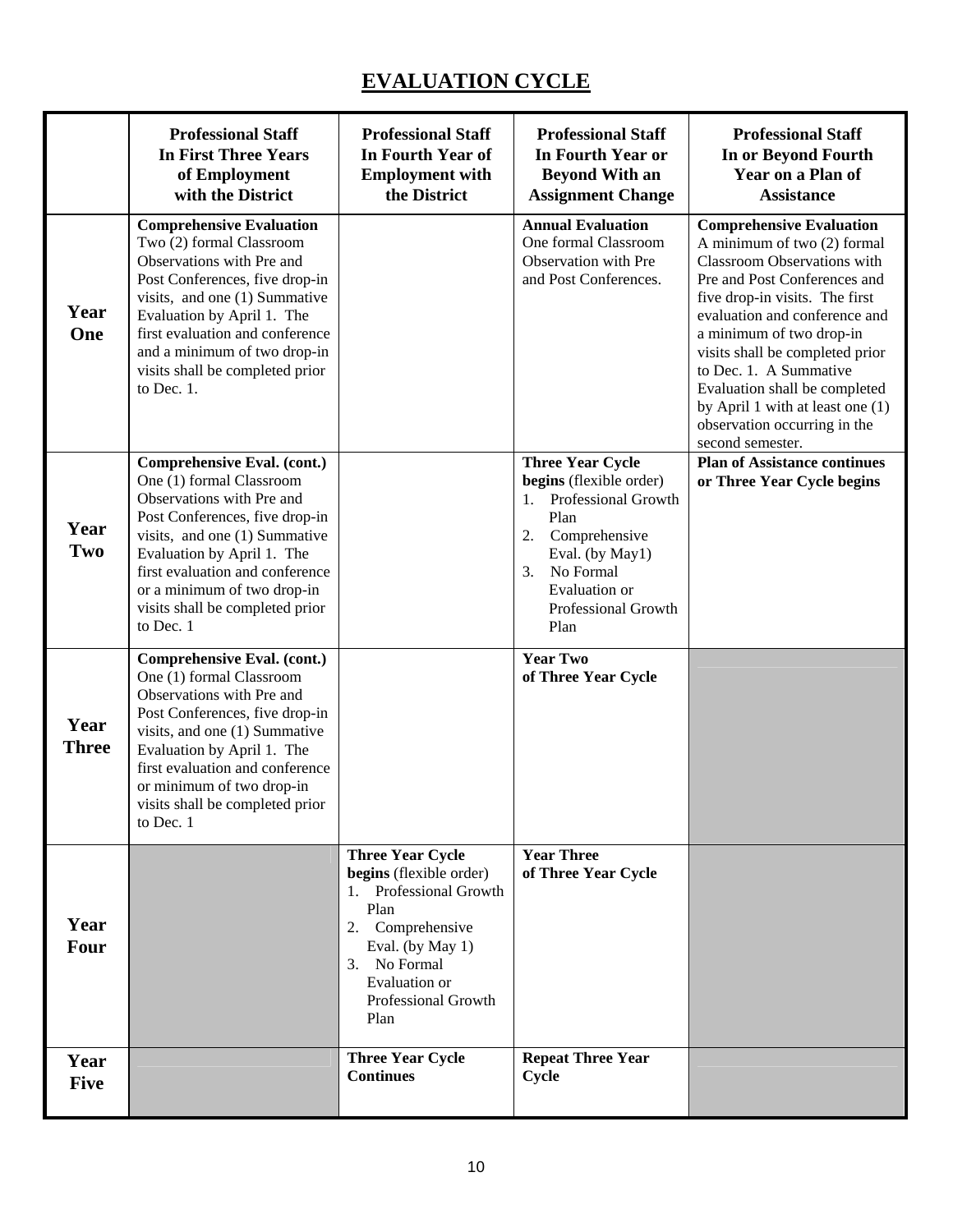# EVALUATION CYCLE

| | Professional Staff In First Three Years of Employment with the District | Professional Staff In Fourth Year of Employment with the District | Professional Staff In Fourth Year or Beyond With an Assignment Change | Professional Staff In or Beyond Fourth Year on a Plan of Assistance |
|---|---|---|---|---|
| **Year One** | **Comprehensive Evaluation** Two (2) formal Classroom Observations with Pre and Post Conferences, five drop-in visits, and one (1) Summative Evaluation by April 1. The first evaluation and conference and a minimum of two drop-in visits shall be completed prior to Dec. 1. | | **Annual Evaluation** One formal Classroom Observation with Pre and Post Conferences. | **Comprehensive Evaluation** A minimum of two (2) formal Classroom Observations with Pre and Post Conferences and five drop-in visits. The first evaluation and conference and a minimum of two drop-in visits shall be completed prior to Dec. 1. A Summative Evaluation shall be completed by April 1 with at least one (1) observation occurring in the second semester. |
| **Year Two** | **Comprehensive Eval. (cont.)** One (1) formal Classroom Observations with Pre and Post Conferences, five drop-in visits, and one (1) Summative Evaluation by April 1. The first evaluation and conference or a minimum of two drop-in visits shall be completed prior to Dec. 1 | | **Three Year Cycle begins** (flexible order)<br>1. Professional Growth Plan<br>2. Comprehensive Eval. (by May1)<br>3. No Formal Evaluation or Professional Growth Plan | **Plan of Assistance continues or Three Year Cycle begins** |
| **Year Three** | **Comprehensive Eval. (cont.)** One (1) formal Classroom Observations with Pre and Post Conferences, five drop-in visits, and one (1) Summative Evaluation by April 1. The first evaluation and conference or minimum of two drop-in visits shall be completed prior to Dec. 1 | | **Year Two of Three Year Cycle** | |
| **Year Four** | | **Three Year Cycle begins** (flexible order)<br>1. Professional Growth Plan<br>2. Comprehensive Eval. (by May 1)<br>3. No Formal Evaluation or Professional Growth Plan | **Year Three of Three Year Cycle** | |
| **Year Five** | | **Three Year Cycle Continues** | **Repeat Three Year Cycle** | |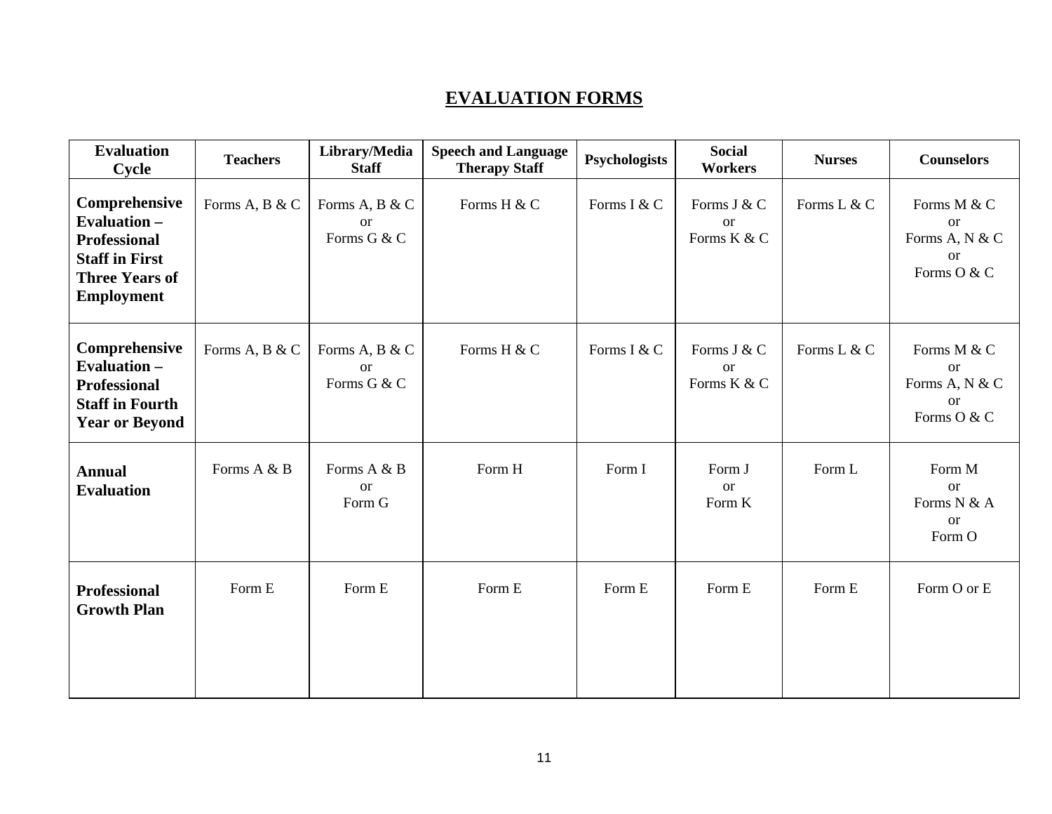## EVALUATION FORMS

| Evaluation Cycle | Teachers | Library/Media Staff | Speech and Language Therapy Staff | Psychologists | Social Workers | Nurses | Counselors |
|---|---|---|---|---|---|---|---|
| **Comprehensive Evaluation – Professional Staff in First Three Years of Employment** | Forms A, B & C | Forms A, B & C or Forms G & C | Forms H & C | Forms I & C | Forms J & C or Forms K & C | Forms L & C | Forms M & C or Forms A, N & C or Forms O & C |
| **Comprehensive Evaluation – Professional Staff in Fourth Year or Beyond** | Forms A, B & C | Forms A, B & C or Forms G & C | Forms H & C | Forms I & C | Forms J & C or Forms K & C | Forms L & C | Forms M & C or Forms A, N & C or Forms O & C |
| **Annual Evaluation** | Forms A & B | Forms A & B or Form G | Form H | Form I | Form J or Form K | Form L | Form M or Forms N & A or Form O |
| **Professional Growth Plan** | Form E | Form E | Form E | Form E | Form E | Form E | Form O or E |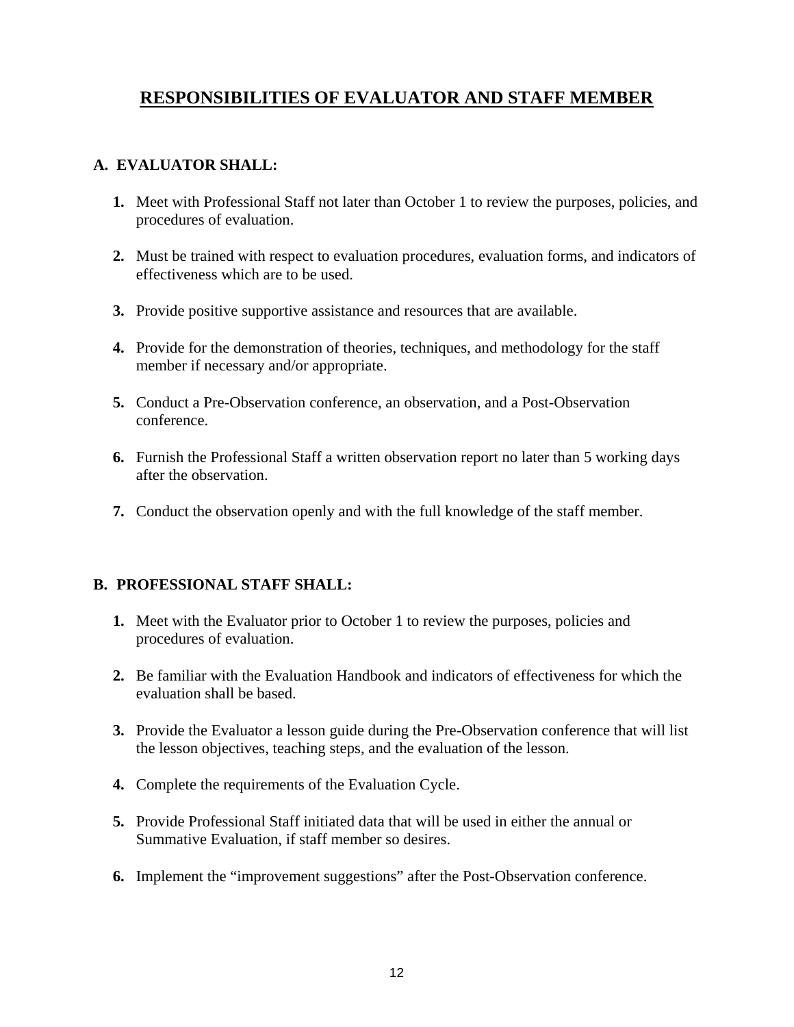# RESPONSIBILITIES OF EVALUATOR AND STAFF MEMBER

## A. EVALUATOR SHALL:

1. Meet with Professional Staff not later than October 1 to review the purposes, policies, and procedures of evaluation.

2. Must be trained with respect to evaluation procedures, evaluation forms, and indicators of effectiveness which are to be used.

3. Provide positive supportive assistance and resources that are available.

4. Provide for the demonstration of theories, techniques, and methodology for the staff member if necessary and/or appropriate.

5. Conduct a Pre-Observation conference, an observation, and a Post-Observation conference.

6. Furnish the Professional Staff a written observation report no later than 5 working days after the observation.

7. Conduct the observation openly and with the full knowledge of the staff member.

## B. PROFESSIONAL STAFF SHALL:

1. Meet with the Evaluator prior to October 1 to review the purposes, policies and procedures of evaluation.

2. Be familiar with the Evaluation Handbook and indicators of effectiveness for which the evaluation shall be based.

3. Provide the Evaluator a lesson guide during the Pre-Observation conference that will list the lesson objectives, teaching steps, and the evaluation of the lesson.

4. Complete the requirements of the Evaluation Cycle.

5. Provide Professional Staff initiated data that will be used in either the annual or Summative Evaluation, if staff member so desires.

6. Implement the "improvement suggestions" after the Post-Observation conference.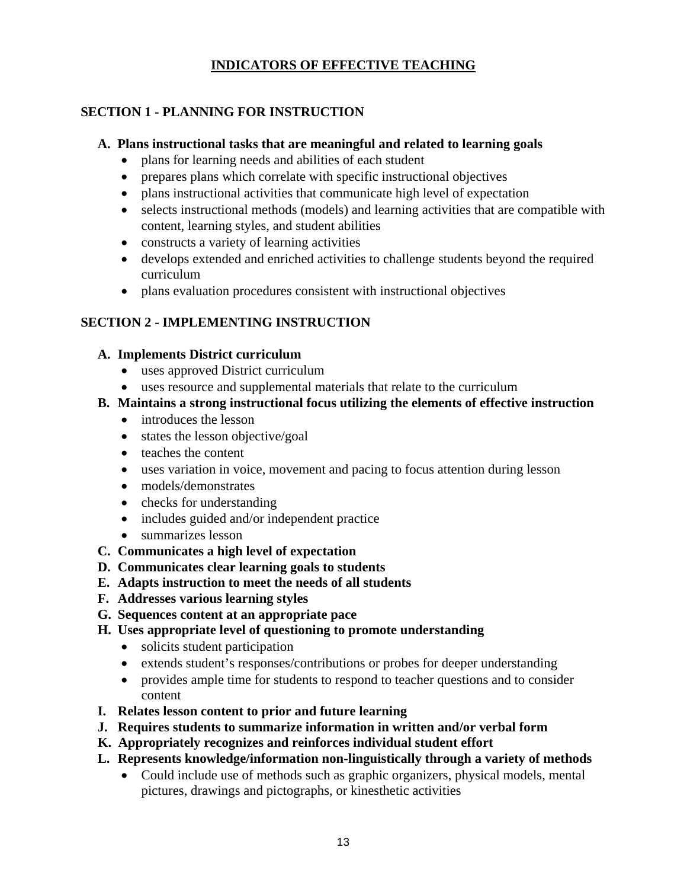# INDICATORS OF EFFECTIVE TEACHING

## SECTION 1 - PLANNING FOR INSTRUCTION

**A. Plans instructional tasks that are meaningful and related to learning goals**

- plans for learning needs and abilities of each student
- prepares plans which correlate with specific instructional objectives
- plans instructional activities that communicate high level of expectation
- selects instructional methods (models) and learning activities that are compatible with content, learning styles, and student abilities
- constructs a variety of learning activities
- develops extended and enriched activities to challenge students beyond the required curriculum
- plans evaluation procedures consistent with instructional objectives

## SECTION 2 - IMPLEMENTING INSTRUCTION

**A. Implements District curriculum**

- uses approved District curriculum
- uses resource and supplemental materials that relate to the curriculum

**B. Maintains a strong instructional focus utilizing the elements of effective instruction**

- introduces the lesson
- states the lesson objective/goal
- teaches the content
- uses variation in voice, movement and pacing to focus attention during lesson
- models/demonstrates
- checks for understanding
- includes guided and/or independent practice
- summarizes lesson

**C. Communicates a high level of expectation**

**D. Communicates clear learning goals to students**

**E. Adapts instruction to meet the needs of all students**

**F. Addresses various learning styles**

**G. Sequences content at an appropriate pace**

**H. Uses appropriate level of questioning to promote understanding**

- solicits student participation
- extends student's responses/contributions or probes for deeper understanding
- provides ample time for students to respond to teacher questions and to consider content

**I. Relates lesson content to prior and future learning**

**J. Requires students to summarize information in written and/or verbal form**

**K. Appropriately recognizes and reinforces individual student effort**

**L. Represents knowledge/information non-linguistically through a variety of methods**

- Could include use of methods such as graphic organizers, physical models, mental pictures, drawings and pictographs, or kinesthetic activities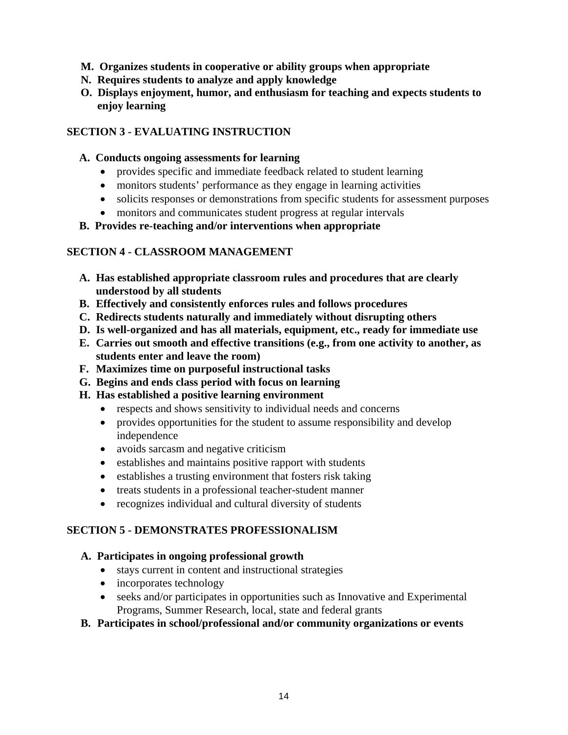**M. Organizes students in cooperative or ability groups when appropriate**
**N. Requires students to analyze and apply knowledge**
**O. Displays enjoyment, humor, and enthusiasm for teaching and expects students to enjoy learning**

## SECTION 3 - EVALUATING INSTRUCTION

**A. Conducts ongoing assessments for learning**

- provides specific and immediate feedback related to student learning
- monitors students' performance as they engage in learning activities
- solicits responses or demonstrations from specific students for assessment purposes
- monitors and communicates student progress at regular intervals

**B. Provides re-teaching and/or interventions when appropriate**

## SECTION 4 - CLASSROOM MANAGEMENT

**A. Has established appropriate classroom rules and procedures that are clearly understood by all students**
**B. Effectively and consistently enforces rules and follows procedures**
**C. Redirects students naturally and immediately without disrupting others**
**D. Is well-organized and has all materials, equipment, etc., ready for immediate use**
**E. Carries out smooth and effective transitions (e.g., from one activity to another, as students enter and leave the room)**
**F. Maximizes time on purposeful instructional tasks**
**G. Begins and ends class period with focus on learning**
**H. Has established a positive learning environment**

- respects and shows sensitivity to individual needs and concerns
- provides opportunities for the student to assume responsibility and develop independence
- avoids sarcasm and negative criticism
- establishes and maintains positive rapport with students
- establishes a trusting environment that fosters risk taking
- treats students in a professional teacher-student manner
- recognizes individual and cultural diversity of students

## SECTION 5 - DEMONSTRATES PROFESSIONALISM

**A. Participates in ongoing professional growth**

- stays current in content and instructional strategies
- incorporates technology
- seeks and/or participates in opportunities such as Innovative and Experimental Programs, Summer Research, local, state and federal grants

**B. Participates in school/professional and/or community organizations or events**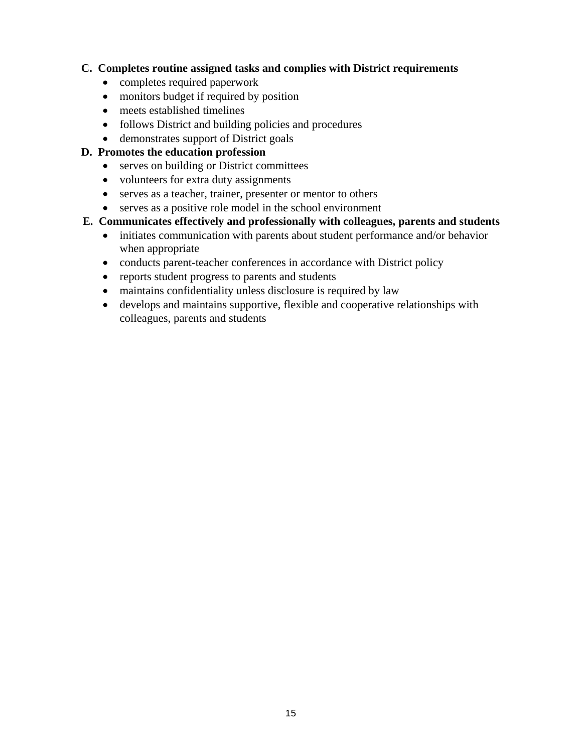**C. Completes routine assigned tasks and complies with District requirements**

- completes required paperwork
- monitors budget if required by position
- meets established timelines
- follows District and building policies and procedures
- demonstrates support of District goals

**D. Promotes the education profession**

- serves on building or District committees
- volunteers for extra duty assignments
- serves as a teacher, trainer, presenter or mentor to others
- serves as a positive role model in the school environment

**E. Communicates effectively and professionally with colleagues, parents and students**

- initiates communication with parents about student performance and/or behavior when appropriate
- conducts parent-teacher conferences in accordance with District policy
- reports student progress to parents and students
- maintains confidentiality unless disclosure is required by law
- develops and maintains supportive, flexible and cooperative relationships with colleagues, parents and students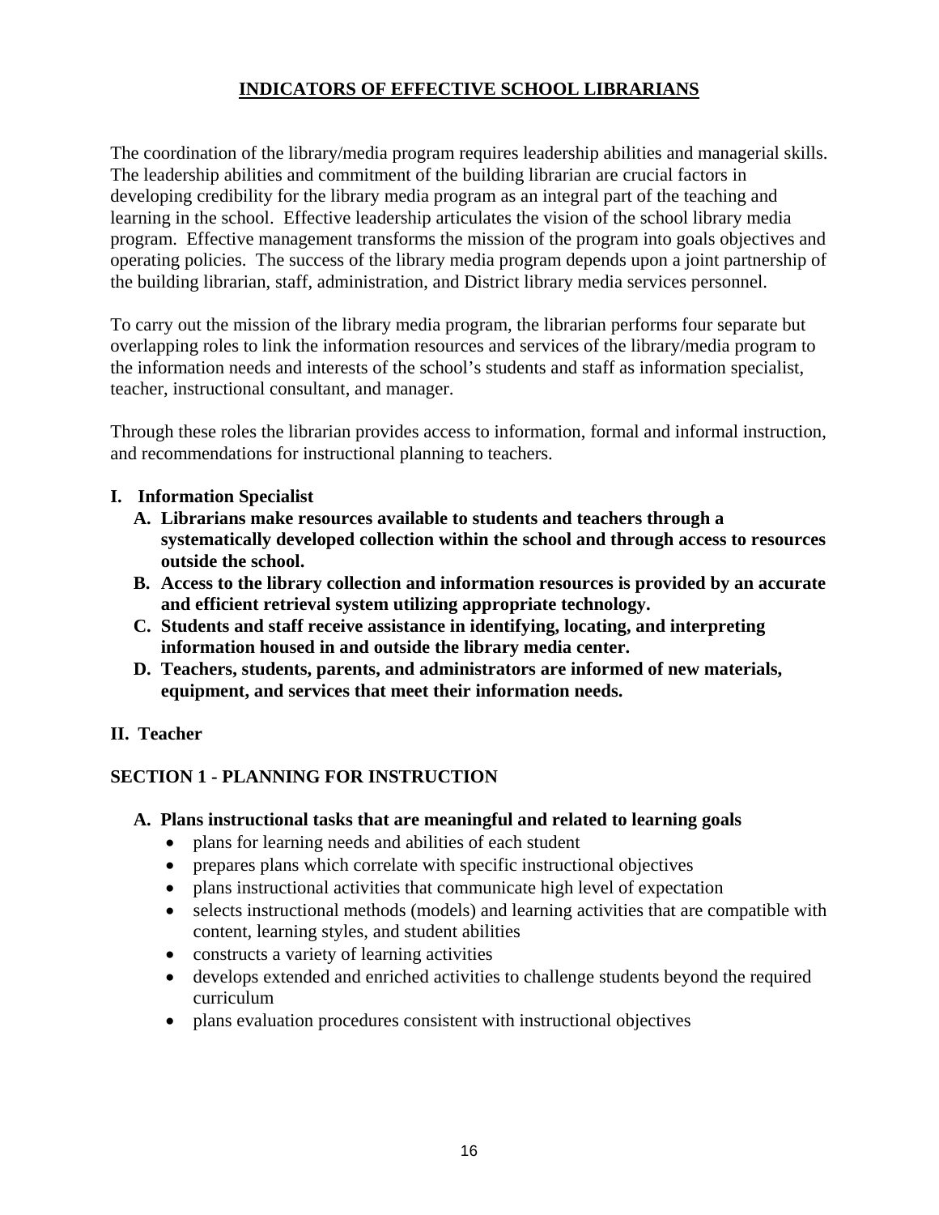# INDICATORS OF EFFECTIVE SCHOOL LIBRARIANS

The coordination of the library/media program requires leadership abilities and managerial skills. The leadership abilities and commitment of the building librarian are crucial factors in developing credibility for the library media program as an integral part of the teaching and learning in the school. Effective leadership articulates the vision of the school library media program. Effective management transforms the mission of the program into goals objectives and operating policies. The success of the library media program depends upon a joint partnership of the building librarian, staff, administration, and District library media services personnel.

To carry out the mission of the library media program, the librarian performs four separate but overlapping roles to link the information resources and services of the library/media program to the information needs and interests of the school's students and staff as information specialist, teacher, instructional consultant, and manager.

Through these roles the librarian provides access to information, formal and informal instruction, and recommendations for instructional planning to teachers.

**I. Information Specialist**

- **A. Librarians make resources available to students and teachers through a systematically developed collection within the school and through access to resources outside the school.**
- **B. Access to the library collection and information resources is provided by an accurate and efficient retrieval system utilizing appropriate technology.**
- **C. Students and staff receive assistance in identifying, locating, and interpreting information housed in and outside the library media center.**
- **D. Teachers, students, parents, and administrators are informed of new materials, equipment, and services that meet their information needs.**

**II. Teacher**

**SECTION 1 - PLANNING FOR INSTRUCTION**

**A. Plans instructional tasks that are meaningful and related to learning goals**

- plans for learning needs and abilities of each student
- prepares plans which correlate with specific instructional objectives
- plans instructional activities that communicate high level of expectation
- selects instructional methods (models) and learning activities that are compatible with content, learning styles, and student abilities
- constructs a variety of learning activities
- develops extended and enriched activities to challenge students beyond the required curriculum
- plans evaluation procedures consistent with instructional objectives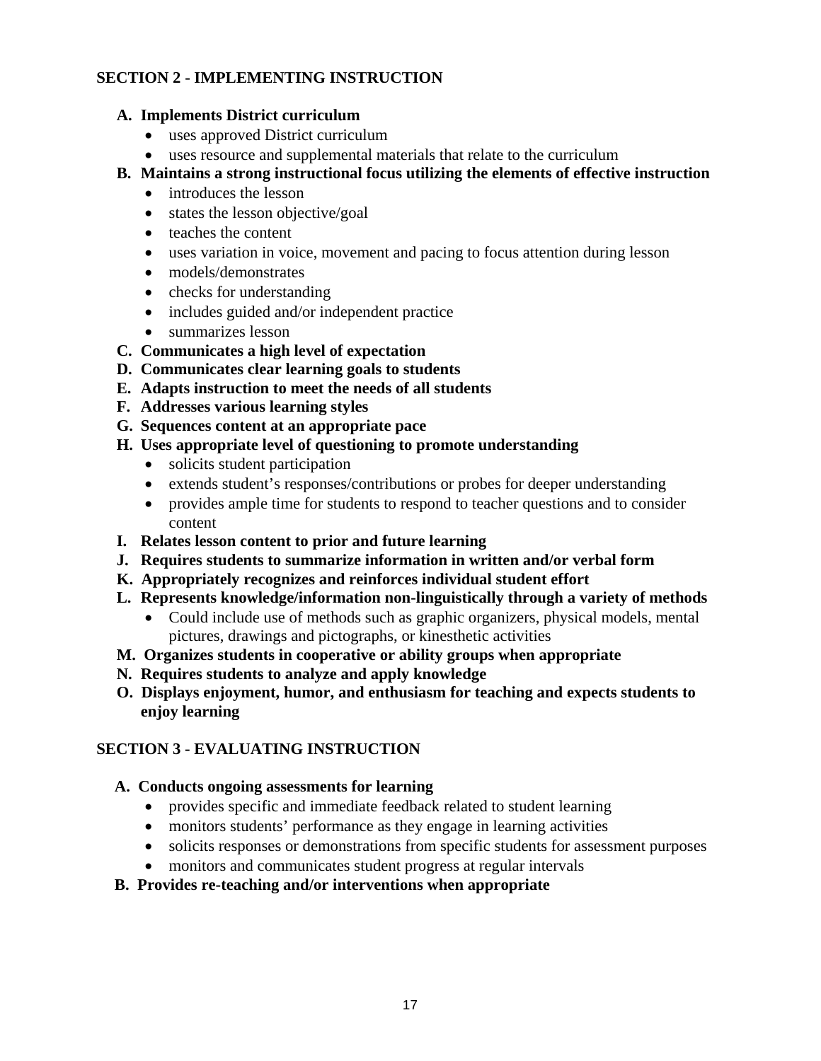## SECTION 2 - IMPLEMENTING INSTRUCTION

**A. Implements District curriculum**
- uses approved District curriculum
- uses resource and supplemental materials that relate to the curriculum

**B. Maintains a strong instructional focus utilizing the elements of effective instruction**
- introduces the lesson
- states the lesson objective/goal
- teaches the content
- uses variation in voice, movement and pacing to focus attention during lesson
- models/demonstrates
- checks for understanding
- includes guided and/or independent practice
- summarizes lesson

**C. Communicates a high level of expectation**

**D. Communicates clear learning goals to students**

**E. Adapts instruction to meet the needs of all students**

**F. Addresses various learning styles**

**G. Sequences content at an appropriate pace**

**H. Uses appropriate level of questioning to promote understanding**
- solicits student participation
- extends student's responses/contributions or probes for deeper understanding
- provides ample time for students to respond to teacher questions and to consider content

**I. Relates lesson content to prior and future learning**

**J. Requires students to summarize information in written and/or verbal form**

**K. Appropriately recognizes and reinforces individual student effort**

**L. Represents knowledge/information non-linguistically through a variety of methods**
- Could include use of methods such as graphic organizers, physical models, mental pictures, drawings and pictographs, or kinesthetic activities

**M. Organizes students in cooperative or ability groups when appropriate**

**N. Requires students to analyze and apply knowledge**

**O. Displays enjoyment, humor, and enthusiasm for teaching and expects students to enjoy learning**

## SECTION 3 - EVALUATING INSTRUCTION

**A. Conducts ongoing assessments for learning**
- provides specific and immediate feedback related to student learning
- monitors students' performance as they engage in learning activities
- solicits responses or demonstrations from specific students for assessment purposes
- monitors and communicates student progress at regular intervals

**B. Provides re-teaching and/or interventions when appropriate**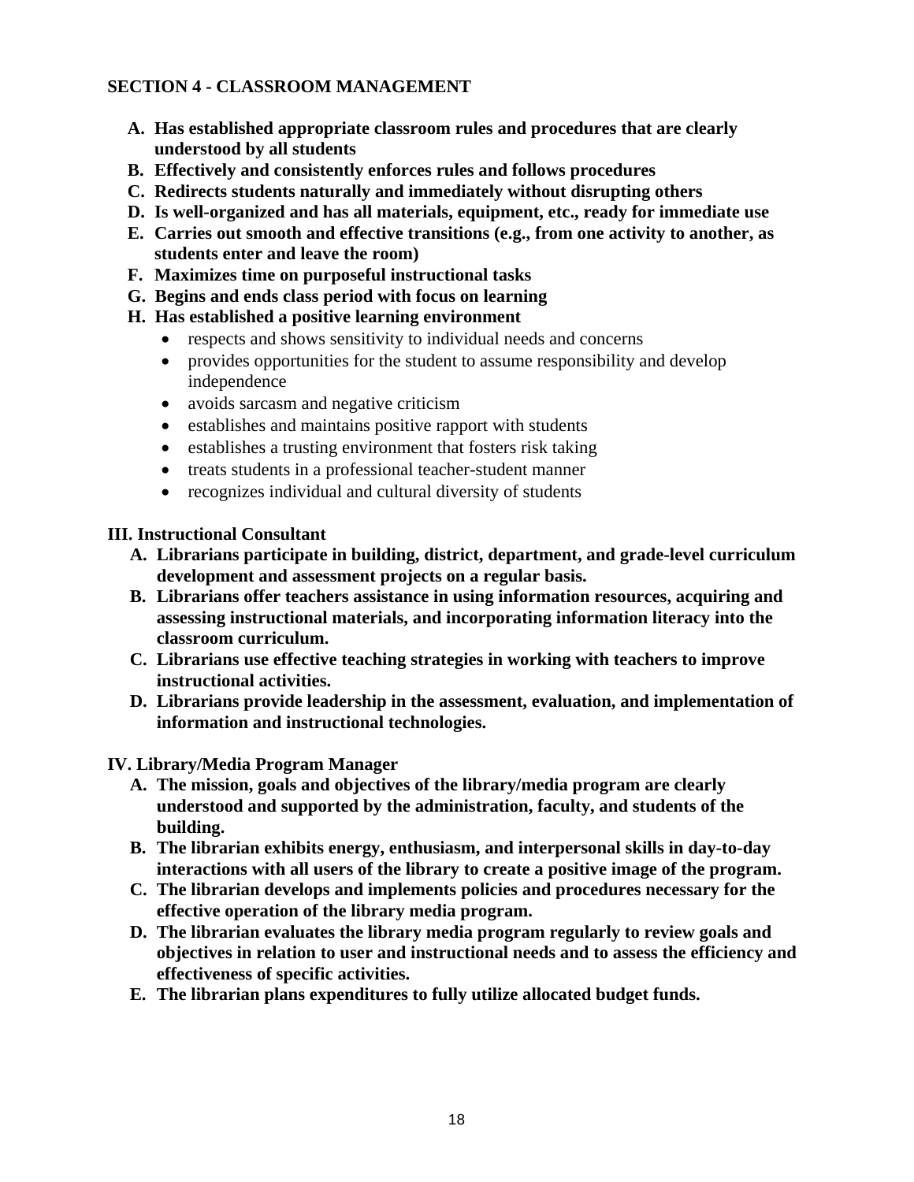### SECTION 4 - CLASSROOM MANAGEMENT

**A. Has established appropriate classroom rules and procedures that are clearly understood by all students**
**B. Effectively and consistently enforces rules and follows procedures**
**C. Redirects students naturally and immediately without disrupting others**
**D. Is well-organized and has all materials, equipment, etc., ready for immediate use**
**E. Carries out smooth and effective transitions (e.g., from one activity to another, as students enter and leave the room)**
**F. Maximizes time on purposeful instructional tasks**
**G. Begins and ends class period with focus on learning**
**H. Has established a positive learning environment**

- respects and shows sensitivity to individual needs and concerns
- provides opportunities for the student to assume responsibility and develop independence
- avoids sarcasm and negative criticism
- establishes and maintains positive rapport with students
- establishes a trusting environment that fosters risk taking
- treats students in a professional teacher-student manner
- recognizes individual and cultural diversity of students

### III. Instructional Consultant

**A. Librarians participate in building, district, department, and grade-level curriculum development and assessment projects on a regular basis.**
**B. Librarians offer teachers assistance in using information resources, acquiring and assessing instructional materials, and incorporating information literacy into the classroom curriculum.**
**C. Librarians use effective teaching strategies in working with teachers to improve instructional activities.**
**D. Librarians provide leadership in the assessment, evaluation, and implementation of information and instructional technologies.**

### IV. Library/Media Program Manager

**A. The mission, goals and objectives of the library/media program are clearly understood and supported by the administration, faculty, and students of the building.**
**B. The librarian exhibits energy, enthusiasm, and interpersonal skills in day-to-day interactions with all users of the library to create a positive image of the program.**
**C. The librarian develops and implements policies and procedures necessary for the effective operation of the library media program.**
**D. The librarian evaluates the library media program regularly to review goals and objectives in relation to user and instructional needs and to assess the efficiency and effectiveness of specific activities.**
**E. The librarian plans expenditures to fully utilize allocated budget funds.**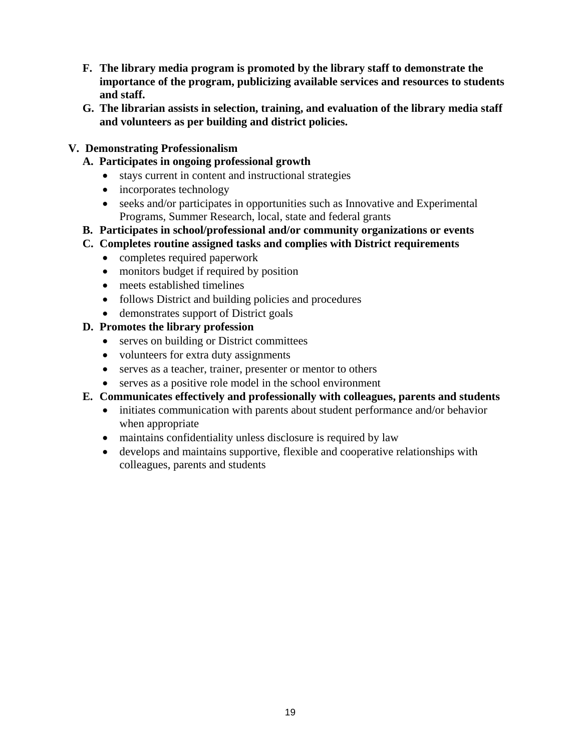F. **The library media program is promoted by the library staff to demonstrate the importance of the program, publicizing available services and resources to students and staff.**
G. **The librarian assists in selection, training, and evaluation of the library media staff and volunteers as per building and district policies.**

## V. Demonstrating Professionalism

A. **Participates in ongoing professional growth**
   - stays current in content and instructional strategies
   - incorporates technology
   - seeks and/or participates in opportunities such as Innovative and Experimental Programs, Summer Research, local, state and federal grants

B. **Participates in school/professional and/or community organizations or events**

C. **Completes routine assigned tasks and complies with District requirements**
   - completes required paperwork
   - monitors budget if required by position
   - meets established timelines
   - follows District and building policies and procedures
   - demonstrates support of District goals

D. **Promotes the library profession**
   - serves on building or District committees
   - volunteers for extra duty assignments
   - serves as a teacher, trainer, presenter or mentor to others
   - serves as a positive role model in the school environment

E. **Communicates effectively and professionally with colleagues, parents and students**
   - initiates communication with parents about student performance and/or behavior when appropriate
   - maintains confidentiality unless disclosure is required by law
   - develops and maintains supportive, flexible and cooperative relationships with colleagues, parents and students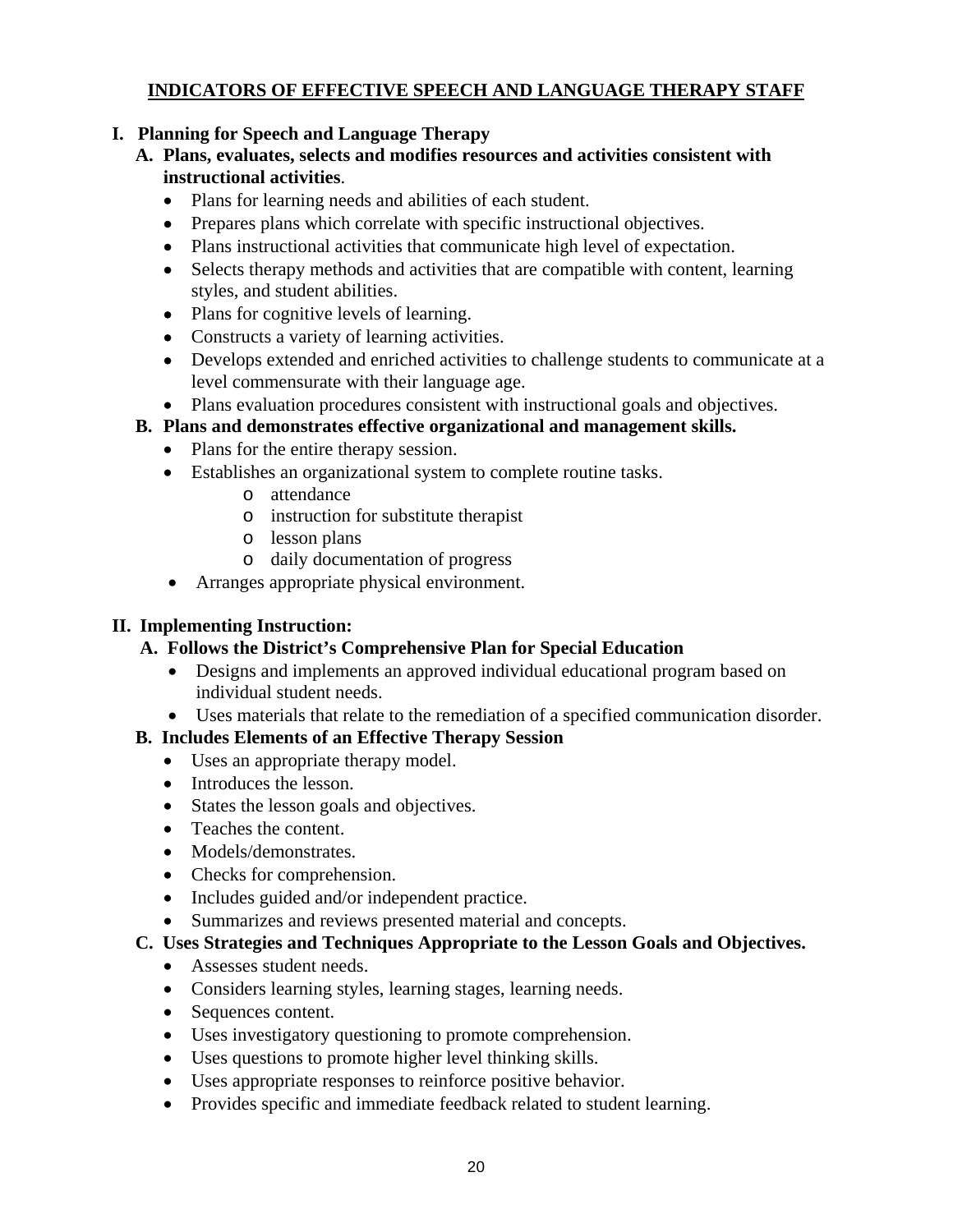# INDICATORS OF EFFECTIVE SPEECH AND LANGUAGE THERAPY STAFF

## I. Planning for Speech and Language Therapy

### A. Plans, evaluates, selects and modifies resources and activities consistent with instructional activities.

- Plans for learning needs and abilities of each student.
- Prepares plans which correlate with specific instructional objectives.
- Plans instructional activities that communicate high level of expectation.
- Selects therapy methods and activities that are compatible with content, learning styles, and student abilities.
- Plans for cognitive levels of learning.
- Constructs a variety of learning activities.
- Develops extended and enriched activities to challenge students to communicate at a level commensurate with their language age.
- Plans evaluation procedures consistent with instructional goals and objectives.

### B. Plans and demonstrates effective organizational and management skills.

- Plans for the entire therapy session.
- Establishes an organizational system to complete routine tasks.
  - attendance
  - instruction for substitute therapist
  - lesson plans
  - daily documentation of progress
- Arranges appropriate physical environment.

## II. Implementing Instruction:

### A. Follows the District's Comprehensive Plan for Special Education

- Designs and implements an approved individual educational program based on individual student needs.
- Uses materials that relate to the remediation of a specified communication disorder.

### B. Includes Elements of an Effective Therapy Session

- Uses an appropriate therapy model.
- Introduces the lesson.
- States the lesson goals and objectives.
- Teaches the content.
- Models/demonstrates.
- Checks for comprehension.
- Includes guided and/or independent practice.
- Summarizes and reviews presented material and concepts.

### C. Uses Strategies and Techniques Appropriate to the Lesson Goals and Objectives.

- Assesses student needs.
- Considers learning styles, learning stages, learning needs.
- Sequences content.
- Uses investigatory questioning to promote comprehension.
- Uses questions to promote higher level thinking skills.
- Uses appropriate responses to reinforce positive behavior.
- Provides specific and immediate feedback related to student learning.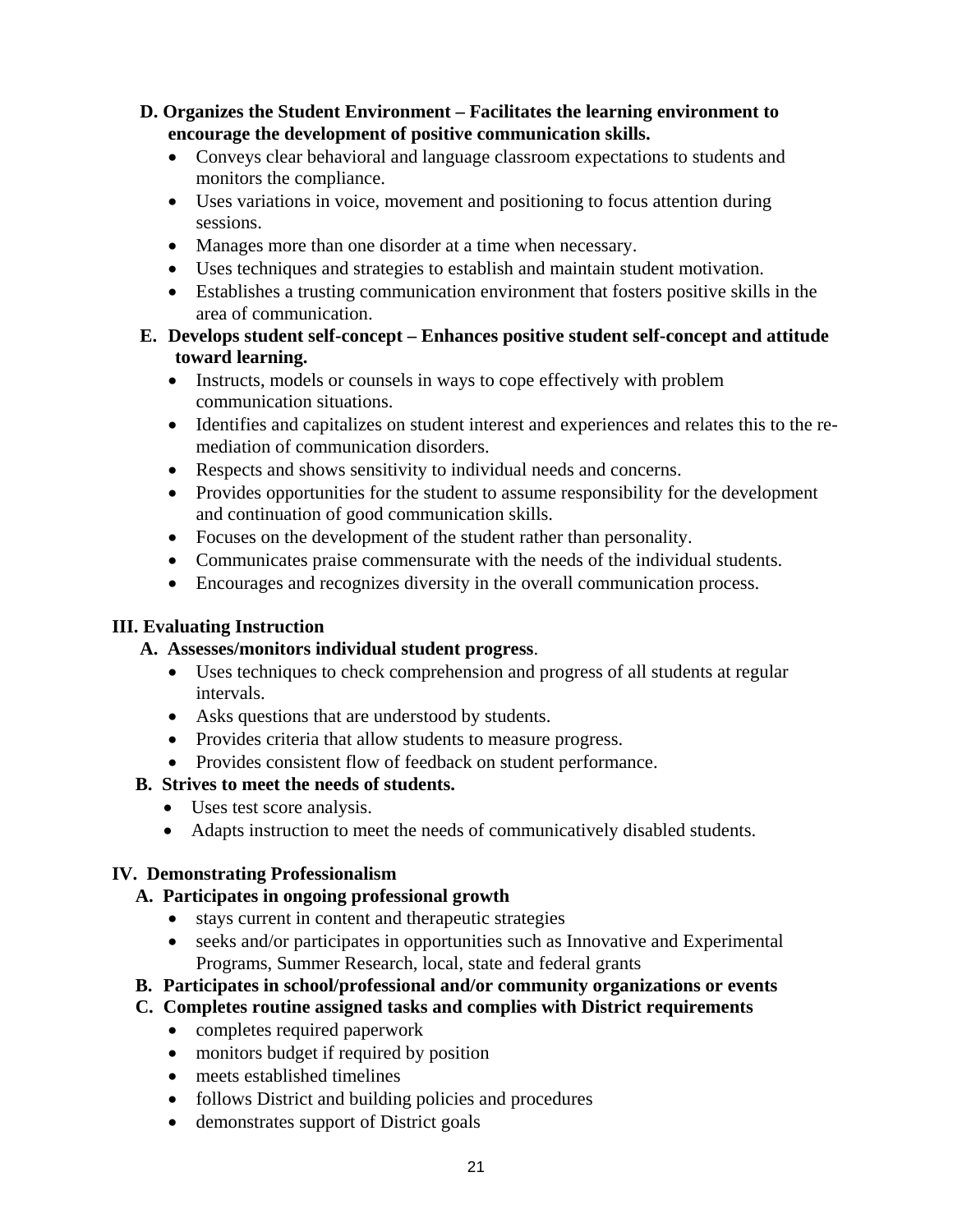**D. Organizes the Student Environment – Facilitates the learning environment to encourage the development of positive communication skills.**

- Conveys clear behavioral and language classroom expectations to students and monitors the compliance.
- Uses variations in voice, movement and positioning to focus attention during sessions.
- Manages more than one disorder at a time when necessary.
- Uses techniques and strategies to establish and maintain student motivation.
- Establishes a trusting communication environment that fosters positive skills in the area of communication.

**E. Develops student self-concept – Enhances positive student self-concept and attitude toward learning.**

- Instructs, models or counsels in ways to cope effectively with problem communication situations.
- Identifies and capitalizes on student interest and experiences and relates this to the re-mediation of communication disorders.
- Respects and shows sensitivity to individual needs and concerns.
- Provides opportunities for the student to assume responsibility for the development and continuation of good communication skills.
- Focuses on the development of the student rather than personality.
- Communicates praise commensurate with the needs of the individual students.
- Encourages and recognizes diversity in the overall communication process.

## III. Evaluating Instruction

**A. Assesses/monitors individual student progress**.

- Uses techniques to check comprehension and progress of all students at regular intervals.
- Asks questions that are understood by students.
- Provides criteria that allow students to measure progress.
- Provides consistent flow of feedback on student performance.

**B. Strives to meet the needs of students.**

- Uses test score analysis.
- Adapts instruction to meet the needs of communicatively disabled students.

## IV. Demonstrating Professionalism

**A. Participates in ongoing professional growth**

- stays current in content and therapeutic strategies
- seeks and/or participates in opportunities such as Innovative and Experimental Programs, Summer Research, local, state and federal grants

**B. Participates in school/professional and/or community organizations or events**

**C. Completes routine assigned tasks and complies with District requirements**

- completes required paperwork
- monitors budget if required by position
- meets established timelines
- follows District and building policies and procedures
- demonstrates support of District goals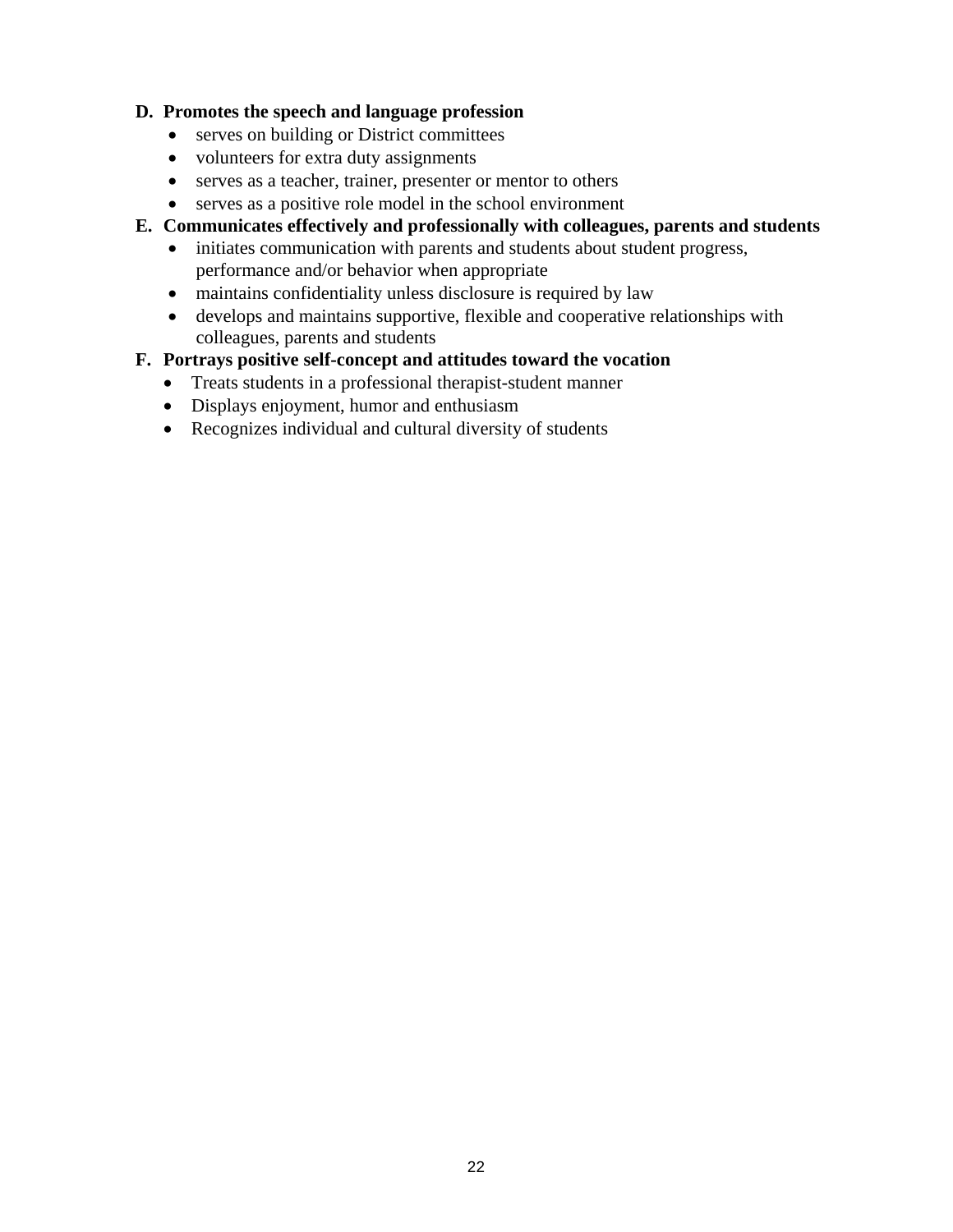**D. Promotes the speech and language profession**

- serves on building or District committees
- volunteers for extra duty assignments
- serves as a teacher, trainer, presenter or mentor to others
- serves as a positive role model in the school environment

**E. Communicates effectively and professionally with colleagues, parents and students**

- initiates communication with parents and students about student progress, performance and/or behavior when appropriate
- maintains confidentiality unless disclosure is required by law
- develops and maintains supportive, flexible and cooperative relationships with colleagues, parents and students

**F. Portrays positive self-concept and attitudes toward the vocation**

- Treats students in a professional therapist-student manner
- Displays enjoyment, humor and enthusiasm
- Recognizes individual and cultural diversity of students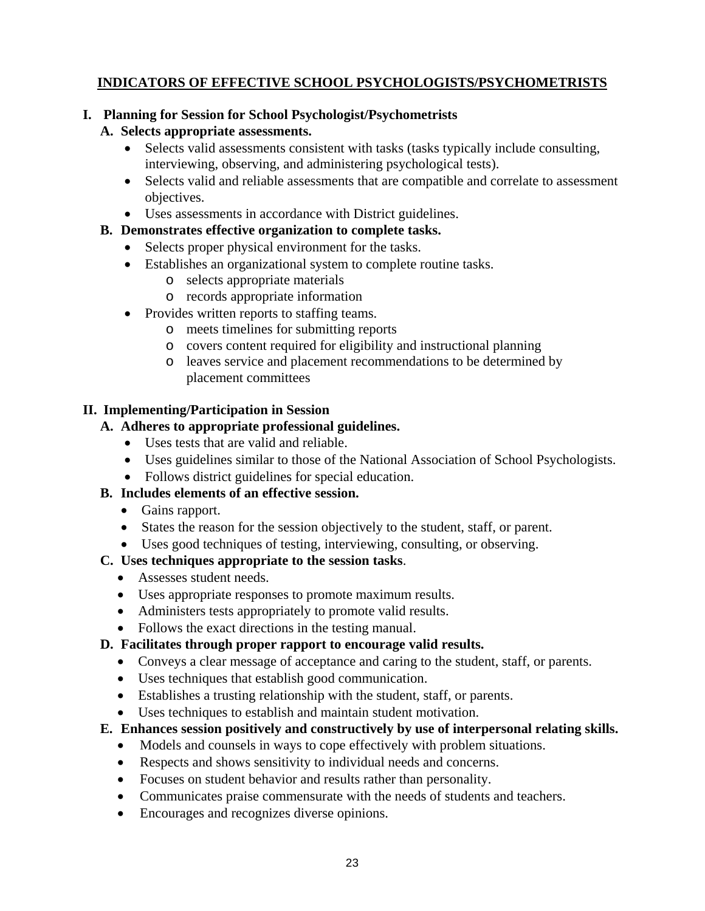# INDICATORS OF EFFECTIVE SCHOOL PSYCHOLOGISTS/PSYCHOMETRISTS

## I. Planning for Session for School Psychologist/Psychometrists

### A. Selects appropriate assessments.

- Selects valid assessments consistent with tasks (tasks typically include consulting, interviewing, observing, and administering psychological tests).
- Selects valid and reliable assessments that are compatible and correlate to assessment objectives.
- Uses assessments in accordance with District guidelines.

### B. Demonstrates effective organization to complete tasks.

- Selects proper physical environment for the tasks.
- Establishes an organizational system to complete routine tasks.
  - selects appropriate materials
  - records appropriate information
- Provides written reports to staffing teams.
  - meets timelines for submitting reports
  - covers content required for eligibility and instructional planning
  - leaves service and placement recommendations to be determined by placement committees

## II. Implementing/Participation in Session

### A. Adheres to appropriate professional guidelines.

- Uses tests that are valid and reliable.
- Uses guidelines similar to those of the National Association of School Psychologists.
- Follows district guidelines for special education.

### B. Includes elements of an effective session.

- Gains rapport.
- States the reason for the session objectively to the student, staff, or parent.
- Uses good techniques of testing, interviewing, consulting, or observing.

### C. Uses techniques appropriate to the session tasks.

- Assesses student needs.
- Uses appropriate responses to promote maximum results.
- Administers tests appropriately to promote valid results.
- Follows the exact directions in the testing manual.

### D. Facilitates through proper rapport to encourage valid results.

- Conveys a clear message of acceptance and caring to the student, staff, or parents.
- Uses techniques that establish good communication.
- Establishes a trusting relationship with the student, staff, or parents.
- Uses techniques to establish and maintain student motivation.

### E. Enhances session positively and constructively by use of interpersonal relating skills.

- Models and counsels in ways to cope effectively with problem situations.
- Respects and shows sensitivity to individual needs and concerns.
- Focuses on student behavior and results rather than personality.
- Communicates praise commensurate with the needs of students and teachers.
- Encourages and recognizes diverse opinions.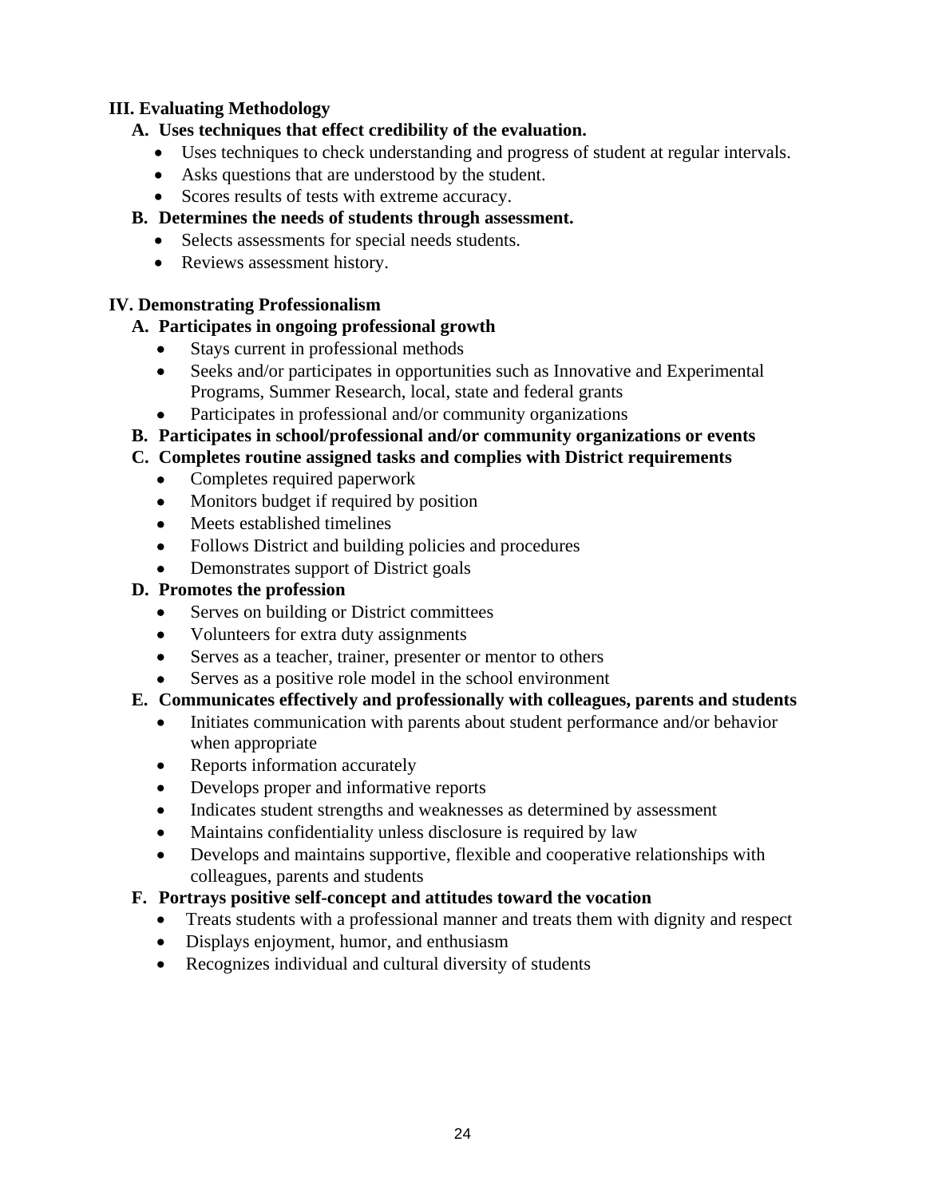**III. Evaluating Methodology**

**A. Uses techniques that effect credibility of the evaluation.**

- Uses techniques to check understanding and progress of student at regular intervals.
- Asks questions that are understood by the student.
- Scores results of tests with extreme accuracy.

**B. Determines the needs of students through assessment.**

- Selects assessments for special needs students.
- Reviews assessment history.

**IV. Demonstrating Professionalism**

**A. Participates in ongoing professional growth**

- Stays current in professional methods
- Seeks and/or participates in opportunities such as Innovative and Experimental Programs, Summer Research, local, state and federal grants
- Participates in professional and/or community organizations

**B. Participates in school/professional and/or community organizations or events**

**C. Completes routine assigned tasks and complies with District requirements**

- Completes required paperwork
- Monitors budget if required by position
- Meets established timelines
- Follows District and building policies and procedures
- Demonstrates support of District goals

**D. Promotes the profession**

- Serves on building or District committees
- Volunteers for extra duty assignments
- Serves as a teacher, trainer, presenter or mentor to others
- Serves as a positive role model in the school environment

**E. Communicates effectively and professionally with colleagues, parents and students**

- Initiates communication with parents about student performance and/or behavior when appropriate
- Reports information accurately
- Develops proper and informative reports
- Indicates student strengths and weaknesses as determined by assessment
- Maintains confidentiality unless disclosure is required by law
- Develops and maintains supportive, flexible and cooperative relationships with colleagues, parents and students

**F. Portrays positive self-concept and attitudes toward the vocation**

- Treats students with a professional manner and treats them with dignity and respect
- Displays enjoyment, humor, and enthusiasm
- Recognizes individual and cultural diversity of students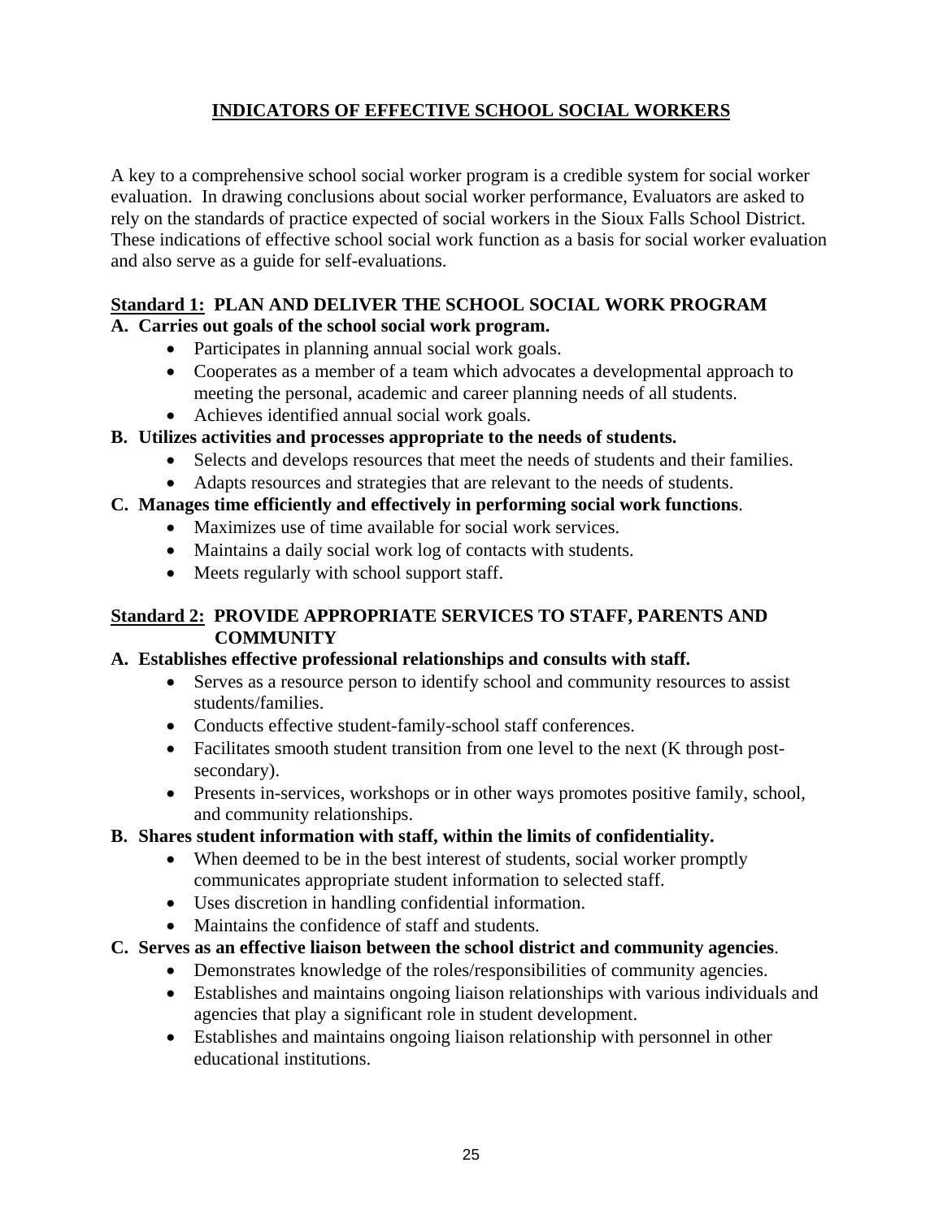# INDICATORS OF EFFECTIVE SCHOOL SOCIAL WORKERS

A key to a comprehensive school social worker program is a credible system for social worker evaluation. In drawing conclusions about social worker performance, Evaluators are asked to rely on the standards of practice expected of social workers in the Sioux Falls School District. These indications of effective school social work function as a basis for social worker evaluation and also serve as a guide for self-evaluations.

## Standard 1: PLAN AND DELIVER THE SCHOOL SOCIAL WORK PROGRAM

**A. Carries out goals of the school social work program.**

- Participates in planning annual social work goals.
- Cooperates as a member of a team which advocates a developmental approach to meeting the personal, academic and career planning needs of all students.
- Achieves identified annual social work goals.

**B. Utilizes activities and processes appropriate to the needs of students.**

- Selects and develops resources that meet the needs of students and their families.
- Adapts resources and strategies that are relevant to the needs of students.

**C. Manages time efficiently and effectively in performing social work functions**.

- Maximizes use of time available for social work services.
- Maintains a daily social work log of contacts with students.
- Meets regularly with school support staff.

## Standard 2: PROVIDE APPROPRIATE SERVICES TO STAFF, PARENTS AND COMMUNITY

**A. Establishes effective professional relationships and consults with staff.**

- Serves as a resource person to identify school and community resources to assist students/families.
- Conducts effective student-family-school staff conferences.
- Facilitates smooth student transition from one level to the next (K through post-secondary).
- Presents in-services, workshops or in other ways promotes positive family, school, and community relationships.

**B. Shares student information with staff, within the limits of confidentiality.**

- When deemed to be in the best interest of students, social worker promptly communicates appropriate student information to selected staff.
- Uses discretion in handling confidential information.
- Maintains the confidence of staff and students.

**C. Serves as an effective liaison between the school district and community agencies**.

- Demonstrates knowledge of the roles/responsibilities of community agencies.
- Establishes and maintains ongoing liaison relationships with various individuals and agencies that play a significant role in student development.
- Establishes and maintains ongoing liaison relationship with personnel in other educational institutions.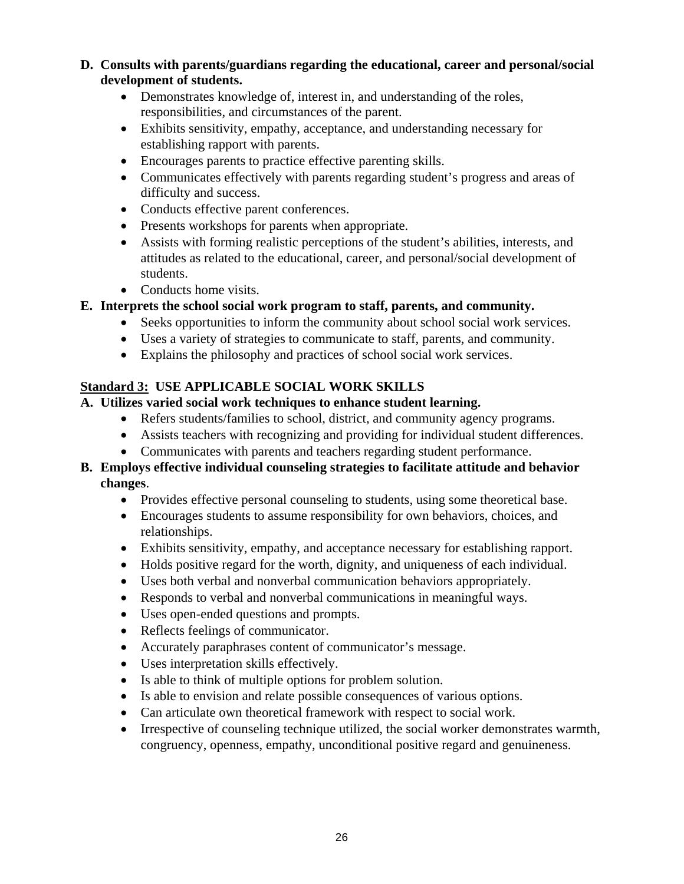**D. Consults with parents/guardians regarding the educational, career and personal/social development of students.**

- Demonstrates knowledge of, interest in, and understanding of the roles, responsibilities, and circumstances of the parent.
- Exhibits sensitivity, empathy, acceptance, and understanding necessary for establishing rapport with parents.
- Encourages parents to practice effective parenting skills.
- Communicates effectively with parents regarding student's progress and areas of difficulty and success.
- Conducts effective parent conferences.
- Presents workshops for parents when appropriate.
- Assists with forming realistic perceptions of the student's abilities, interests, and attitudes as related to the educational, career, and personal/social development of students.
- Conducts home visits.

**E. Interprets the school social work program to staff, parents, and community.**

- Seeks opportunities to inform the community about school social work services.
- Uses a variety of strategies to communicate to staff, parents, and community.
- Explains the philosophy and practices of school social work services.

## <u>Standard 3:</u> USE APPLICABLE SOCIAL WORK SKILLS

**A. Utilizes varied social work techniques to enhance student learning.**

- Refers students/families to school, district, and community agency programs.
- Assists teachers with recognizing and providing for individual student differences.
- Communicates with parents and teachers regarding student performance.

**B. Employs effective individual counseling strategies to facilitate attitude and behavior changes**.

- Provides effective personal counseling to students, using some theoretical base.
- Encourages students to assume responsibility for own behaviors, choices, and relationships.
- Exhibits sensitivity, empathy, and acceptance necessary for establishing rapport.
- Holds positive regard for the worth, dignity, and uniqueness of each individual.
- Uses both verbal and nonverbal communication behaviors appropriately.
- Responds to verbal and nonverbal communications in meaningful ways.
- Uses open-ended questions and prompts.
- Reflects feelings of communicator.
- Accurately paraphrases content of communicator's message.
- Uses interpretation skills effectively.
- Is able to think of multiple options for problem solution.
- Is able to envision and relate possible consequences of various options.
- Can articulate own theoretical framework with respect to social work.
- Irrespective of counseling technique utilized, the social worker demonstrates warmth, congruency, openness, empathy, unconditional positive regard and genuineness.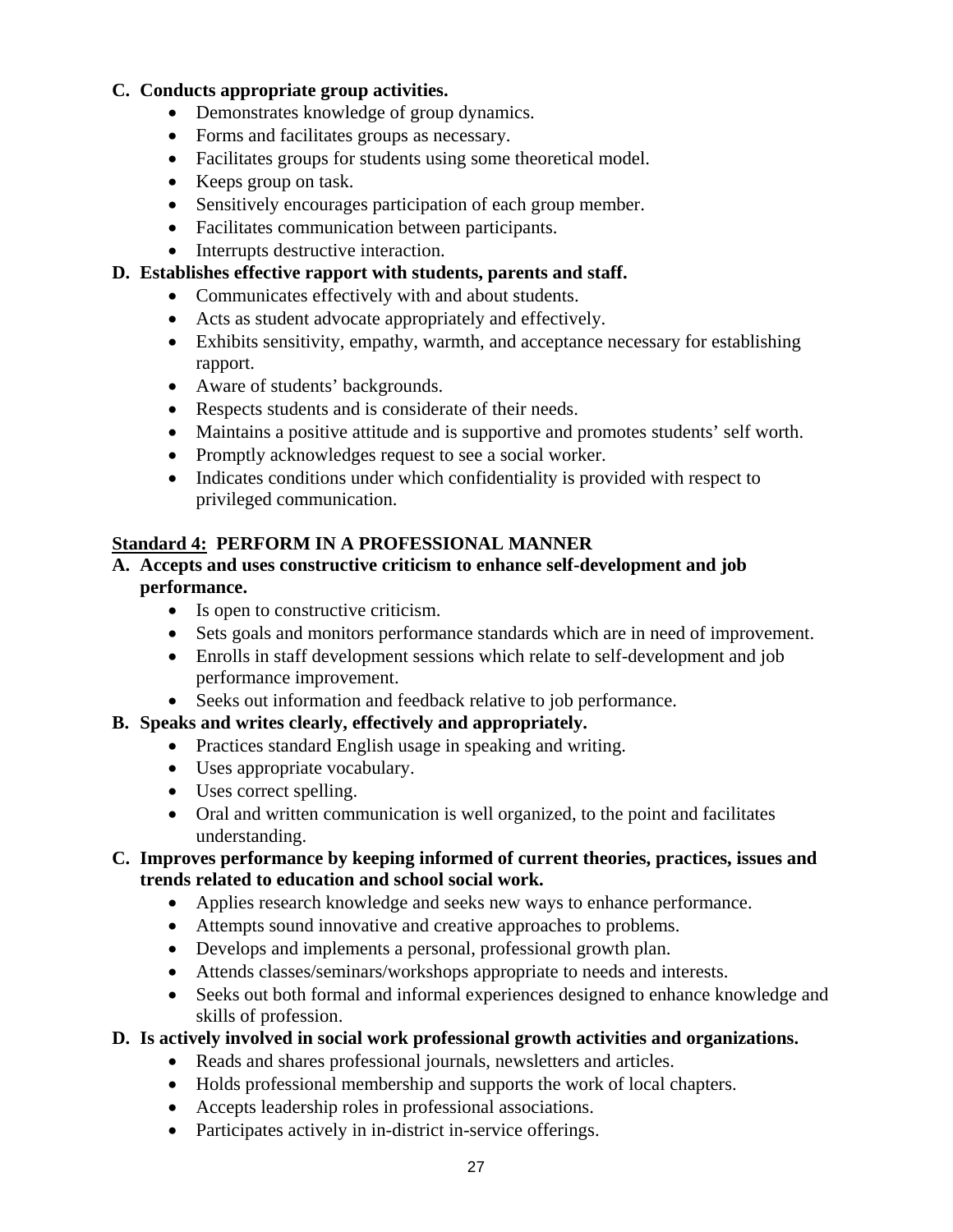**C. Conducts appropriate group activities.**

- Demonstrates knowledge of group dynamics.
- Forms and facilitates groups as necessary.
- Facilitates groups for students using some theoretical model.
- Keeps group on task.
- Sensitively encourages participation of each group member.
- Facilitates communication between participants.
- Interrupts destructive interaction.

**D. Establishes effective rapport with students, parents and staff.**

- Communicates effectively with and about students.
- Acts as student advocate appropriately and effectively.
- Exhibits sensitivity, empathy, warmth, and acceptance necessary for establishing rapport.
- Aware of students' backgrounds.
- Respects students and is considerate of their needs.
- Maintains a positive attitude and is supportive and promotes students' self worth.
- Promptly acknowledges request to see a social worker.
- Indicates conditions under which confidentiality is provided with respect to privileged communication.

## Standard 4: PERFORM IN A PROFESSIONAL MANNER

**A. Accepts and uses constructive criticism to enhance self-development and job performance.**

- Is open to constructive criticism.
- Sets goals and monitors performance standards which are in need of improvement.
- Enrolls in staff development sessions which relate to self-development and job performance improvement.
- Seeks out information and feedback relative to job performance.

**B. Speaks and writes clearly, effectively and appropriately.**

- Practices standard English usage in speaking and writing.
- Uses appropriate vocabulary.
- Uses correct spelling.
- Oral and written communication is well organized, to the point and facilitates understanding.

**C. Improves performance by keeping informed of current theories, practices, issues and trends related to education and school social work.**

- Applies research knowledge and seeks new ways to enhance performance.
- Attempts sound innovative and creative approaches to problems.
- Develops and implements a personal, professional growth plan.
- Attends classes/seminars/workshops appropriate to needs and interests.
- Seeks out both formal and informal experiences designed to enhance knowledge and skills of profession.

**D. Is actively involved in social work professional growth activities and organizations.**

- Reads and shares professional journals, newsletters and articles.
- Holds professional membership and supports the work of local chapters.
- Accepts leadership roles in professional associations.
- Participates actively in in-district in-service offerings.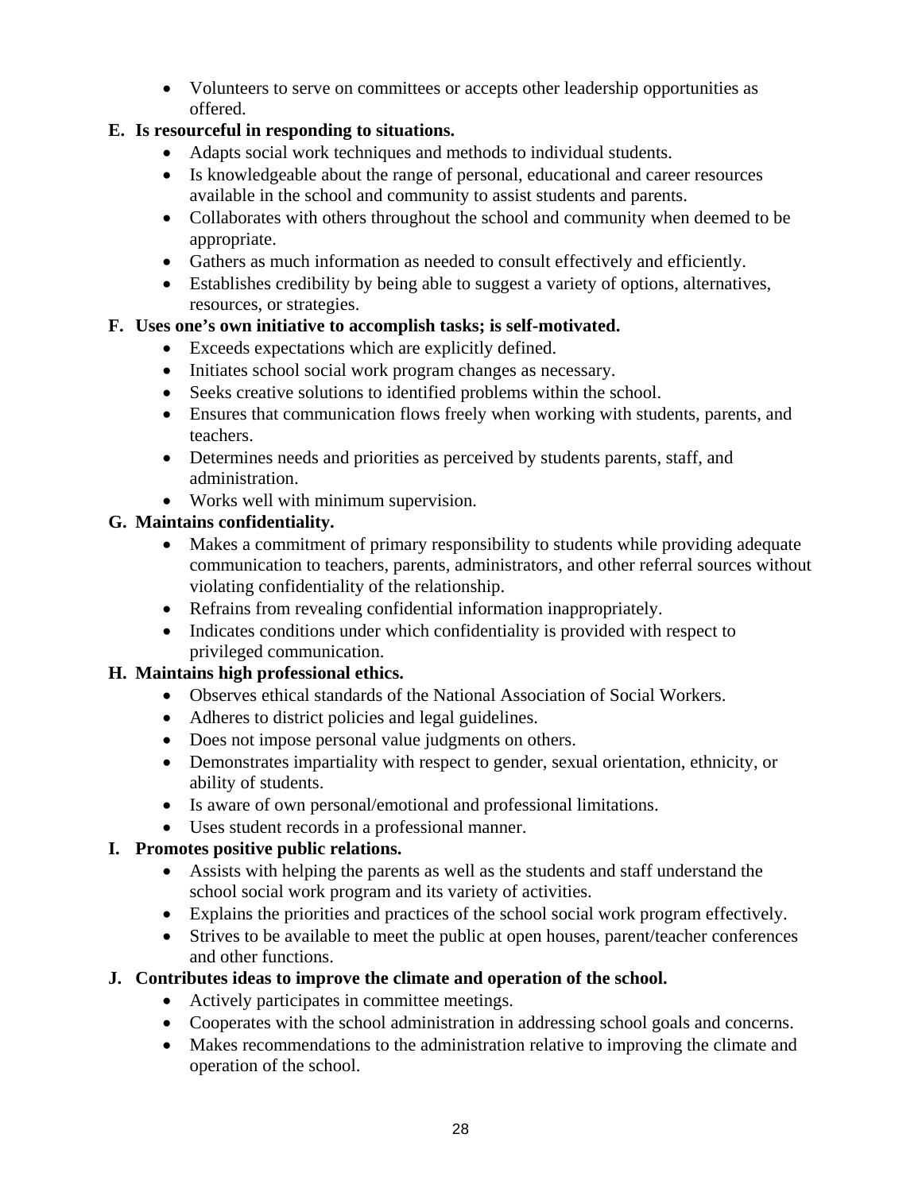- Volunteers to serve on committees or accepts other leadership opportunities as offered.

**E. Is resourceful in responding to situations.**

- Adapts social work techniques and methods to individual students.
- Is knowledgeable about the range of personal, educational and career resources available in the school and community to assist students and parents.
- Collaborates with others throughout the school and community when deemed to be appropriate.
- Gathers as much information as needed to consult effectively and efficiently.
- Establishes credibility by being able to suggest a variety of options, alternatives, resources, or strategies.

**F. Uses one's own initiative to accomplish tasks; is self-motivated.**

- Exceeds expectations which are explicitly defined.
- Initiates school social work program changes as necessary.
- Seeks creative solutions to identified problems within the school.
- Ensures that communication flows freely when working with students, parents, and teachers.
- Determines needs and priorities as perceived by students parents, staff, and administration.
- Works well with minimum supervision.

**G. Maintains confidentiality.**

- Makes a commitment of primary responsibility to students while providing adequate communication to teachers, parents, administrators, and other referral sources without violating confidentiality of the relationship.
- Refrains from revealing confidential information inappropriately.
- Indicates conditions under which confidentiality is provided with respect to privileged communication.

**H. Maintains high professional ethics.**

- Observes ethical standards of the National Association of Social Workers.
- Adheres to district policies and legal guidelines.
- Does not impose personal value judgments on others.
- Demonstrates impartiality with respect to gender, sexual orientation, ethnicity, or ability of students.
- Is aware of own personal/emotional and professional limitations.
- Uses student records in a professional manner.

**I. Promotes positive public relations.**

- Assists with helping the parents as well as the students and staff understand the school social work program and its variety of activities.
- Explains the priorities and practices of the school social work program effectively.
- Strives to be available to meet the public at open houses, parent/teacher conferences and other functions.

**J. Contributes ideas to improve the climate and operation of the school.**

- Actively participates in committee meetings.
- Cooperates with the school administration in addressing school goals and concerns.
- Makes recommendations to the administration relative to improving the climate and operation of the school.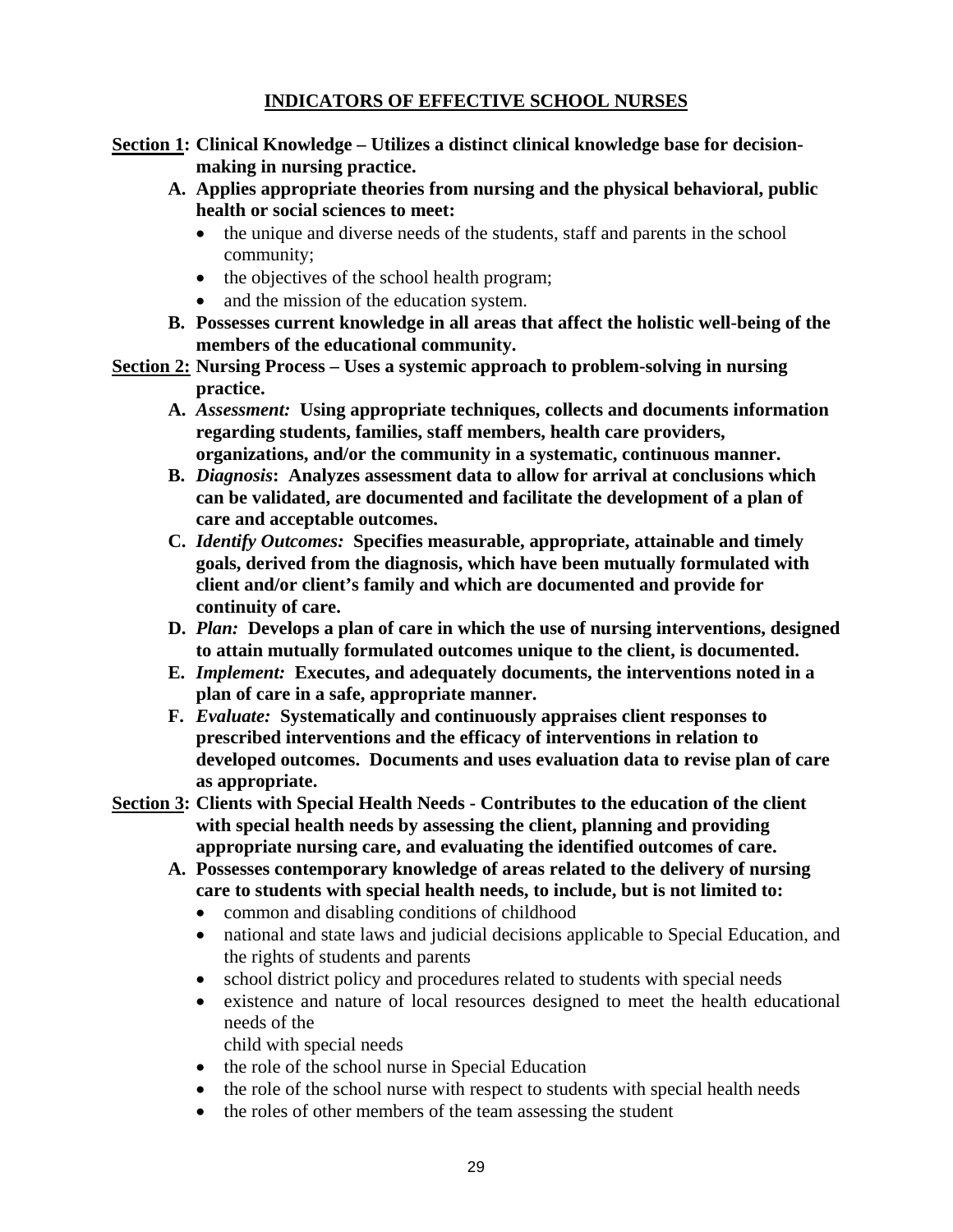# INDICATORS OF EFFECTIVE SCHOOL NURSES

**<u>Section 1</u>: Clinical Knowledge – Utilizes a distinct clinical knowledge base for decision-making in nursing practice.**

**A. Applies appropriate theories from nursing and the physical behavioral, public health or social sciences to meet:**

- the unique and diverse needs of the students, staff and parents in the school community;
- the objectives of the school health program;
- and the mission of the education system.

**B. Possesses current knowledge in all areas that affect the holistic well-being of the members of the educational community.**

**<u>Section 2:</u> Nursing Process – Uses a systemic approach to problem-solving in nursing practice.**

**A.** ***Assessment:*** **Using appropriate techniques, collects and documents information regarding students, families, staff members, health care providers, organizations, and/or the community in a systematic, continuous manner.**

**B.** ***Diagnosis*****: Analyzes assessment data to allow for arrival at conclusions which can be validated, are documented and facilitate the development of a plan of care and acceptable outcomes.**

**C.** ***Identify Outcomes:*** **Specifies measurable, appropriate, attainable and timely goals, derived from the diagnosis, which have been mutually formulated with client and/or client's family and which are documented and provide for continuity of care.**

**D.** ***Plan:*** **Develops a plan of care in which the use of nursing interventions, designed to attain mutually formulated outcomes unique to the client, is documented.**

**E.** ***Implement:*** **Executes, and adequately documents, the interventions noted in a plan of care in a safe, appropriate manner.**

**F.** ***Evaluate:*** **Systematically and continuously appraises client responses to prescribed interventions and the efficacy of interventions in relation to developed outcomes. Documents and uses evaluation data to revise plan of care as appropriate.**

**<u>Section 3</u>: Clients with Special Health Needs - Contributes to the education of the client with special health needs by assessing the client, planning and providing appropriate nursing care, and evaluating the identified outcomes of care.**

**A. Possesses contemporary knowledge of areas related to the delivery of nursing care to students with special health needs, to include, but is not limited to:**

- common and disabling conditions of childhood
- national and state laws and judicial decisions applicable to Special Education, and the rights of students and parents
- school district policy and procedures related to students with special needs
- existence and nature of local resources designed to meet the health educational needs of the child with special needs
- the role of the school nurse in Special Education
- the role of the school nurse with respect to students with special health needs
- the roles of other members of the team assessing the student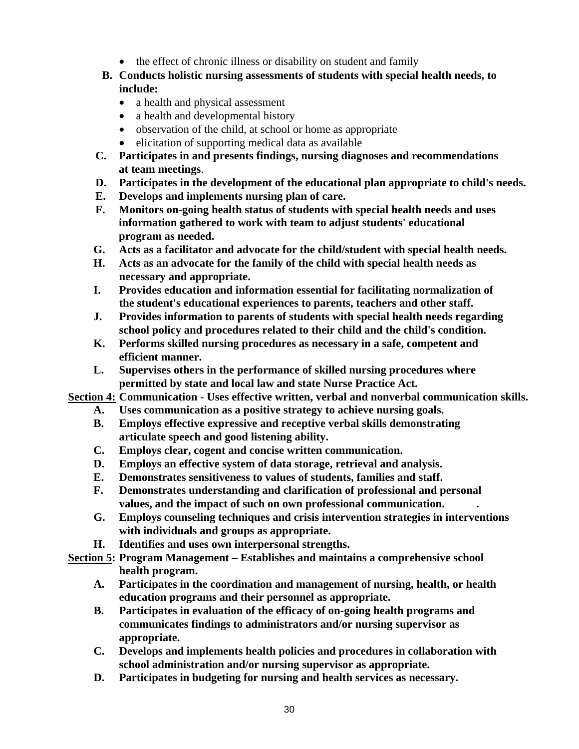- the effect of chronic illness or disability on student and family

**B. Conducts holistic nursing assessments of students with special health needs, to include:**
   - a health and physical assessment
   - a health and developmental history
   - observation of the child, at school or home as appropriate
   - elicitation of supporting medical data as available

**C. Participates in and presents findings, nursing diagnoses and recommendations at team meetings**.

**D. Participates in the development of the educational plan appropriate to child's needs.**

**E. Develops and implements nursing plan of care.**

**F. Monitors on-going health status of students with special health needs and uses information gathered to work with team to adjust students' educational program as needed.**

**G. Acts as a facilitator and advocate for the child/student with special health needs.**

**H. Acts as an advocate for the family of the child with special health needs as necessary and appropriate.**

**I. Provides education and information essential for facilitating normalization of the student's educational experiences to parents, teachers and other staff.**

**J. Provides information to parents of students with special health needs regarding school policy and procedures related to their child and the child's condition.**

**K. Performs skilled nursing procedures as necessary in a safe, competent and efficient manner.**

**L. Supervises others in the performance of skilled nursing procedures where permitted by state and local law and state Nurse Practice Act.**

**<u>Section 4:</u> Communication - Uses effective written, verbal and nonverbal communication skills.**

**A. Uses communication as a positive strategy to achieve nursing goals.**

**B. Employs effective expressive and receptive verbal skills demonstrating articulate speech and good listening ability.**

**C. Employs clear, cogent and concise written communication.**

**D. Employs an effective system of data storage, retrieval and analysis.**

**E. Demonstrates sensitiveness to values of students, families and staff.**

**F. Demonstrates understanding and clarification of professional and personal values, and the impact of such on own professional communication. .**

**G. Employs counseling techniques and crisis intervention strategies in interventions with individuals and groups as appropriate.**

**H. Identifies and uses own interpersonal strengths.**

**<u>Section 5</u>: Program Management – Establishes and maintains a comprehensive school health program.**

**A. Participates in the coordination and management of nursing, health, or health education programs and their personnel as appropriate.**

**B. Participates in evaluation of the efficacy of on-going health programs and communicates findings to administrators and/or nursing supervisor as appropriate.**

**C. Develops and implements health policies and procedures in collaboration with school administration and/or nursing supervisor as appropriate.**

**D. Participates in budgeting for nursing and health services as necessary.**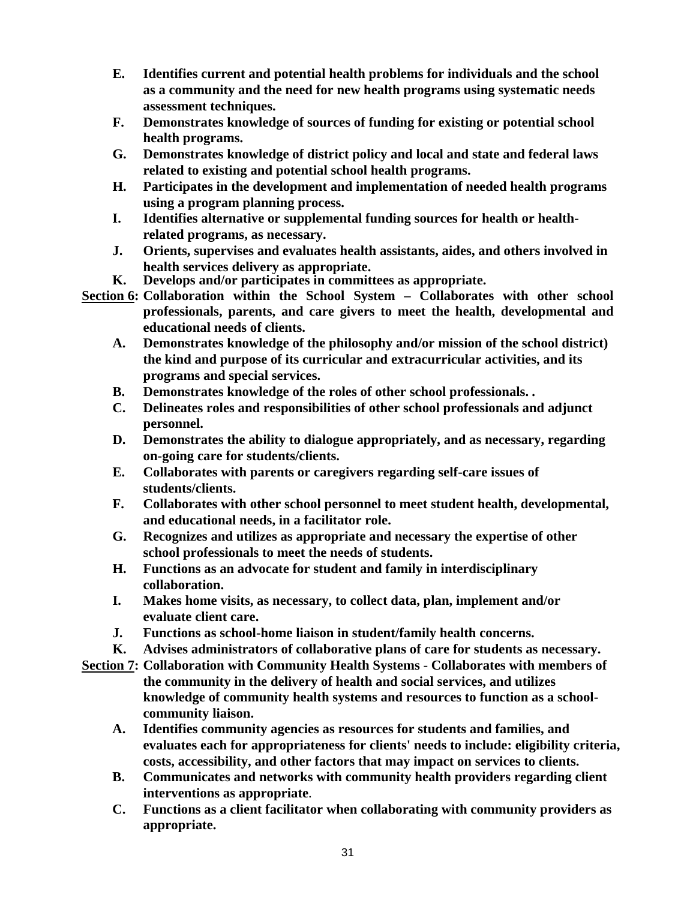- **E. Identifies current and potential health problems for individuals and the school as a community and the need for new health programs using systematic needs assessment techniques.**
- **F. Demonstrates knowledge of sources of funding for existing or potential school health programs.**
- **G. Demonstrates knowledge of district policy and local and state and federal laws related to existing and potential school health programs.**
- **H. Participates in the development and implementation of needed health programs using a program planning process.**
- **I. Identifies alternative or supplemental funding sources for health or health-related programs, as necessary.**
- **J. Orients, supervises and evaluates health assistants, aides, and others involved in health services delivery as appropriate.**
- **K. Develops and/or participates in committees as appropriate.**

**<u>Section 6</u>: Collaboration within the School System – Collaborates with other school professionals, parents, and care givers to meet the health, developmental and educational needs of clients.**

- **A. Demonstrates knowledge of the philosophy and/or mission of the school district) the kind and purpose of its curricular and extracurricular activities, and its programs and special services.**
- **B. Demonstrates knowledge of the roles of other school professionals. .**
- **C. Delineates roles and responsibilities of other school professionals and adjunct personnel.**
- **D. Demonstrates the ability to dialogue appropriately, and as necessary, regarding on-going care for students/clients.**
- **E. Collaborates with parents or caregivers regarding self-care issues of students/clients.**
- **F. Collaborates with other school personnel to meet student health, developmental, and educational needs, in a facilitator role.**
- **G. Recognizes and utilizes as appropriate and necessary the expertise of other school professionals to meet the needs of students.**
- **H. Functions as an advocate for student and family in interdisciplinary collaboration.**
- **I. Makes home visits, as necessary, to collect data, plan, implement and/or evaluate client care.**
- **J. Functions as school-home liaison in student/family health concerns.**
- **K. Advises administrators of collaborative plans of care for students as necessary.**

**<u>Section 7</u>: Collaboration with Community Health Systems - Collaborates with members of the community in the delivery of health and social services, and utilizes knowledge of community health systems and resources to function as a school-community liaison.**

- **A. Identifies community agencies as resources for students and families, and evaluates each for appropriateness for clients' needs to include: eligibility criteria, costs, accessibility, and other factors that may impact on services to clients.**
- **B. Communicates and networks with community health providers regarding client interventions as appropriate.**
- **C. Functions as a client facilitator when collaborating with community providers as appropriate.**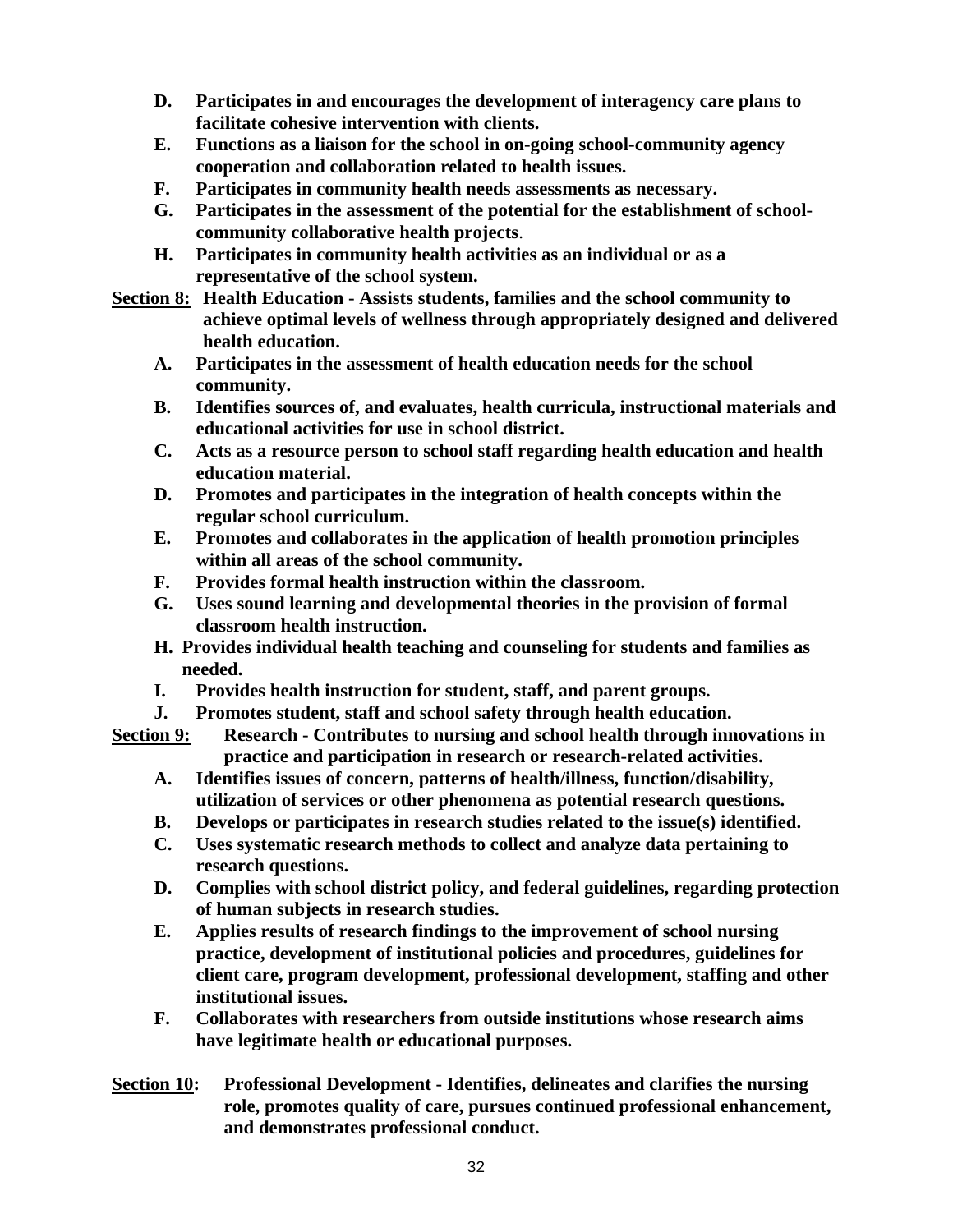**D. Participates in and encourages the development of interagency care plans to facilitate cohesive intervention with clients.**

**E. Functions as a liaison for the school in on-going school-community agency cooperation and collaboration related to health issues.**

**F. Participates in community health needs assessments as necessary.**

**G. Participates in the assessment of the potential for the establishment of school-community collaborative health projects.**

**H. Participates in community health activities as an individual or as a representative of the school system.**

**<u>Section 8:</u> Health Education - Assists students, families and the school community to achieve optimal levels of wellness through appropriately designed and delivered health education.**

**A. Participates in the assessment of health education needs for the school community.**

**B. Identifies sources of, and evaluates, health curricula, instructional materials and educational activities for use in school district.**

**C. Acts as a resource person to school staff regarding health education and health education material.**

**D. Promotes and participates in the integration of health concepts within the regular school curriculum.**

**E. Promotes and collaborates in the application of health promotion principles within all areas of the school community.**

**F. Provides formal health instruction within the classroom.**

**G. Uses sound learning and developmental theories in the provision of formal classroom health instruction.**

**H. Provides individual health teaching and counseling for students and families as needed.**

**I. Provides health instruction for student, staff, and parent groups.**

**J. Promotes student, staff and school safety through health education.**

**<u>Section 9:</u> Research - Contributes to nursing and school health through innovations in practice and participation in research or research-related activities.**

**A. Identifies issues of concern, patterns of health/illness, function/disability, utilization of services or other phenomena as potential research questions.**

**B. Develops or participates in research studies related to the issue(s) identified.**

**C. Uses systematic research methods to collect and analyze data pertaining to research questions.**

**D. Complies with school district policy, and federal guidelines, regarding protection of human subjects in research studies.**

**E. Applies results of research findings to the improvement of school nursing practice, development of institutional policies and procedures, guidelines for client care, program development, professional development, staffing and other institutional issues.**

**F. Collaborates with researchers from outside institutions whose research aims have legitimate health or educational purposes.**

**<u>Section 10</u>: Professional Development - Identifies, delineates and clarifies the nursing role, promotes quality of care, pursues continued professional enhancement, and demonstrates professional conduct.**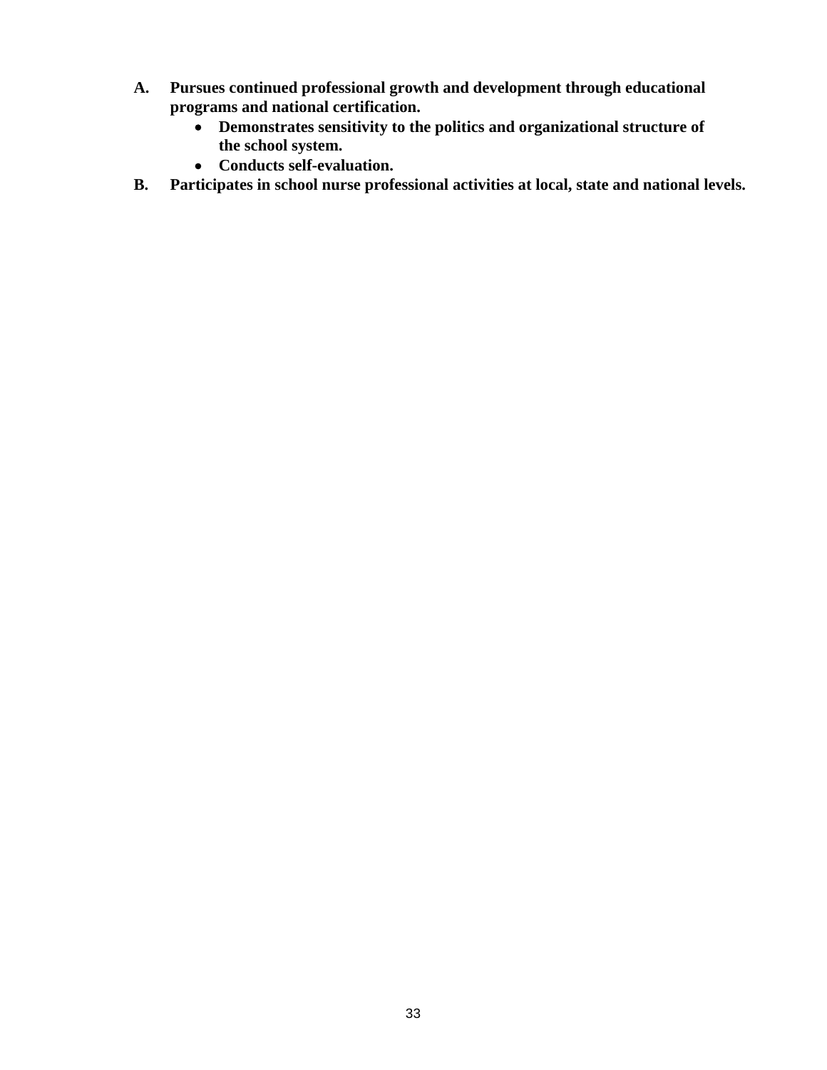**A. Pursues continued professional growth and development through educational programs and national certification.**

- **Demonstrates sensitivity to the politics and organizational structure of the school system.**
- **Conducts self-evaluation.**

**B. Participates in school nurse professional activities at local, state and national levels.**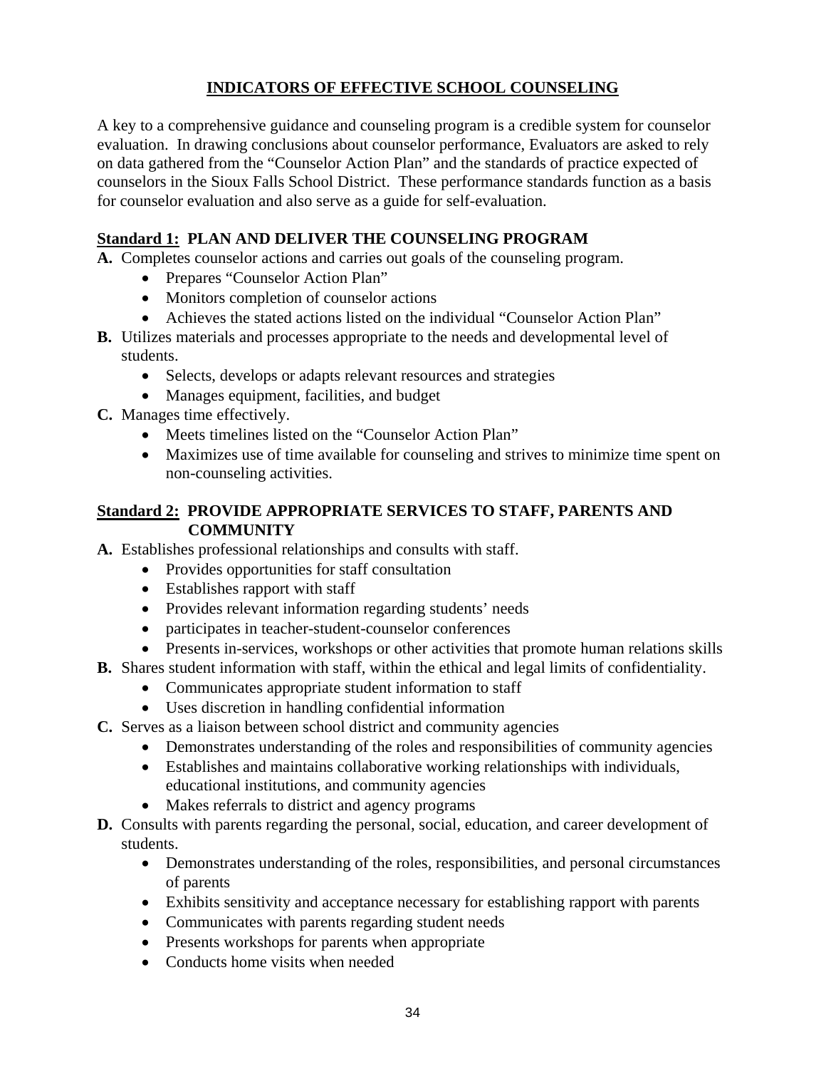# INDICATORS OF EFFECTIVE SCHOOL COUNSELING

A key to a comprehensive guidance and counseling program is a credible system for counselor evaluation. In drawing conclusions about counselor performance, Evaluators are asked to rely on data gathered from the "Counselor Action Plan" and the standards of practice expected of counselors in the Sioux Falls School District. These performance standards function as a basis for counselor evaluation and also serve as a guide for self-evaluation.

## Standard 1: PLAN AND DELIVER THE COUNSELING PROGRAM

**A.** Completes counselor actions and carries out goals of the counseling program.
- Prepares "Counselor Action Plan"
- Monitors completion of counselor actions
- Achieves the stated actions listed on the individual "Counselor Action Plan"

**B.** Utilizes materials and processes appropriate to the needs and developmental level of students.
- Selects, develops or adapts relevant resources and strategies
- Manages equipment, facilities, and budget

**C.** Manages time effectively.
- Meets timelines listed on the "Counselor Action Plan"
- Maximizes use of time available for counseling and strives to minimize time spent on non-counseling activities.

## Standard 2: PROVIDE APPROPRIATE SERVICES TO STAFF, PARENTS AND COMMUNITY

**A.** Establishes professional relationships and consults with staff.
- Provides opportunities for staff consultation
- Establishes rapport with staff
- Provides relevant information regarding students' needs
- participates in teacher-student-counselor conferences
- Presents in-services, workshops or other activities that promote human relations skills

**B.** Shares student information with staff, within the ethical and legal limits of confidentiality.
- Communicates appropriate student information to staff
- Uses discretion in handling confidential information

**C.** Serves as a liaison between school district and community agencies
- Demonstrates understanding of the roles and responsibilities of community agencies
- Establishes and maintains collaborative working relationships with individuals, educational institutions, and community agencies
- Makes referrals to district and agency programs

**D.** Consults with parents regarding the personal, social, education, and career development of students.
- Demonstrates understanding of the roles, responsibilities, and personal circumstances of parents
- Exhibits sensitivity and acceptance necessary for establishing rapport with parents
- Communicates with parents regarding student needs
- Presents workshops for parents when appropriate
- Conducts home visits when needed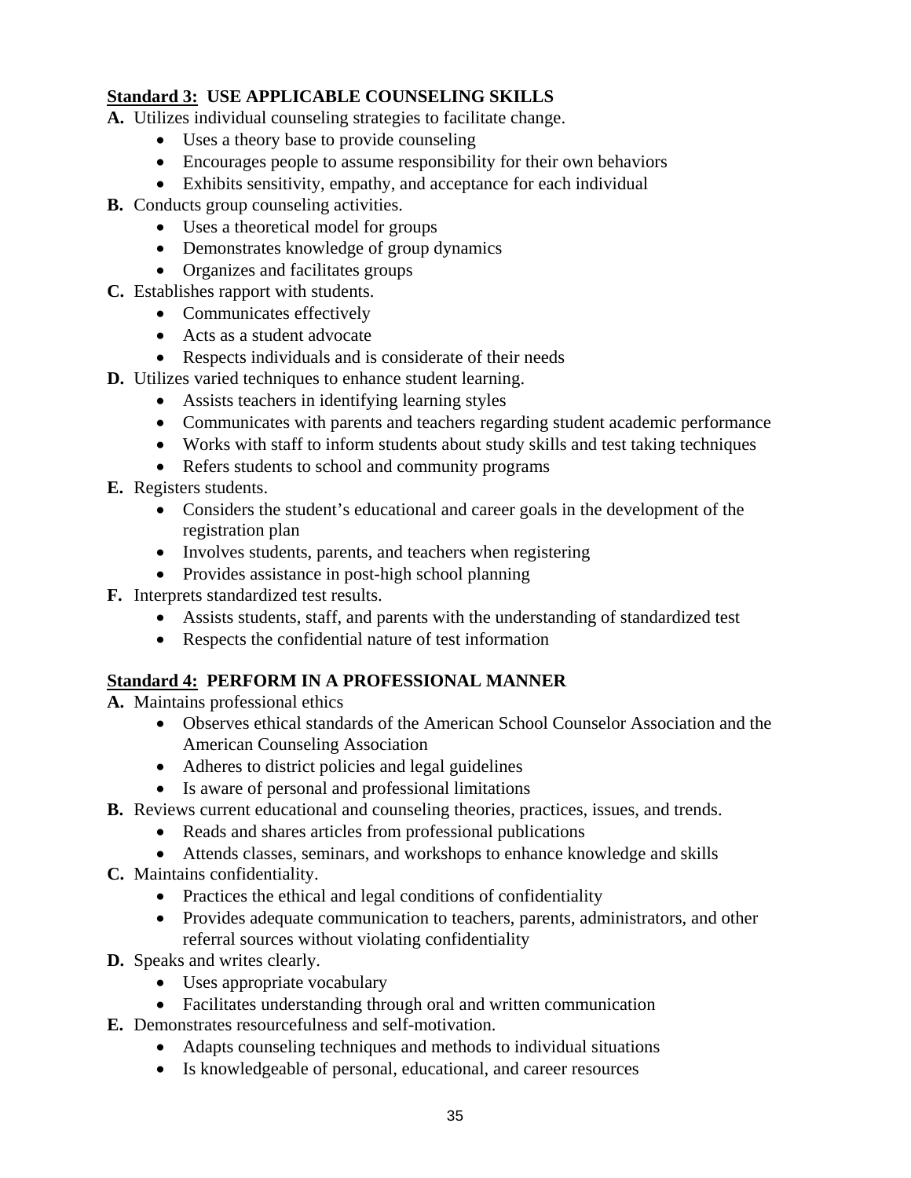**<u>Standard 3:</u> USE APPLICABLE COUNSELING SKILLS**

**A.** Utilizes individual counseling strategies to facilitate change.

- Uses a theory base to provide counseling
- Encourages people to assume responsibility for their own behaviors
- Exhibits sensitivity, empathy, and acceptance for each individual

**B.** Conducts group counseling activities.

- Uses a theoretical model for groups
- Demonstrates knowledge of group dynamics
- Organizes and facilitates groups

**C.** Establishes rapport with students.

- Communicates effectively
- Acts as a student advocate
- Respects individuals and is considerate of their needs

**D.** Utilizes varied techniques to enhance student learning.

- Assists teachers in identifying learning styles
- Communicates with parents and teachers regarding student academic performance
- Works with staff to inform students about study skills and test taking techniques
- Refers students to school and community programs

**E.** Registers students.

- Considers the student's educational and career goals in the development of the registration plan
- Involves students, parents, and teachers when registering
- Provides assistance in post-high school planning

**F.** Interprets standardized test results.

- Assists students, staff, and parents with the understanding of standardized test
- Respects the confidential nature of test information

**<u>Standard 4:</u> PERFORM IN A PROFESSIONAL MANNER**

**A.** Maintains professional ethics

- Observes ethical standards of the American School Counselor Association and the American Counseling Association
- Adheres to district policies and legal guidelines
- Is aware of personal and professional limitations

**B.** Reviews current educational and counseling theories, practices, issues, and trends.

- Reads and shares articles from professional publications
- Attends classes, seminars, and workshops to enhance knowledge and skills

**C.** Maintains confidentiality.

- Practices the ethical and legal conditions of confidentiality
- Provides adequate communication to teachers, parents, administrators, and other referral sources without violating confidentiality

**D.** Speaks and writes clearly.

- Uses appropriate vocabulary
- Facilitates understanding through oral and written communication

**E.** Demonstrates resourcefulness and self-motivation.

- Adapts counseling techniques and methods to individual situations
- Is knowledgeable of personal, educational, and career resources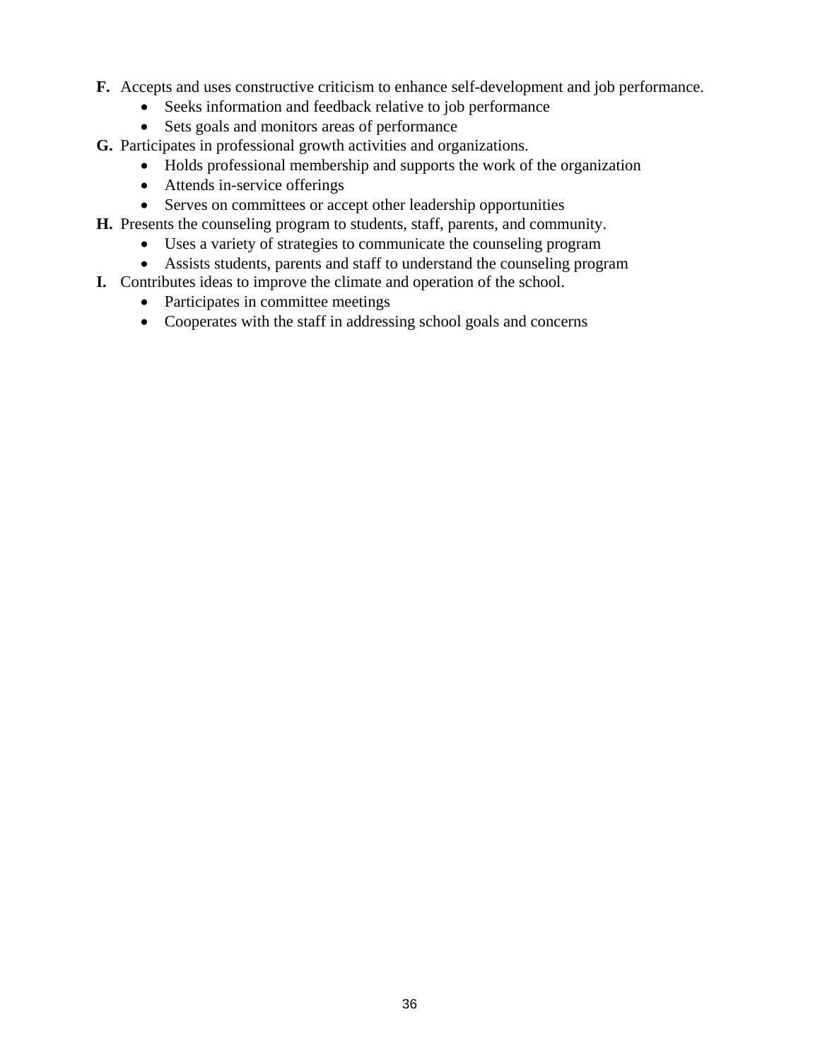**F.** Accepts and uses constructive criticism to enhance self-development and job performance.

- Seeks information and feedback relative to job performance
- Sets goals and monitors areas of performance

**G.** Participates in professional growth activities and organizations.

- Holds professional membership and supports the work of the organization
- Attends in-service offerings
- Serves on committees or accept other leadership opportunities

**H.** Presents the counseling program to students, staff, parents, and community.

- Uses a variety of strategies to communicate the counseling program
- Assists students, parents and staff to understand the counseling program

**I.** Contributes ideas to improve the climate and operation of the school.

- Participates in committee meetings
- Cooperates with the staff in addressing school goals and concerns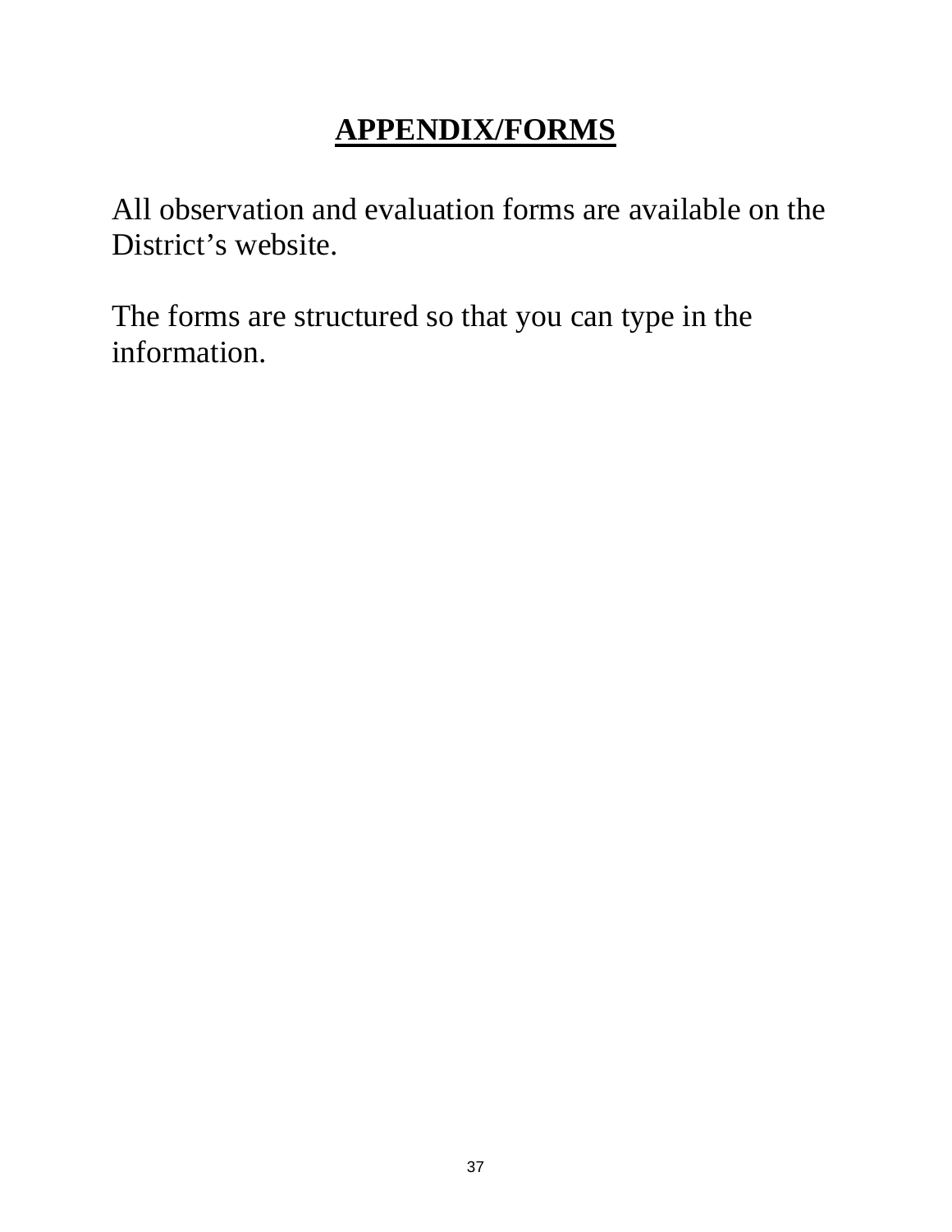# APPENDIX/FORMS

All observation and evaluation forms are available on the District's website.

The forms are structured so that you can type in the information.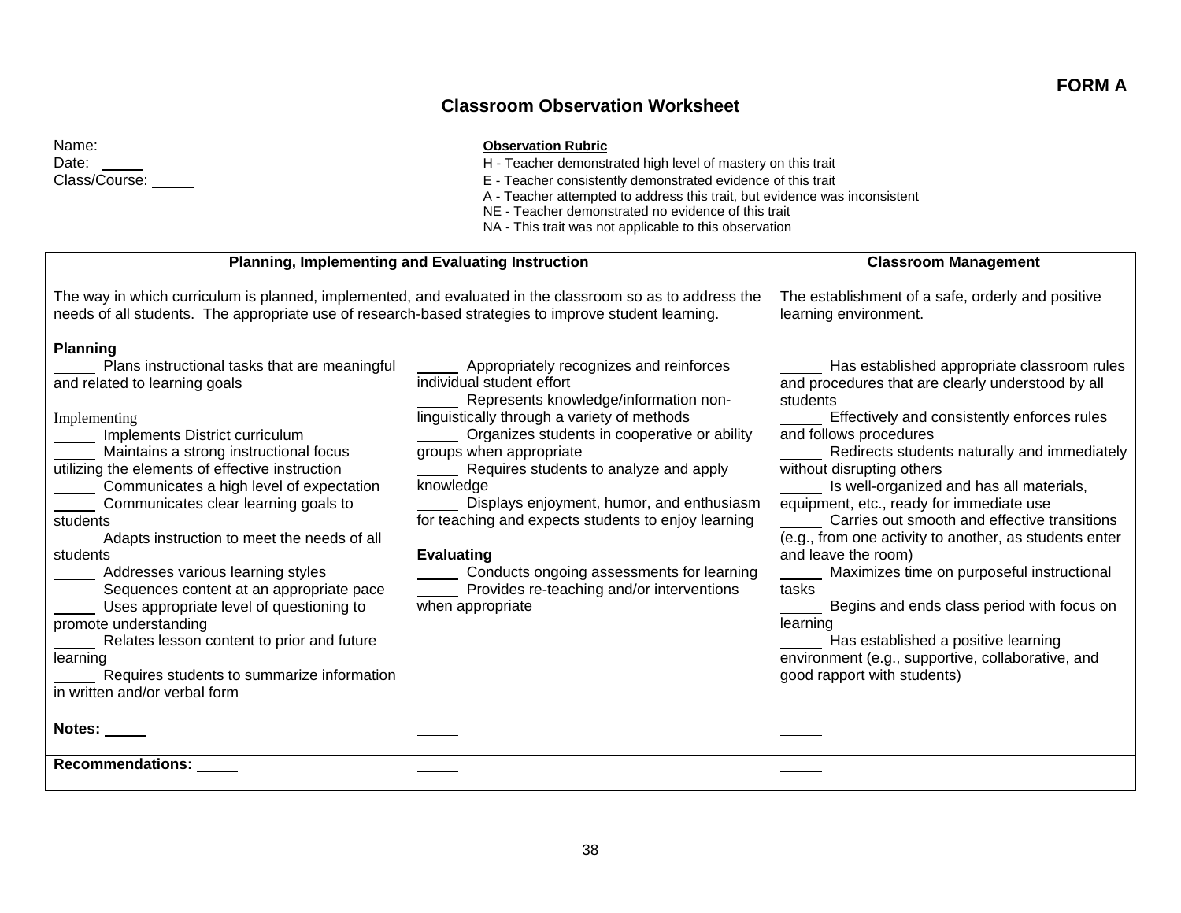**FORM A**

## Classroom Observation Worksheet

Name: _____
Date: _____
Class/Course: _____

**Observation Rubric**

H - Teacher demonstrated high level of mastery on this trait
E - Teacher consistently demonstrated evidence of this trait
A - Teacher attempted to address this trait, but evidence was inconsistent
NE - Teacher demonstrated no evidence of this trait
NA - This trait was not applicable to this observation

| **Planning, Implementing and Evaluating Instruction** | | **Classroom Management** |
|---|---|---|
| The way in which curriculum is planned, implemented, and evaluated in the classroom so as to address the needs of all students. The appropriate use of research-based strategies to improve student learning. | | The establishment of a safe, orderly and positive learning environment. |
| **Planning**<br>_____ Plans instructional tasks that are meaningful and related to learning goals<br><br>Implementing<br>_____ Implements District curriculum<br>_____ Maintains a strong instructional focus utilizing the elements of effective instruction<br>_____ Communicates a high level of expectation<br>_____ Communicates clear learning goals to students<br>_____ Adapts instruction to meet the needs of all students<br>_____ Addresses various learning styles<br>_____ Sequences content at an appropriate pace<br>_____ Uses appropriate level of questioning to promote understanding<br>_____ Relates lesson content to prior and future learning<br>_____ Requires students to summarize information in written and/or verbal form | _____ Appropriately recognizes and reinforces individual student effort<br>_____ Represents knowledge/information non-linguistically through a variety of methods<br>_____ Organizes students in cooperative or ability groups when appropriate<br>_____ Requires students to analyze and apply knowledge<br>_____ Displays enjoyment, humor, and enthusiasm for teaching and expects students to enjoy learning<br><br>**Evaluating**<br>_____ Conducts ongoing assessments for learning<br>_____ Provides re-teaching and/or interventions when appropriate | _____ Has established appropriate classroom rules and procedures that are clearly understood by all students<br>_____ Effectively and consistently enforces rules and follows procedures<br>_____ Redirects students naturally and immediately without disrupting others<br>_____ Is well-organized and has all materials, equipment, etc., ready for immediate use<br>_____ Carries out smooth and effective transitions (e.g., from one activity to another, as students enter and leave the room)<br>_____ Maximizes time on purposeful instructional tasks<br>_____ Begins and ends class period with focus on learning<br>_____ Has established a positive learning environment (e.g., supportive, collaborative, and good rapport with students) |
| **Notes:** _____ | _____ | _____ |
| **Recommendations:** _____ | _____ | _____ |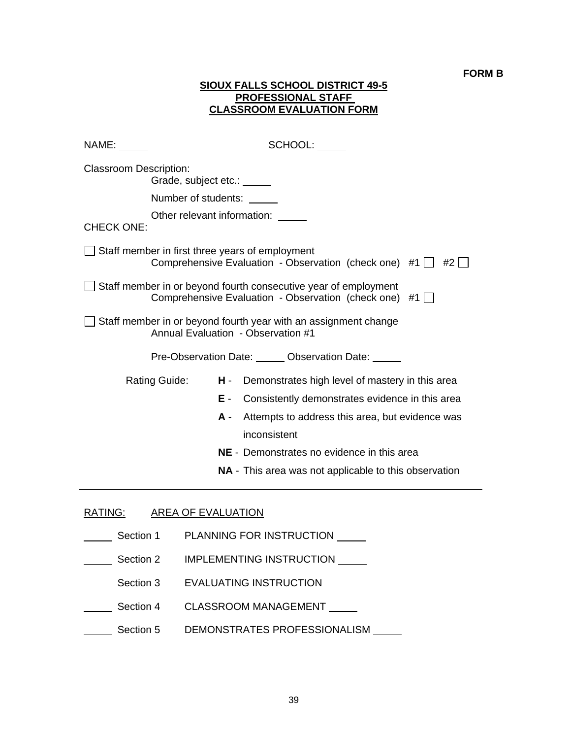**FORM B**

# SIOUX FALLS SCHOOL DISTRICT 49-5
## PROFESSIONAL STAFF
## CLASSROOM EVALUATION FORM

NAME: _____ SCHOOL: _____

Classroom Description:

Grade, subject etc.: _____

Number of students: _____

Other relevant information: _____

CHECK ONE:

☐ Staff member in first three years of employment
Comprehensive Evaluation - Observation (check one) #1 ☐ #2 ☐

☐ Staff member in or beyond fourth consecutive year of employment
Comprehensive Evaluation - Observation (check one) #1 ☐

☐ Staff member in or beyond fourth year with an assignment change
Annual Evaluation - Observation #1

Pre-Observation Date: _____ Observation Date: _____

Rating Guide:

- **H** - Demonstrates high level of mastery in this area
- **E** - Consistently demonstrates evidence in this area
- **A** - Attempts to address this area, but evidence was inconsistent
- **NE** - Demonstrates no evidence in this area
- **NA** - This area was not applicable to this observation

---

RATING: AREA OF EVALUATION

_____ Section 1 PLANNING FOR INSTRUCTION _____

_____ Section 2 IMPLEMENTING INSTRUCTION _____

_____ Section 3 EVALUATING INSTRUCTION _____

_____ Section 4 CLASSROOM MANAGEMENT _____

_____ Section 5 DEMONSTRATES PROFESSIONALISM _____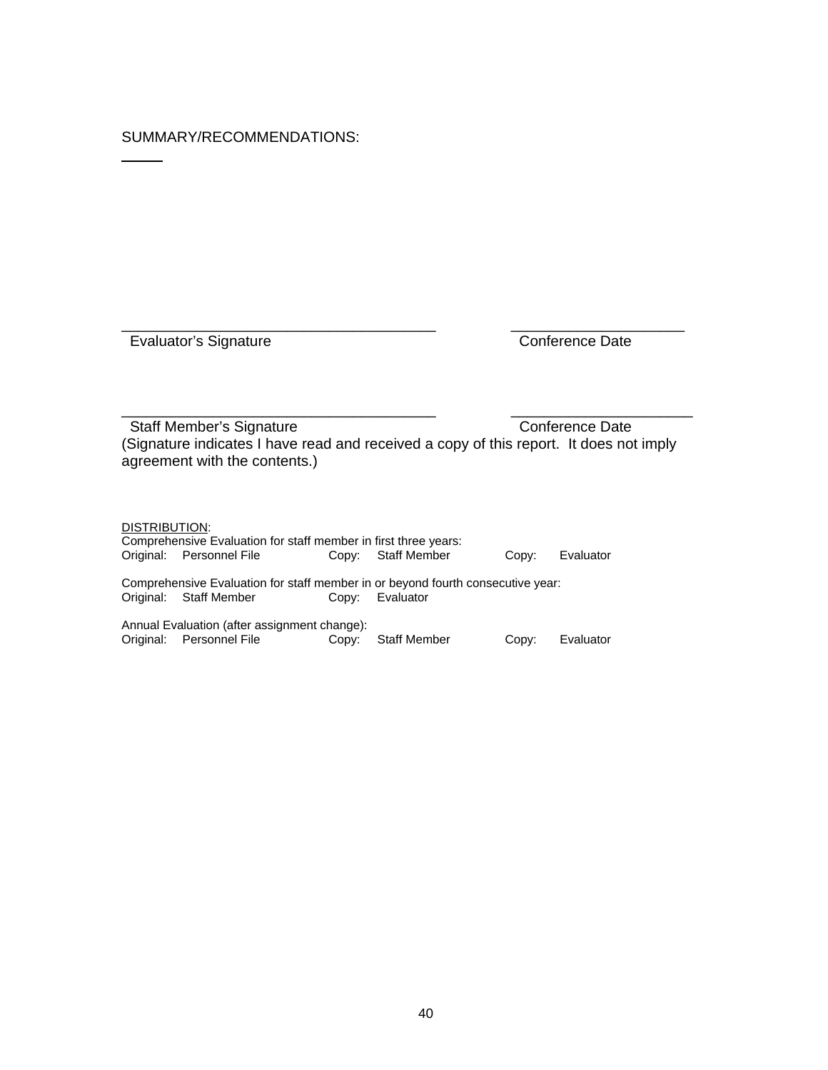SUMMARY/RECOMMENDATIONS:

\_\_\_\_\_\_\_\_\_\_\_\_\_\_\_\_\_\_\_\_\_\_\_\_\_\_\_\_\_\_\_\_\_\_\_\_\_\_\_ \_\_\_\_\_\_\_\_\_\_\_\_\_\_\_\_\_\_\_\_\_\_

Evaluator's Signature Conference Date

\_\_\_\_\_\_\_\_\_\_\_\_\_\_\_\_\_\_\_\_\_\_\_\_\_\_\_\_\_\_\_\_\_\_\_\_\_\_\_ \_\_\_\_\_\_\_\_\_\_\_\_\_\_\_\_\_\_\_\_\_\_

Staff Member's Signature Conference Date

(Signature indicates I have read and received a copy of this report. It does not imply agreement with the contents.)

<u>DISTRIBUTION</u>:

Comprehensive Evaluation for staff member in first three years:

Original: Personnel File Copy: Staff Member Copy: Evaluator

Comprehensive Evaluation for staff member in or beyond fourth consecutive year:

Original: Staff Member Copy: Evaluator

Annual Evaluation (after assignment change):

Original: Personnel File Copy: Staff Member Copy: Evaluator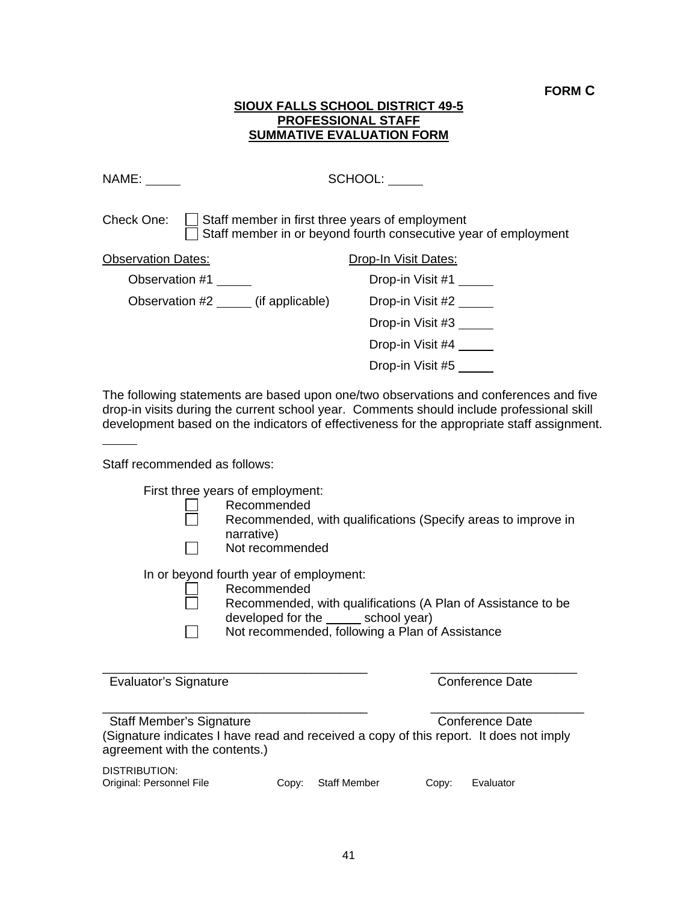**FORM C**

**SIOUX FALLS SCHOOL DISTRICT 49-5**
**PROFESSIONAL STAFF**
**SUMMATIVE EVALUATION FORM**

NAME: _____ SCHOOL: _____

Check One:
- ☐ Staff member in first three years of employment
- ☐ Staff member in or beyond fourth consecutive year of employment

| Observation Dates: | Drop-In Visit Dates: |
|---|---|
| Observation #1 _____ | Drop-in Visit #1 _____ |
| Observation #2 _____ (if applicable) | Drop-in Visit #2 _____ |
| | Drop-in Visit #3 _____ |
| | Drop-in Visit #4 _____ |
| | Drop-in Visit #5 _____ |

The following statements are based upon one/two observations and conferences and five drop-in visits during the current school year. Comments should include professional skill development based on the indicators of effectiveness for the appropriate staff assignment.

_____

Staff recommended as follows:

First three years of employment:
- ☐ Recommended
- ☐ Recommended, with qualifications (Specify areas to improve in narrative)
- ☐ Not recommended

In or beyond fourth year of employment:
- ☐ Recommended
- ☐ Recommended, with qualifications (A Plan of Assistance to be developed for the _____ school year)
- ☐ Not recommended, following a Plan of Assistance

______________________________________ ____________________
Evaluator's Signature Conference Date

______________________________________ ____________________
Staff Member's Signature Conference Date
(Signature indicates I have read and received a copy of this report. It does not imply agreement with the contents.)

DISTRIBUTION:
Original: Personnel File Copy: Staff Member Copy: Evaluator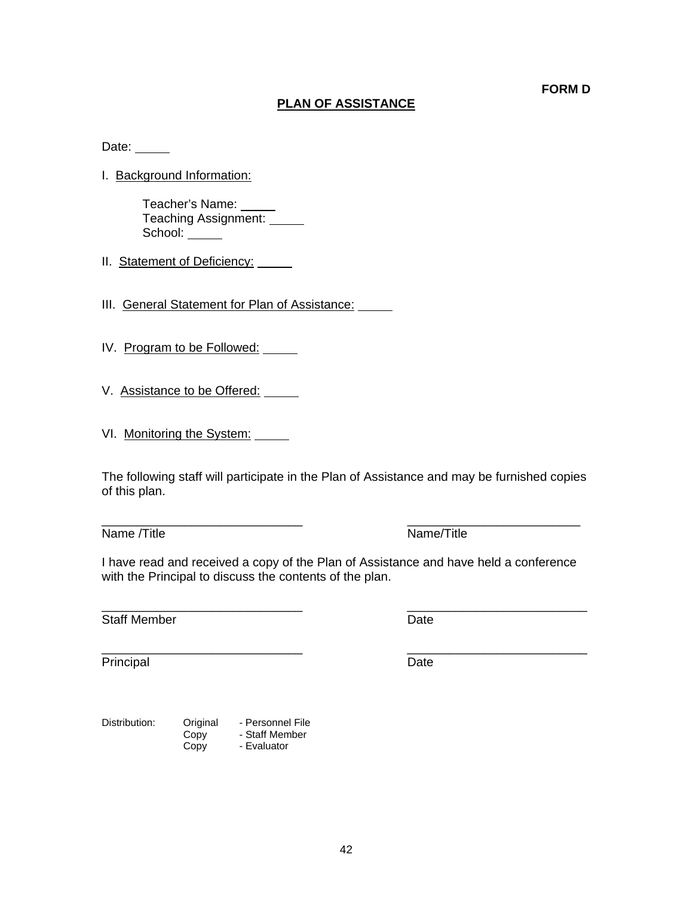**FORM D**

# PLAN OF ASSISTANCE

Date: _____

I. Background Information:

Teacher's Name: _____
Teaching Assignment: _____
School: _____

II. Statement of Deficiency: _____

III. General Statement for Plan of Assistance: _____

IV. Program to be Followed: _____

V. Assistance to be Offered: _____

VI. Monitoring the System: _____

The following staff will participate in the Plan of Assistance and may be furnished copies of this plan.

_____________________________ &nbsp;&nbsp;&nbsp;&nbsp;&nbsp;&nbsp;&nbsp;&nbsp; _________________________
Name /Title &nbsp;&nbsp;&nbsp;&nbsp;&nbsp;&nbsp;&nbsp;&nbsp;&nbsp;&nbsp;&nbsp;&nbsp;&nbsp;&nbsp;&nbsp;&nbsp;&nbsp;&nbsp;&nbsp;&nbsp;&nbsp;&nbsp;&nbsp;&nbsp;&nbsp;&nbsp;&nbsp;&nbsp;&nbsp;&nbsp;&nbsp;&nbsp;&nbsp;&nbsp;&nbsp;&nbsp;&nbsp;&nbsp; Name/Title

I have read and received a copy of the Plan of Assistance and have held a conference with the Principal to discuss the contents of the plan.

_____________________________ &nbsp;&nbsp;&nbsp;&nbsp;&nbsp;&nbsp;&nbsp;&nbsp; __________________________
Staff Member &nbsp;&nbsp;&nbsp;&nbsp;&nbsp;&nbsp;&nbsp;&nbsp;&nbsp;&nbsp;&nbsp;&nbsp;&nbsp;&nbsp;&nbsp;&nbsp;&nbsp;&nbsp;&nbsp;&nbsp;&nbsp;&nbsp;&nbsp;&nbsp;&nbsp;&nbsp;&nbsp;&nbsp;&nbsp;&nbsp;&nbsp;&nbsp;&nbsp;&nbsp;&nbsp;&nbsp; Date

_____________________________ &nbsp;&nbsp;&nbsp;&nbsp;&nbsp;&nbsp;&nbsp;&nbsp; __________________________
Principal &nbsp;&nbsp;&nbsp;&nbsp;&nbsp;&nbsp;&nbsp;&nbsp;&nbsp;&nbsp;&nbsp;&nbsp;&nbsp;&nbsp;&nbsp;&nbsp;&nbsp;&nbsp;&nbsp;&nbsp;&nbsp;&nbsp;&nbsp;&nbsp;&nbsp;&nbsp;&nbsp;&nbsp;&nbsp;&nbsp;&nbsp;&nbsp;&nbsp;&nbsp;&nbsp;&nbsp;&nbsp;&nbsp;&nbsp;&nbsp;&nbsp;&nbsp; Date

Distribution: Original - Personnel File
Copy - Staff Member
Copy - Evaluator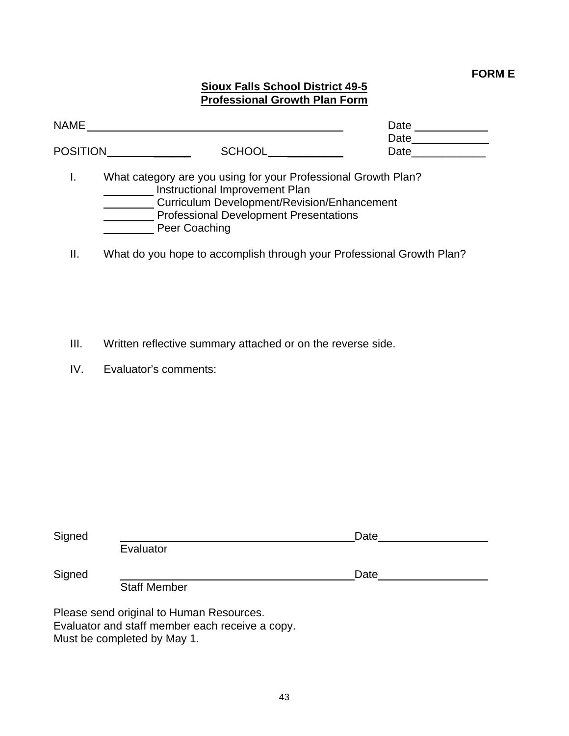**FORM E**

**Sioux Falls School District 49-5**
**Professional Growth Plan Form**

NAME ________________________________________ Date ____________
Date ____________
POSITION ______________ SCHOOL ____________ Date ____________

I. What category are you using for your Professional Growth Plan?
   ________ Instructional Improvement Plan
   ________ Curriculum Development/Revision/Enhancement
   ________ Professional Development Presentations
   ________ Peer Coaching

II. What do you hope to accomplish through your Professional Growth Plan?

III. Written reflective summary attached or on the reverse side.

IV. Evaluator's comments:

Signed ________________________________________ Date ________________
Evaluator

Signed ________________________________________ Date ________________
Staff Member

Please send original to Human Resources.
Evaluator and staff member each receive a copy.
Must be completed by May 1.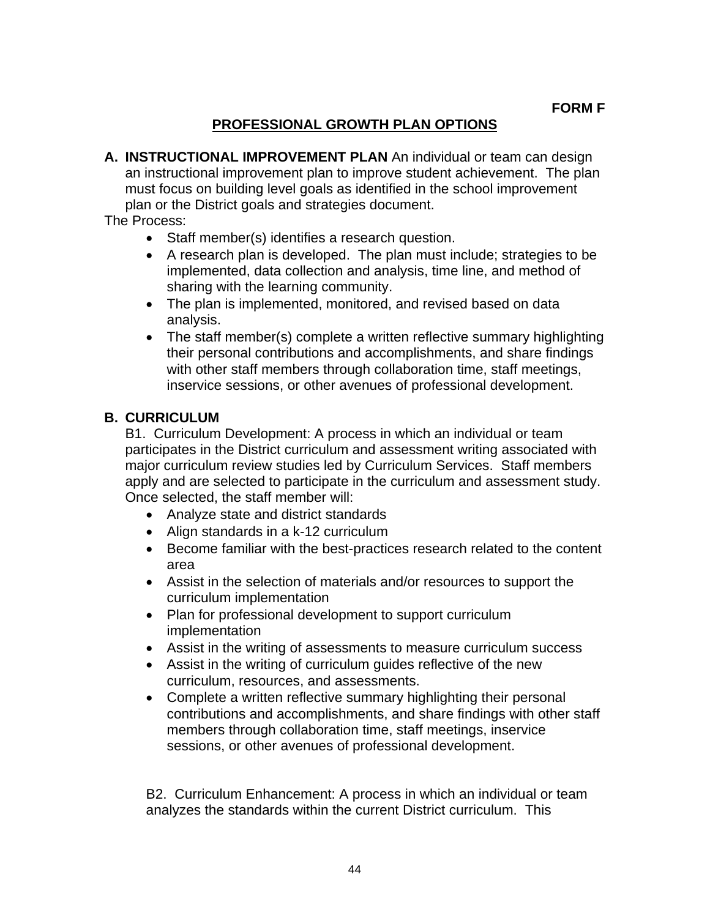**FORM F**

## PROFESSIONAL GROWTH PLAN OPTIONS

**A. INSTRUCTIONAL IMPROVEMENT PLAN** An individual or team can design an instructional improvement plan to improve student achievement. The plan must focus on building level goals as identified in the school improvement plan or the District goals and strategies document.

The Process:

- Staff member(s) identifies a research question.
- A research plan is developed. The plan must include; strategies to be implemented, data collection and analysis, time line, and method of sharing with the learning community.
- The plan is implemented, monitored, and revised based on data analysis.
- The staff member(s) complete a written reflective summary highlighting their personal contributions and accomplishments, and share findings with other staff members through collaboration time, staff meetings, inservice sessions, or other avenues of professional development.

**B. CURRICULUM**

B1. Curriculum Development: A process in which an individual or team participates in the District curriculum and assessment writing associated with major curriculum review studies led by Curriculum Services. Staff members apply and are selected to participate in the curriculum and assessment study. Once selected, the staff member will:

- Analyze state and district standards
- Align standards in a k-12 curriculum
- Become familiar with the best-practices research related to the content area
- Assist in the selection of materials and/or resources to support the curriculum implementation
- Plan for professional development to support curriculum implementation
- Assist in the writing of assessments to measure curriculum success
- Assist in the writing of curriculum guides reflective of the new curriculum, resources, and assessments.
- Complete a written reflective summary highlighting their personal contributions and accomplishments, and share findings with other staff members through collaboration time, staff meetings, inservice sessions, or other avenues of professional development.

B2. Curriculum Enhancement: A process in which an individual or team analyzes the standards within the current District curriculum. This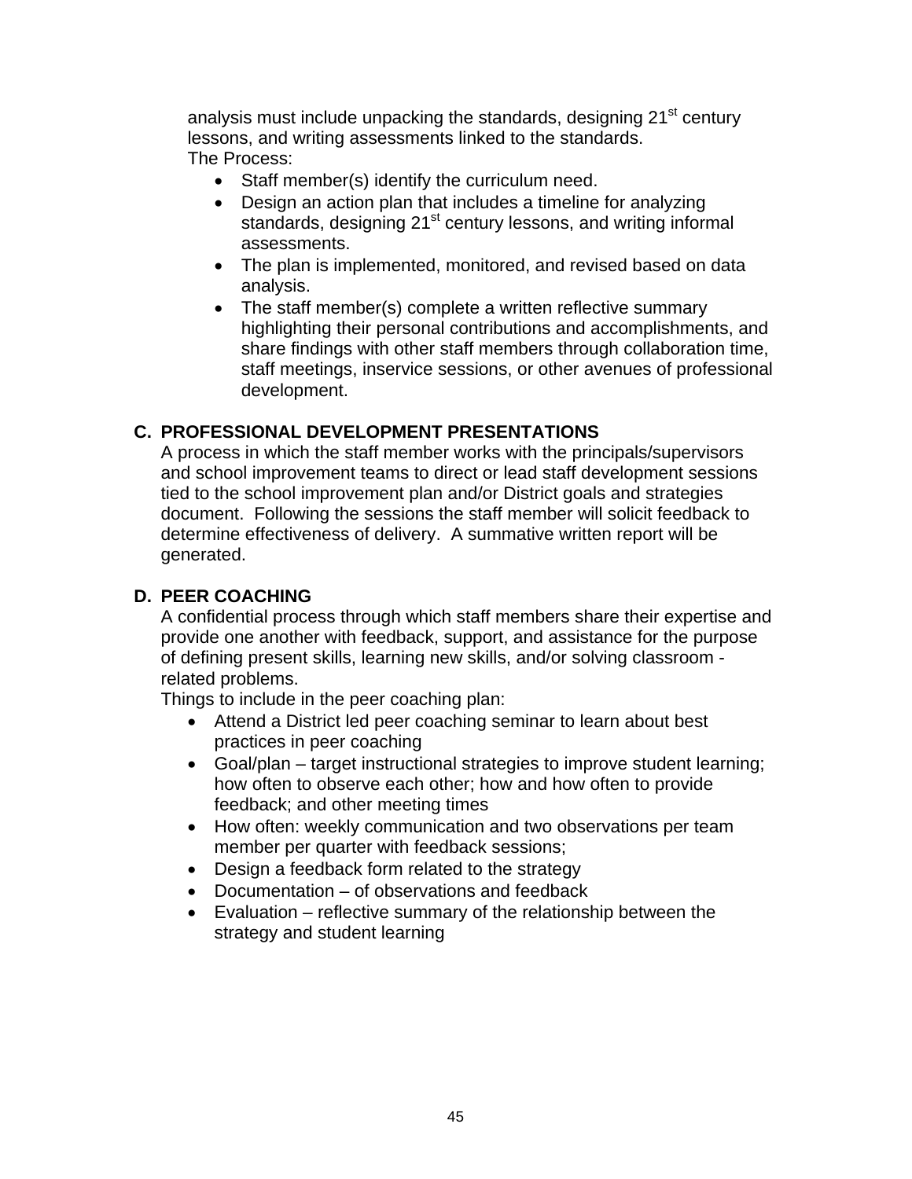analysis must include unpacking the standards, designing 21st century lessons, and writing assessments linked to the standards.

The Process:

- Staff member(s) identify the curriculum need.
- Design an action plan that includes a timeline for analyzing standards, designing 21st century lessons, and writing informal assessments.
- The plan is implemented, monitored, and revised based on data analysis.
- The staff member(s) complete a written reflective summary highlighting their personal contributions and accomplishments, and share findings with other staff members through collaboration time, staff meetings, inservice sessions, or other avenues of professional development.

### C. PROFESSIONAL DEVELOPMENT PRESENTATIONS

A process in which the staff member works with the principals/supervisors and school improvement teams to direct or lead staff development sessions tied to the school improvement plan and/or District goals and strategies document. Following the sessions the staff member will solicit feedback to determine effectiveness of delivery. A summative written report will be generated.

### D. PEER COACHING

A confidential process through which staff members share their expertise and provide one another with feedback, support, and assistance for the purpose of defining present skills, learning new skills, and/or solving classroom - related problems.

Things to include in the peer coaching plan:

- Attend a District led peer coaching seminar to learn about best practices in peer coaching
- Goal/plan – target instructional strategies to improve student learning; how often to observe each other; how and how often to provide feedback; and other meeting times
- How often: weekly communication and two observations per team member per quarter with feedback sessions;
- Design a feedback form related to the strategy
- Documentation – of observations and feedback
- Evaluation – reflective summary of the relationship between the strategy and student learning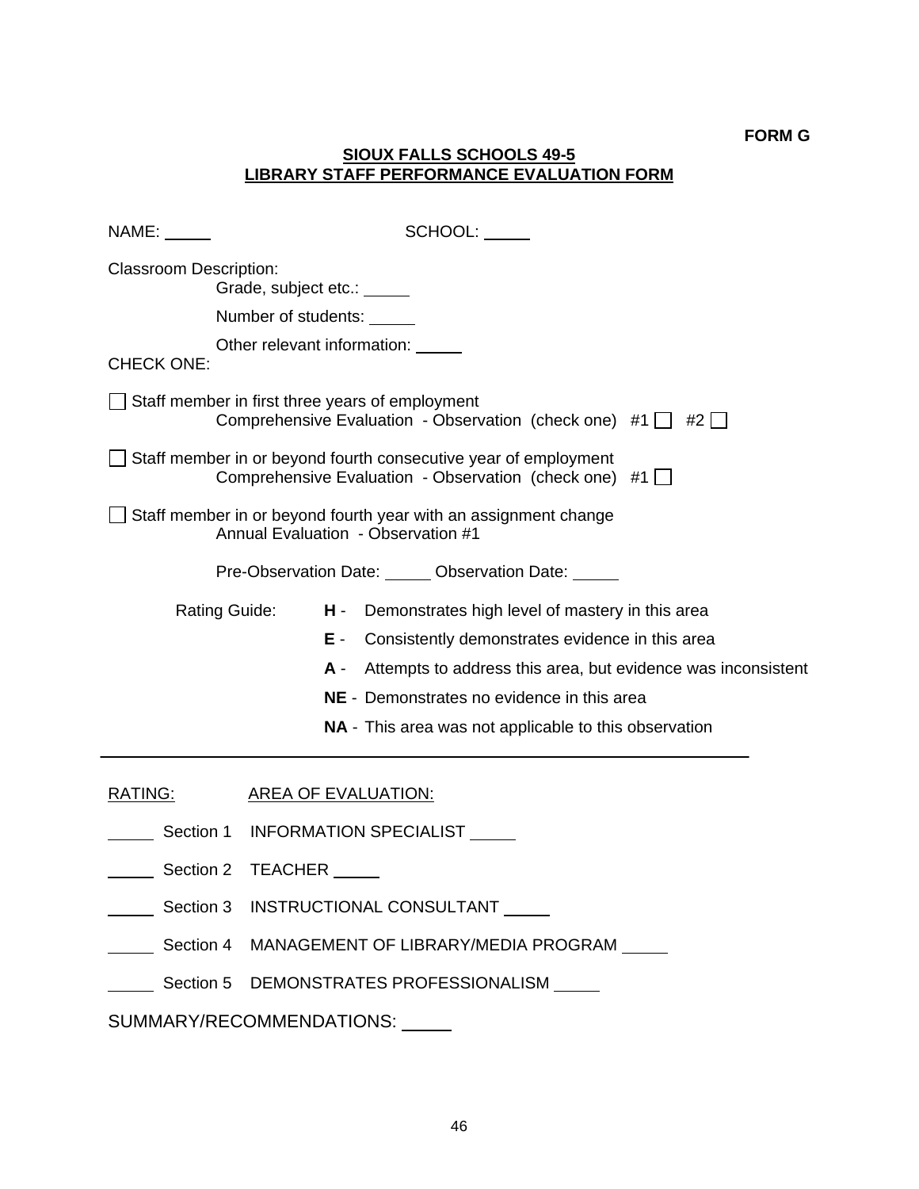**FORM G**

# SIOUX FALLS SCHOOLS 49-5
## LIBRARY STAFF PERFORMANCE EVALUATION FORM

NAME: _____ SCHOOL: _____

Classroom Description:
- Grade, subject etc.: _____
- Number of students: _____
- Other relevant information: _____

CHECK ONE:

☐ Staff member in first three years of employment
Comprehensive Evaluation - Observation (check one) #1 ☐ #2 ☐

☐ Staff member in or beyond fourth consecutive year of employment
Comprehensive Evaluation - Observation (check one) #1 ☐

☐ Staff member in or beyond fourth year with an assignment change
Annual Evaluation - Observation #1

Pre-Observation Date: _____ Observation Date: _____

Rating Guide:
- **H** - Demonstrates high level of mastery in this area
- **E** - Consistently demonstrates evidence in this area
- **A** - Attempts to address this area, but evidence was inconsistent
- **NE** - Demonstrates no evidence in this area
- **NA** - This area was not applicable to this observation

---

RATING: AREA OF EVALUATION:

_____ Section 1 INFORMATION SPECIALIST _____

_____ Section 2 TEACHER _____

_____ Section 3 INSTRUCTIONAL CONSULTANT _____

_____ Section 4 MANAGEMENT OF LIBRARY/MEDIA PROGRAM _____

_____ Section 5 DEMONSTRATES PROFESSIONALISM _____

SUMMARY/RECOMMENDATIONS: _____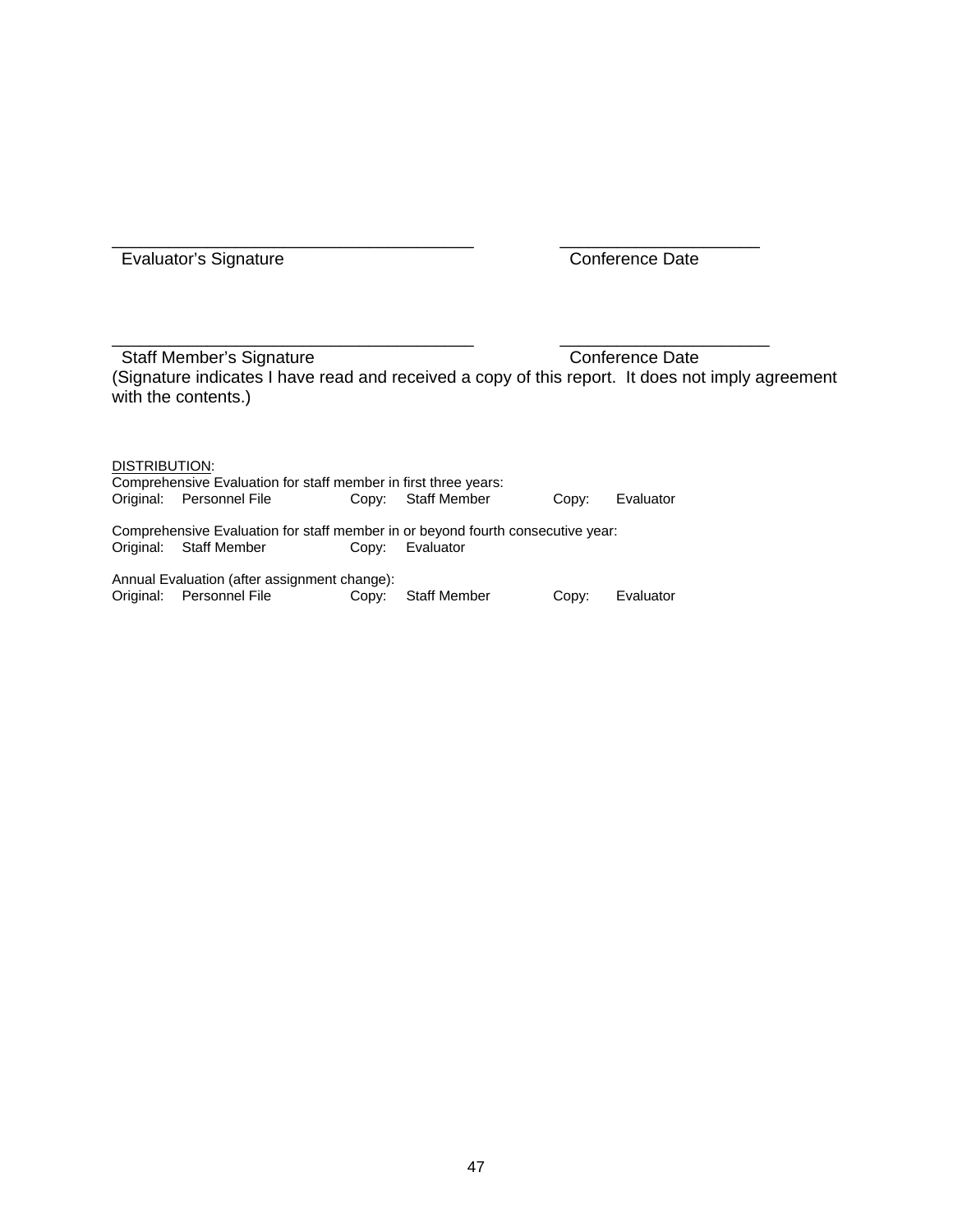\_\_\_\_\_\_\_\_\_\_\_\_\_\_\_\_\_\_\_\_\_\_\_\_\_\_\_\_\_\_\_\_\_\_\_\_\_\_ \_\_\_\_\_\_\_\_\_\_\_\_\_\_\_\_\_\_\_\_\_

Evaluator's Signature Conference Date

\_\_\_\_\_\_\_\_\_\_\_\_\_\_\_\_\_\_\_\_\_\_\_\_\_\_\_\_\_\_\_\_\_\_\_\_\_\_ \_\_\_\_\_\_\_\_\_\_\_\_\_\_\_\_\_\_\_\_\_\_

Staff Member's Signature Conference Date

(Signature indicates I have read and received a copy of this report. It does not imply agreement with the contents.)

<u>DISTRIBUTION</u>:

Comprehensive Evaluation for staff member in first three years:
Original: Personnel File Copy: Staff Member Copy: Evaluator

Comprehensive Evaluation for staff member in or beyond fourth consecutive year:
Original: Staff Member Copy: Evaluator

Annual Evaluation (after assignment change):
Original: Personnel File Copy: Staff Member Copy: Evaluator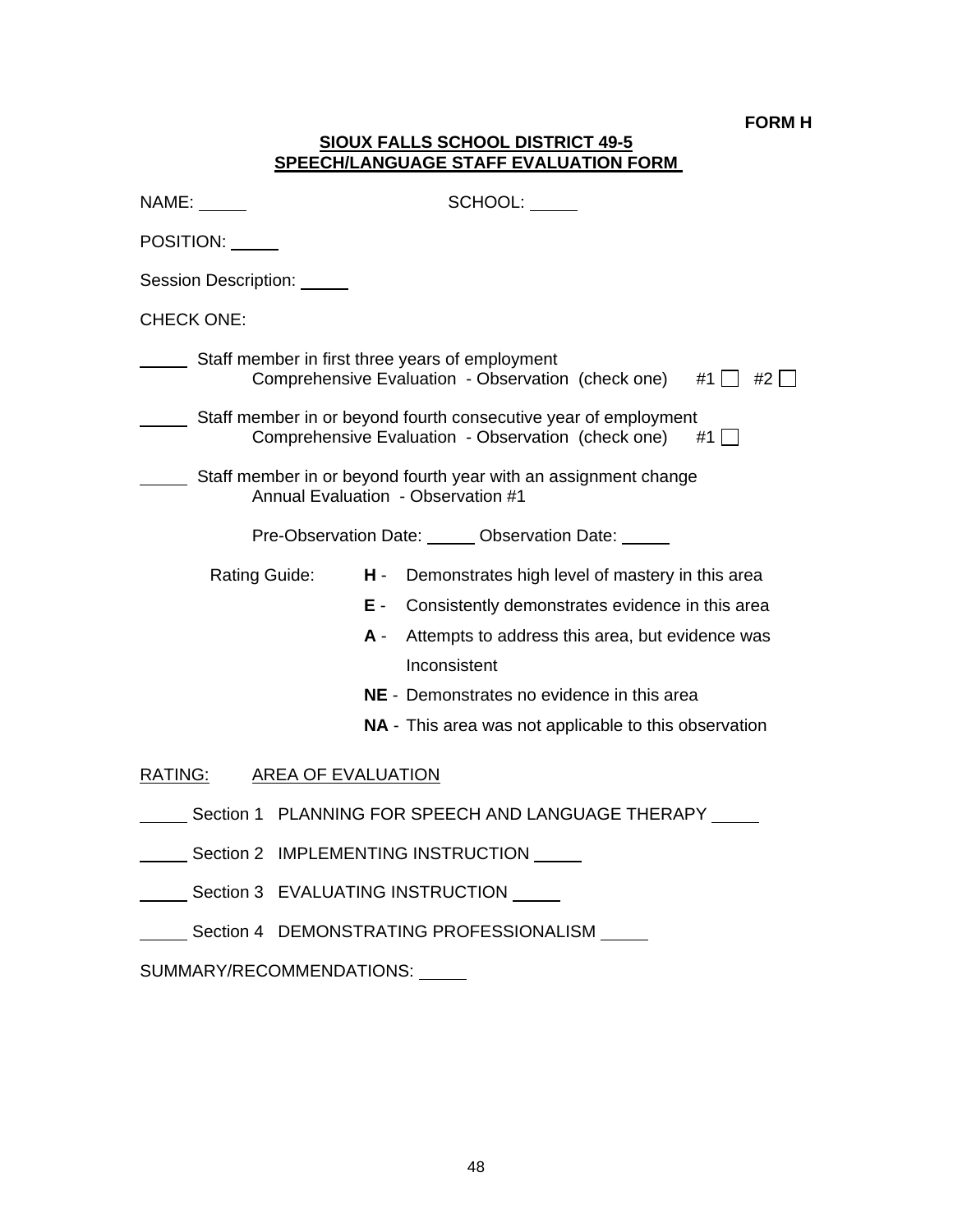**FORM H**

**SIOUX FALLS SCHOOL DISTRICT 49-5**
**SPEECH/LANGUAGE STAFF EVALUATION FORM**

NAME: _____ SCHOOL: _____

POSITION: _____

Session Description: _____

CHECK ONE:

_____ Staff member in first three years of employment
Comprehensive Evaluation - Observation (check one) #1 ☐ #2 ☐

_____ Staff member in or beyond fourth consecutive year of employment
Comprehensive Evaluation - Observation (check one) #1 ☐

_____ Staff member in or beyond fourth year with an assignment change
Annual Evaluation - Observation #1

Pre-Observation Date: _____ Observation Date: _____

Rating Guide:

- **H** - Demonstrates high level of mastery in this area
- **E** - Consistently demonstrates evidence in this area
- **A** - Attempts to address this area, but evidence was Inconsistent
- **NE** - Demonstrates no evidence in this area
- **NA** - This area was not applicable to this observation

RATING: AREA OF EVALUATION

_____ Section 1 PLANNING FOR SPEECH AND LANGUAGE THERAPY _____

_____ Section 2 IMPLEMENTING INSTRUCTION _____

_____ Section 3 EVALUATING INSTRUCTION _____

_____ Section 4 DEMONSTRATING PROFESSIONALISM _____

SUMMARY/RECOMMENDATIONS: _____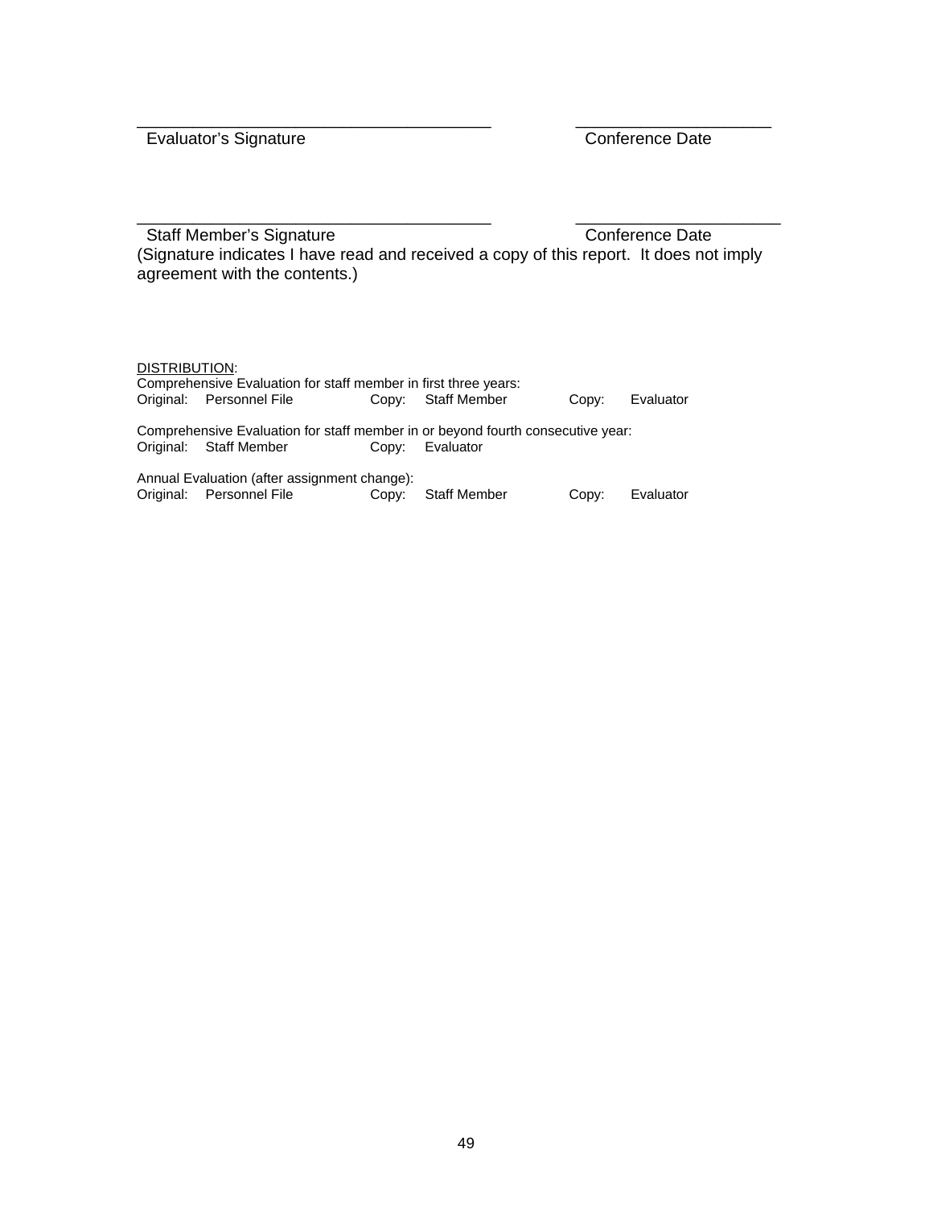\_\_\_\_\_\_\_\_\_\_\_\_\_\_\_\_\_\_\_\_\_\_\_\_\_\_\_\_\_\_\_\_\_\_\_\_\_\_ \_\_\_\_\_\_\_\_\_\_\_\_\_\_\_\_\_\_\_\_\_
Evaluator's Signature Conference Date

\_\_\_\_\_\_\_\_\_\_\_\_\_\_\_\_\_\_\_\_\_\_\_\_\_\_\_\_\_\_\_\_\_\_\_\_\_\_ \_\_\_\_\_\_\_\_\_\_\_\_\_\_\_\_\_\_\_\_\_\_
Staff Member's Signature Conference Date
(Signature indicates I have read and received a copy of this report. It does not imply agreement with the contents.)

<u>DISTRIBUTION</u>:

Comprehensive Evaluation for staff member in first three years:
Original: Personnel File Copy: Staff Member Copy: Evaluator

Comprehensive Evaluation for staff member in or beyond fourth consecutive year:
Original: Staff Member Copy: Evaluator

Annual Evaluation (after assignment change):
Original: Personnel File Copy: Staff Member Copy: Evaluator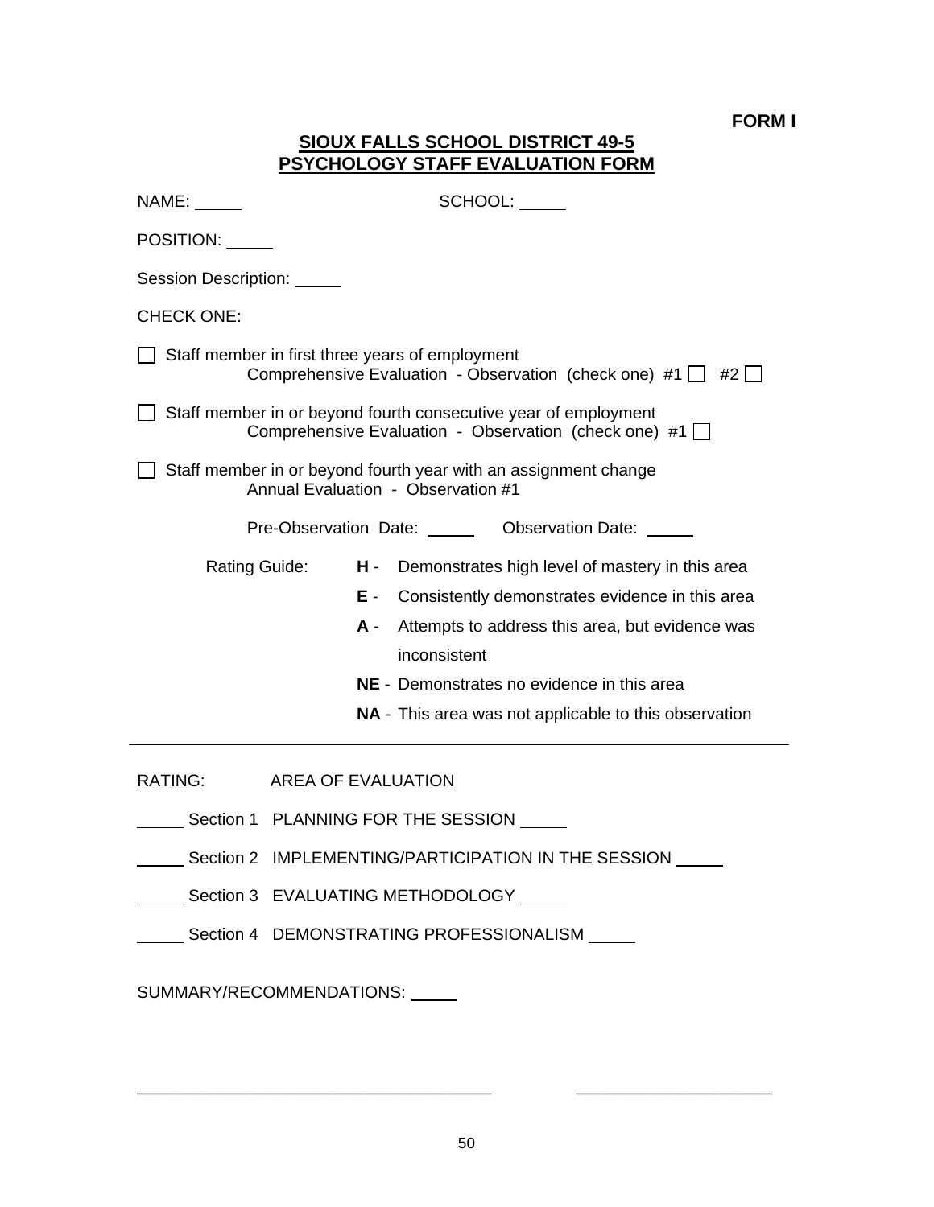**FORM I**

# SIOUX FALLS SCHOOL DISTRICT 49-5
## PSYCHOLOGY STAFF EVALUATION FORM

NAME: _____ SCHOOL: _____

POSITION: _____

Session Description: _____

CHECK ONE:

☐ Staff member in first three years of employment
Comprehensive Evaluation - Observation (check one) #1 ☐ #2 ☐

☐ Staff member in or beyond fourth consecutive year of employment
Comprehensive Evaluation - Observation (check one) #1 ☐

☐ Staff member in or beyond fourth year with an assignment change
Annual Evaluation - Observation #1

Pre-Observation Date: _____ Observation Date: _____

Rating Guide:

- **H** - Demonstrates high level of mastery in this area
- **E** - Consistently demonstrates evidence in this area
- **A** - Attempts to address this area, but evidence was inconsistent
- **NE** - Demonstrates no evidence in this area
- **NA** - This area was not applicable to this observation

---

RATING: AREA OF EVALUATION

_____ Section 1 PLANNING FOR THE SESSION _____

_____ Section 2 IMPLEMENTING/PARTICIPATION IN THE SESSION _____

_____ Section 3 EVALUATING METHODOLOGY _____

_____ Section 4 DEMONSTRATING PROFESSIONALISM _____

SUMMARY/RECOMMENDATIONS: _____

_______________________________________ _____________________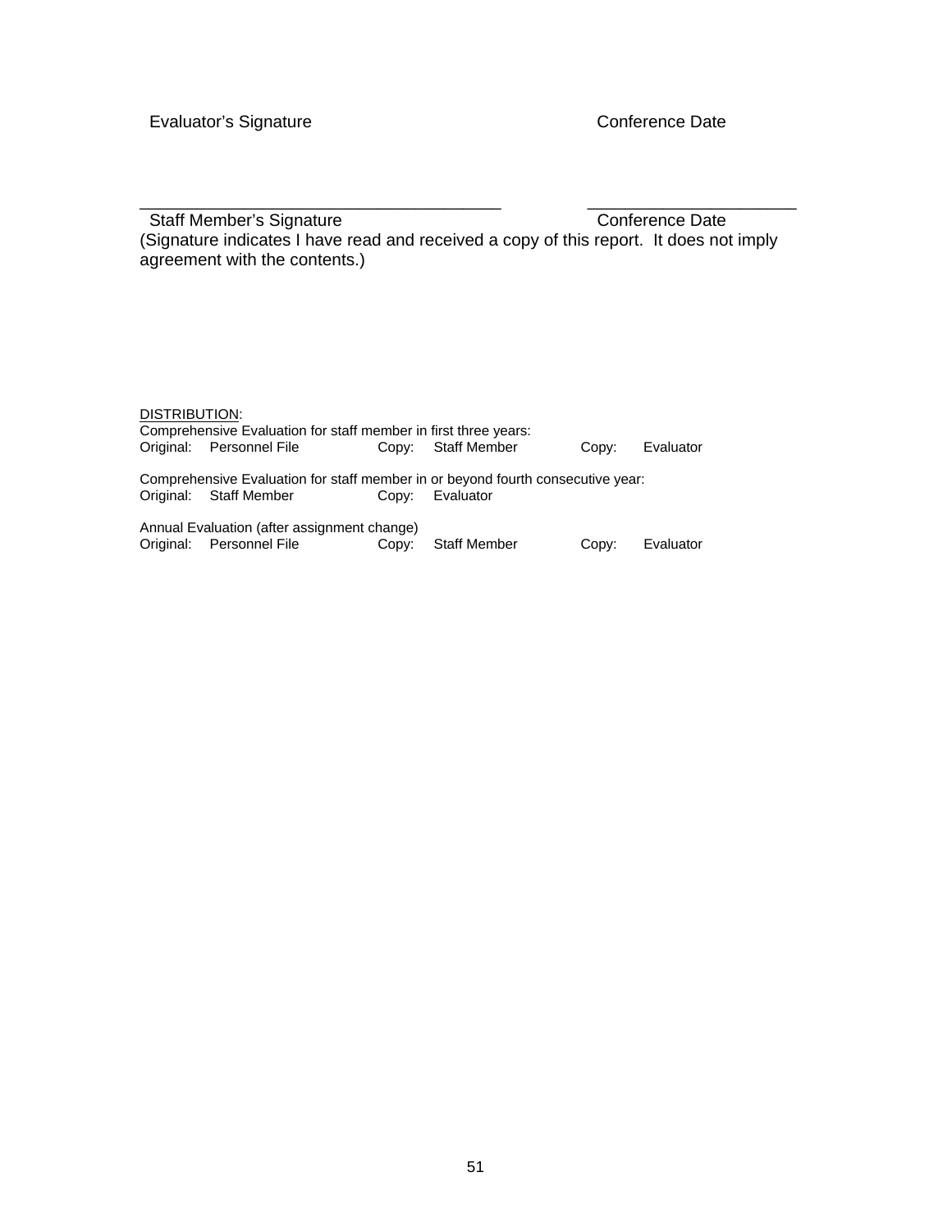Evaluator's Signature                                        Conference Date

_______________________________________          ______________________

Staff Member's Signature                                    Conference Date

(Signature indicates I have read and received a copy of this report. It does not imply agreement with the contents.)

<u>DISTRIBUTION</u>:

Comprehensive Evaluation for staff member in first three years:

| Original: | Personnel File | Copy: | Staff Member | Copy: | Evaluator |
|---|---|---|---|---|---|

Comprehensive Evaluation for staff member in or beyond fourth consecutive year:

| Original: | Staff Member | Copy: | Evaluator |
|---|---|---|---|

Annual Evaluation (after assignment change)

| Original: | Personnel File | Copy: | Staff Member | Copy: | Evaluator |
|---|---|---|---|---|---|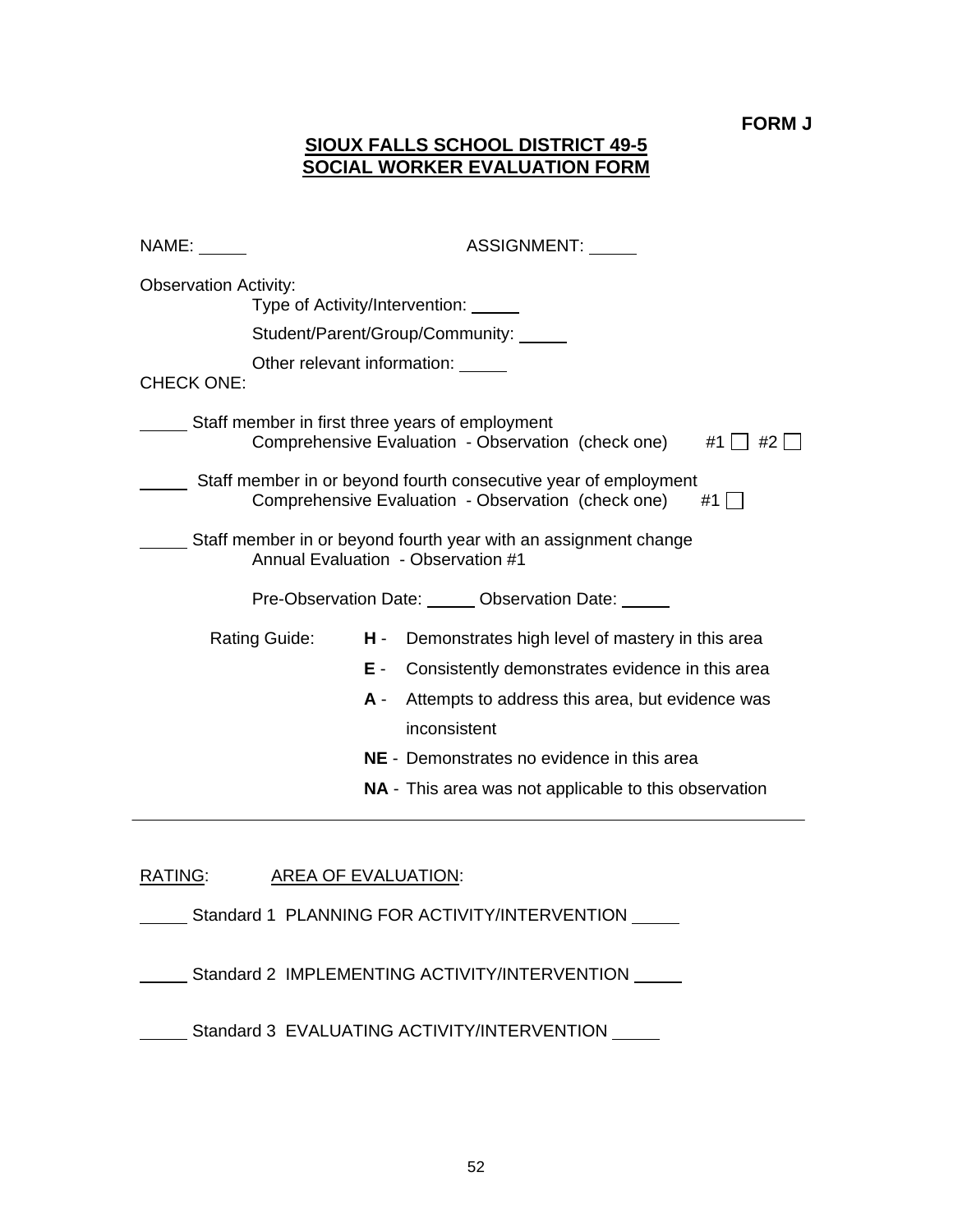**FORM J**

# SIOUX FALLS SCHOOL DISTRICT 49-5
# SOCIAL WORKER EVALUATION FORM

NAME: _____ ASSIGNMENT: _____

Observation Activity:

Type of Activity/Intervention: _____

Student/Parent/Group/Community: _____

Other relevant information: _____

CHECK ONE:

_____ Staff member in first three years of employment
Comprehensive Evaluation - Observation (check one) #1 ☐ #2 ☐

_____ Staff member in or beyond fourth consecutive year of employment
Comprehensive Evaluation - Observation (check one) #1 ☐

_____ Staff member in or beyond fourth year with an assignment change
Annual Evaluation - Observation #1

Pre-Observation Date: _____ Observation Date: _____

Rating Guide:

- **H** - Demonstrates high level of mastery in this area
- **E** - Consistently demonstrates evidence in this area
- **A** - Attempts to address this area, but evidence was inconsistent
- **NE** - Demonstrates no evidence in this area
- **NA** - This area was not applicable to this observation

---

RATING: AREA OF EVALUATION:

_____ Standard 1 PLANNING FOR ACTIVITY/INTERVENTION _____

_____ Standard 2 IMPLEMENTING ACTIVITY/INTERVENTION _____

_____ Standard 3 EVALUATING ACTIVITY/INTERVENTION _____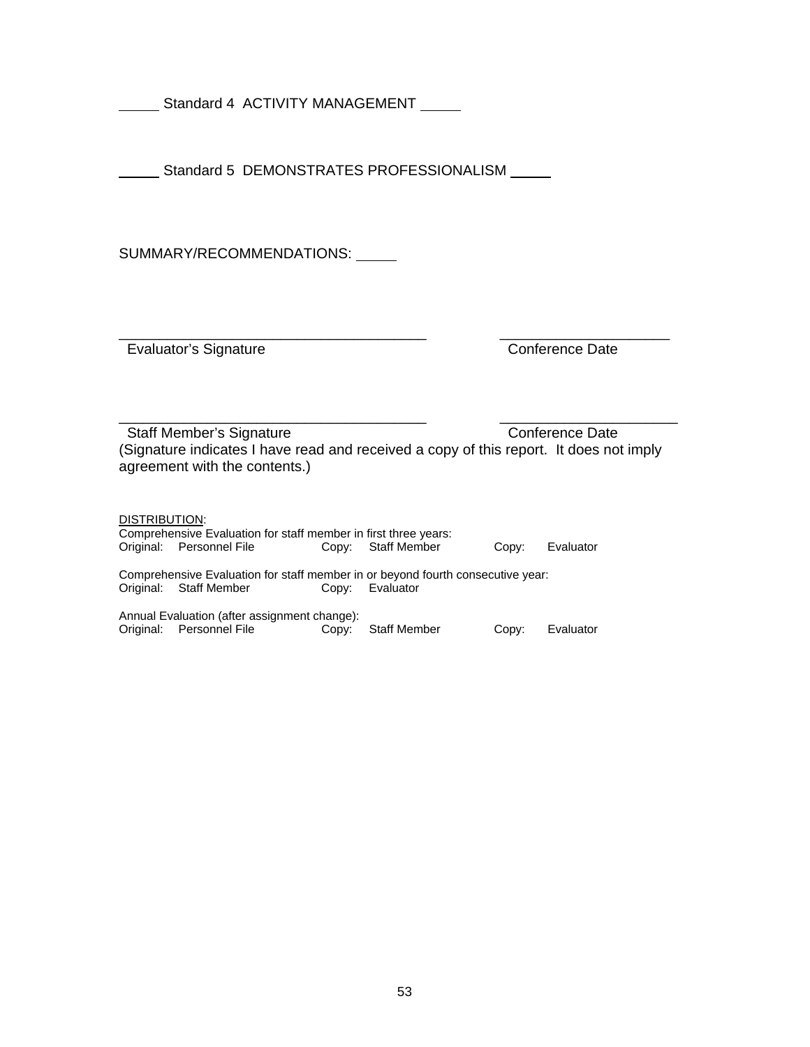_____ Standard 4 ACTIVITY MANAGEMENT _____

_____ Standard 5 DEMONSTRATES PROFESSIONALISM _____

SUMMARY/RECOMMENDATIONS: _____

_______________________________________ &nbsp;&nbsp;&nbsp;&nbsp;&nbsp;&nbsp;&nbsp;&nbsp; _____________________
Evaluator's Signature &nbsp;&nbsp;&nbsp;&nbsp;&nbsp;&nbsp;&nbsp;&nbsp;&nbsp;&nbsp;&nbsp;&nbsp;&nbsp;&nbsp;&nbsp;&nbsp;&nbsp;&nbsp;&nbsp;&nbsp;&nbsp;&nbsp;&nbsp;&nbsp;&nbsp;&nbsp;&nbsp;&nbsp;&nbsp;&nbsp;&nbsp;&nbsp;&nbsp;&nbsp;&nbsp;&nbsp;&nbsp;&nbsp;&nbsp;&nbsp;&nbsp;&nbsp;&nbsp;&nbsp; Conference Date

_______________________________________ &nbsp;&nbsp;&nbsp;&nbsp;&nbsp;&nbsp;&nbsp;&nbsp; _____________________
Staff Member's Signature &nbsp;&nbsp;&nbsp;&nbsp;&nbsp;&nbsp;&nbsp;&nbsp;&nbsp;&nbsp;&nbsp;&nbsp;&nbsp;&nbsp;&nbsp;&nbsp;&nbsp;&nbsp;&nbsp;&nbsp;&nbsp;&nbsp;&nbsp;&nbsp;&nbsp;&nbsp;&nbsp;&nbsp;&nbsp;&nbsp;&nbsp;&nbsp;&nbsp;&nbsp;&nbsp;&nbsp;&nbsp;&nbsp;&nbsp;&nbsp; Conference Date
(Signature indicates I have read and received a copy of this report. It does not imply agreement with the contents.)

<u>DISTRIBUTION</u>:

Comprehensive Evaluation for staff member in first three years:
Original: Personnel File &nbsp;&nbsp;&nbsp;&nbsp; Copy: Staff Member &nbsp;&nbsp;&nbsp;&nbsp; Copy: Evaluator

Comprehensive Evaluation for staff member in or beyond fourth consecutive year:
Original: Staff Member &nbsp;&nbsp;&nbsp;&nbsp; Copy: Evaluator

Annual Evaluation (after assignment change):
Original: Personnel File &nbsp;&nbsp;&nbsp;&nbsp; Copy: Staff Member &nbsp;&nbsp;&nbsp;&nbsp; Copy: Evaluator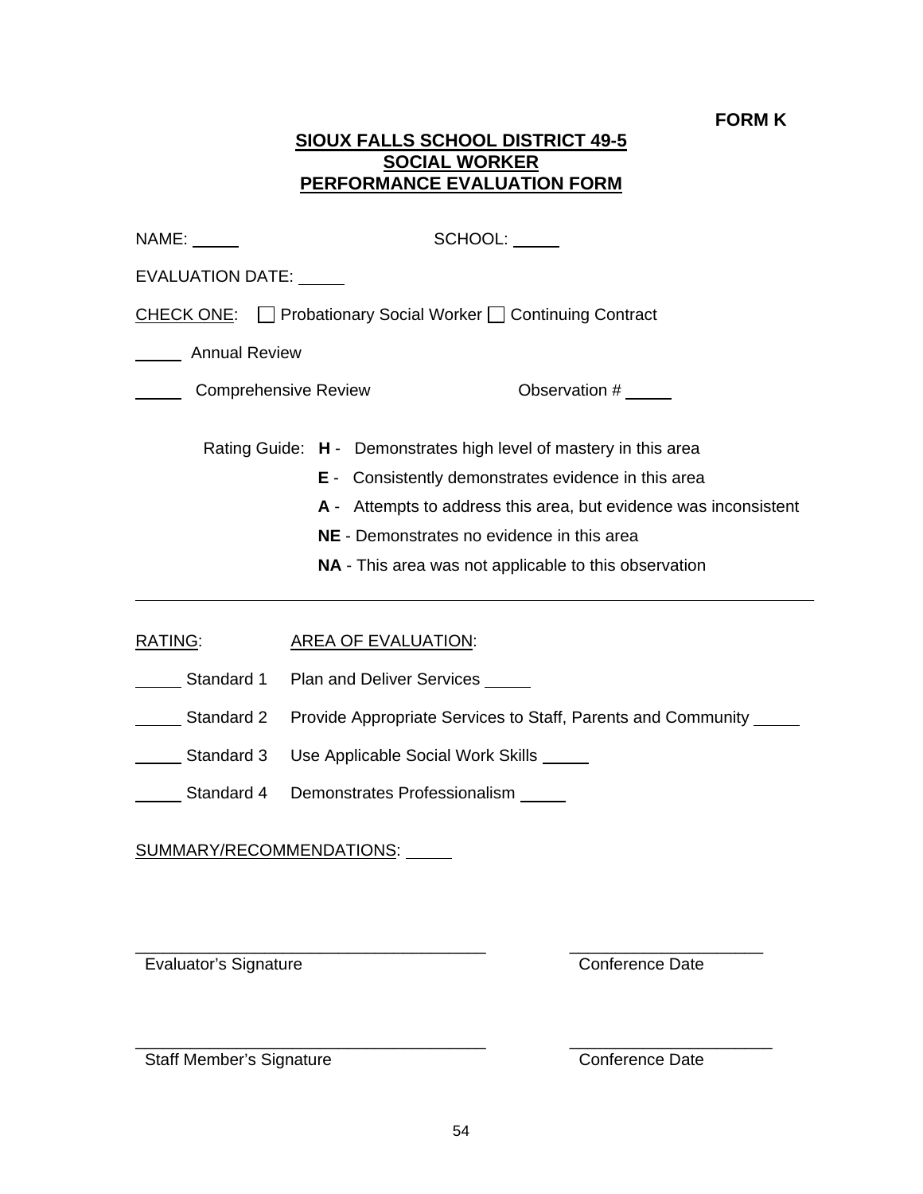**FORM K**

# SIOUX FALLS SCHOOL DISTRICT 49-5
## SOCIAL WORKER
## PERFORMANCE EVALUATION FORM

NAME: _____ SCHOOL: _____

EVALUATION DATE: _____

CHECK ONE: ☐ Probationary Social Worker ☐ Continuing Contract

_____ Annual Review

_____ Comprehensive Review Observation # _____

Rating Guide:
- **H** - Demonstrates high level of mastery in this area
- **E** - Consistently demonstrates evidence in this area
- **A** - Attempts to address this area, but evidence was inconsistent
- **NE** - Demonstrates no evidence in this area
- **NA** - This area was not applicable to this observation

---

| RATING: | | AREA OF EVALUATION: |
|---|---|---|
| _____ | Standard 1 | Plan and Deliver Services _____ |
| _____ | Standard 2 | Provide Appropriate Services to Staff, Parents and Community _____ |
| _____ | Standard 3 | Use Applicable Social Work Skills _____ |
| _____ | Standard 4 | Demonstrates Professionalism _____ |

SUMMARY/RECOMMENDATIONS: _____

_____________________________________ _____________________

Evaluator's Signature Conference Date

_____________________________________ _____________________

Staff Member's Signature Conference Date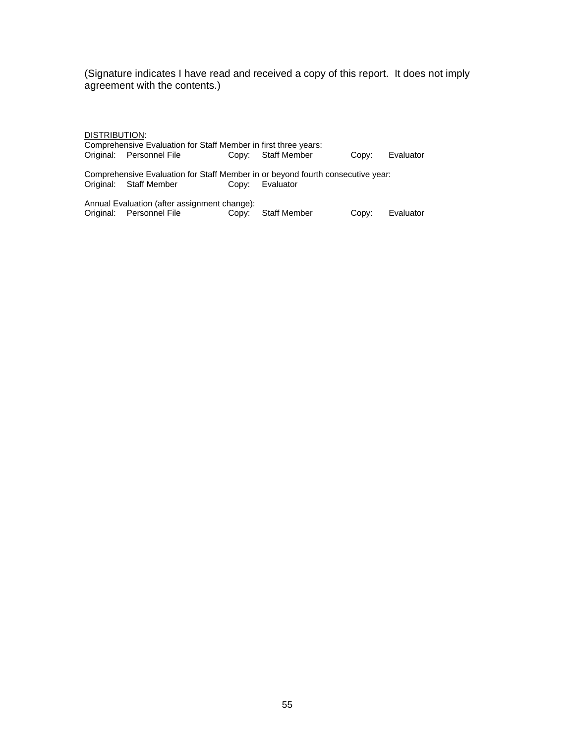(Signature indicates I have read and received a copy of this report. It does not imply agreement with the contents.)

<u>DISTRIBUTION</u>:

Comprehensive Evaluation for Staff Member in first three years:

| Original: | Personnel File | Copy: | Staff Member | Copy: | Evaluator |
|---|---|---|---|---|---|

Comprehensive Evaluation for Staff Member in or beyond fourth consecutive year:

| Original: | Staff Member | Copy: | Evaluator |
|---|---|---|---|

Annual Evaluation (after assignment change):

| Original: | Personnel File | Copy: | Staff Member | Copy: | Evaluator |
|---|---|---|---|---|---|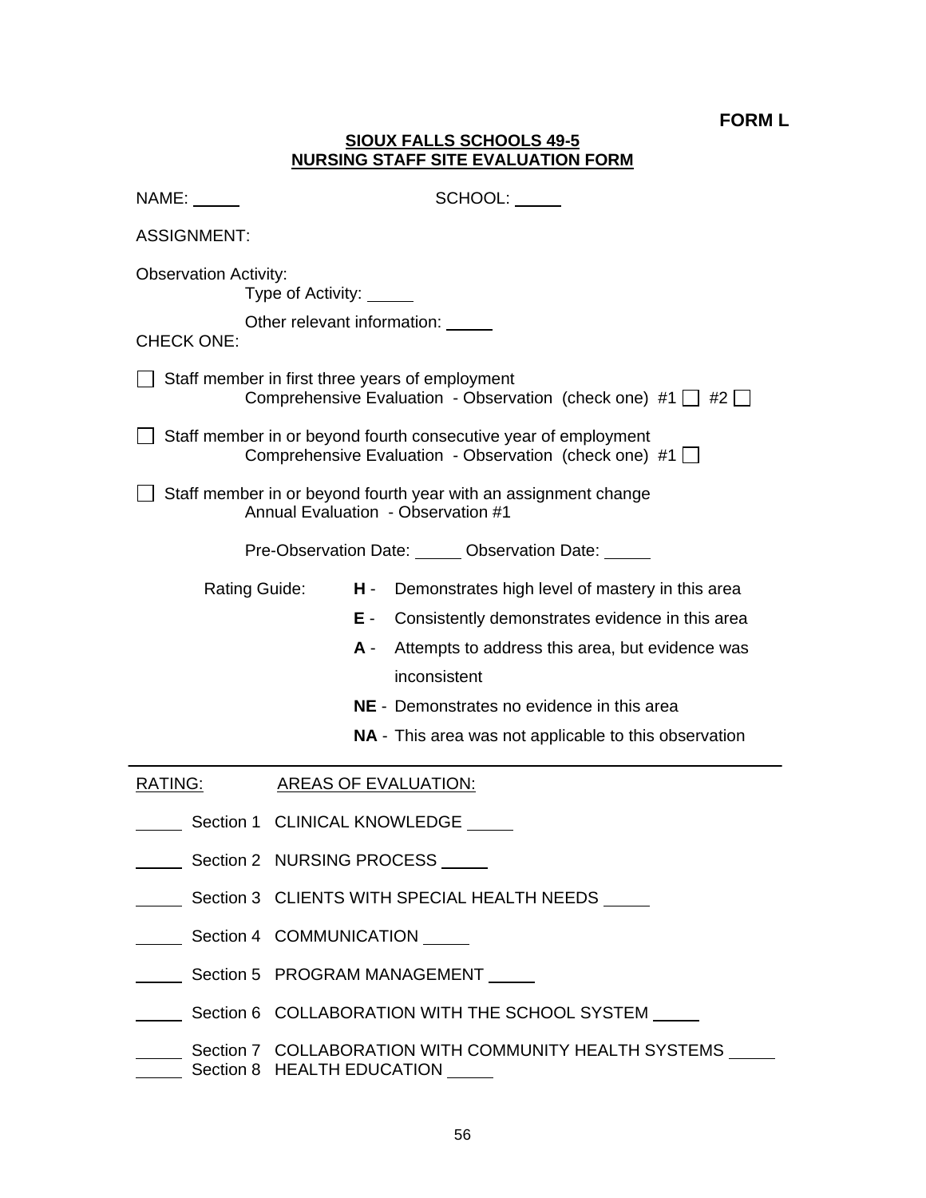**FORM L**

**SIOUX FALLS SCHOOLS 49-5**
**NURSING STAFF SITE EVALUATION FORM**

NAME: _____ SCHOOL: _____

ASSIGNMENT:

Observation Activity:
Type of Activity: _____

Other relevant information: _____

CHECK ONE:

☐ Staff member in first three years of employment
Comprehensive Evaluation - Observation (check one) #1 ☐ #2 ☐

☐ Staff member in or beyond fourth consecutive year of employment
Comprehensive Evaluation - Observation (check one) #1 ☐

☐ Staff member in or beyond fourth year with an assignment change
Annual Evaluation - Observation #1

Pre-Observation Date: _____ Observation Date: _____

Rating Guide:
- **H** - Demonstrates high level of mastery in this area
- **E** - Consistently demonstrates evidence in this area
- **A** - Attempts to address this area, but evidence was inconsistent
- **NE** - Demonstrates no evidence in this area
- **NA** - This area was not applicable to this observation

---

RATING: AREAS OF EVALUATION:

_____ Section 1 CLINICAL KNOWLEDGE _____

_____ Section 2 NURSING PROCESS _____

_____ Section 3 CLIENTS WITH SPECIAL HEALTH NEEDS _____

_____ Section 4 COMMUNICATION _____

_____ Section 5 PROGRAM MANAGEMENT _____

_____ Section 6 COLLABORATION WITH THE SCHOOL SYSTEM _____

_____ Section 7 COLLABORATION WITH COMMUNITY HEALTH SYSTEMS _____

_____ Section 8 HEALTH EDUCATION _____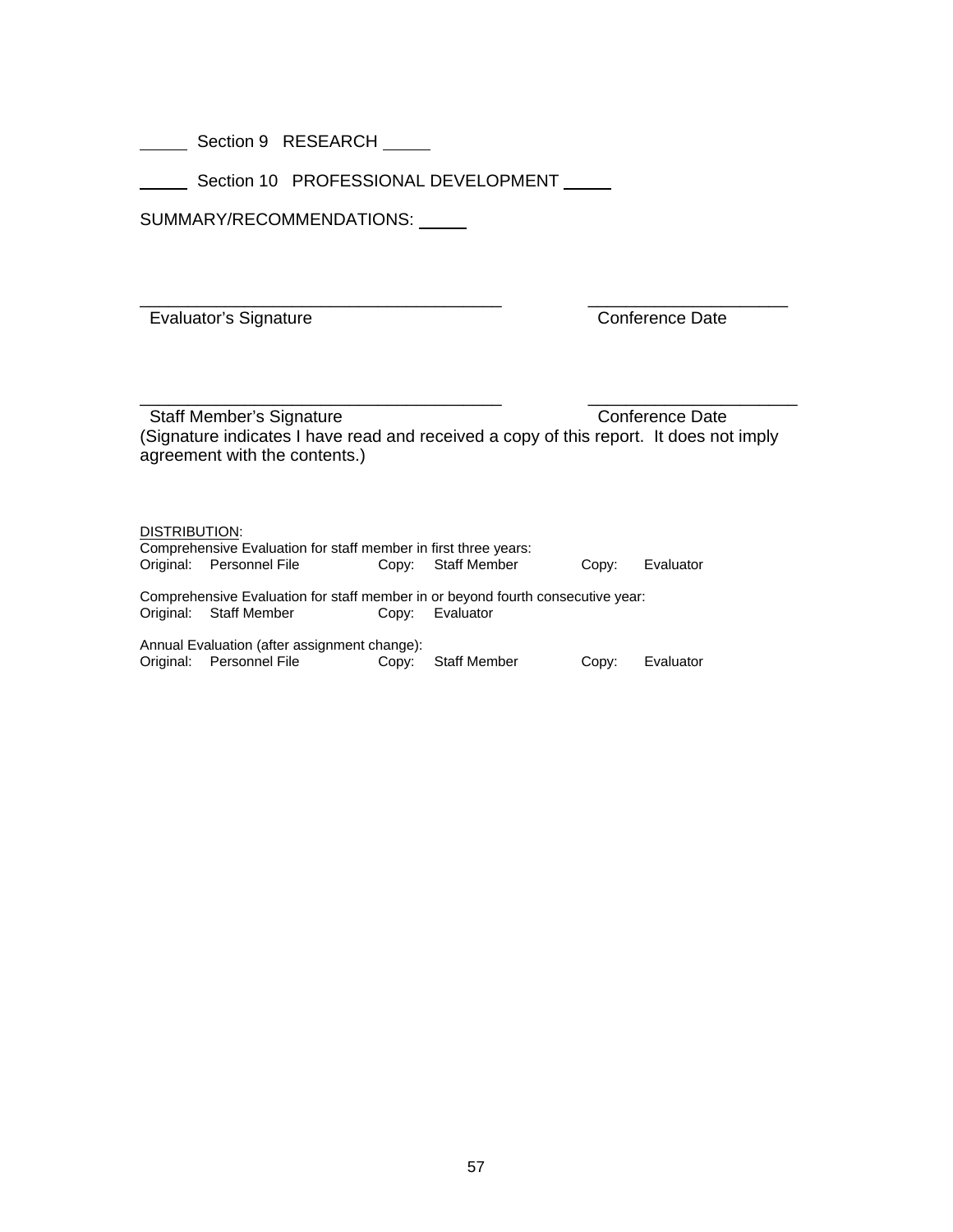_____ Section 9 RESEARCH _____

_____ Section 10 PROFESSIONAL DEVELOPMENT _____

SUMMARY/RECOMMENDATIONS: _____

______________________________________ ____________________

Evaluator's Signature Conference Date

______________________________________ ____________________

Staff Member's Signature Conference Date

(Signature indicates I have read and received a copy of this report. It does not imply agreement with the contents.)

DISTRIBUTION:

Comprehensive Evaluation for staff member in first three years:

| | | | | | |
|---|---|---|---|---|---|
| Original: | Personnel File | Copy: | Staff Member | Copy: | Evaluator |

Comprehensive Evaluation for staff member in or beyond fourth consecutive year:

| | | | |
|---|---|---|---|
| Original: | Staff Member | Copy: | Evaluator |

Annual Evaluation (after assignment change):

| | | | | | |
|---|---|---|---|---|---|
| Original: | Personnel File | Copy: | Staff Member | Copy: | Evaluator |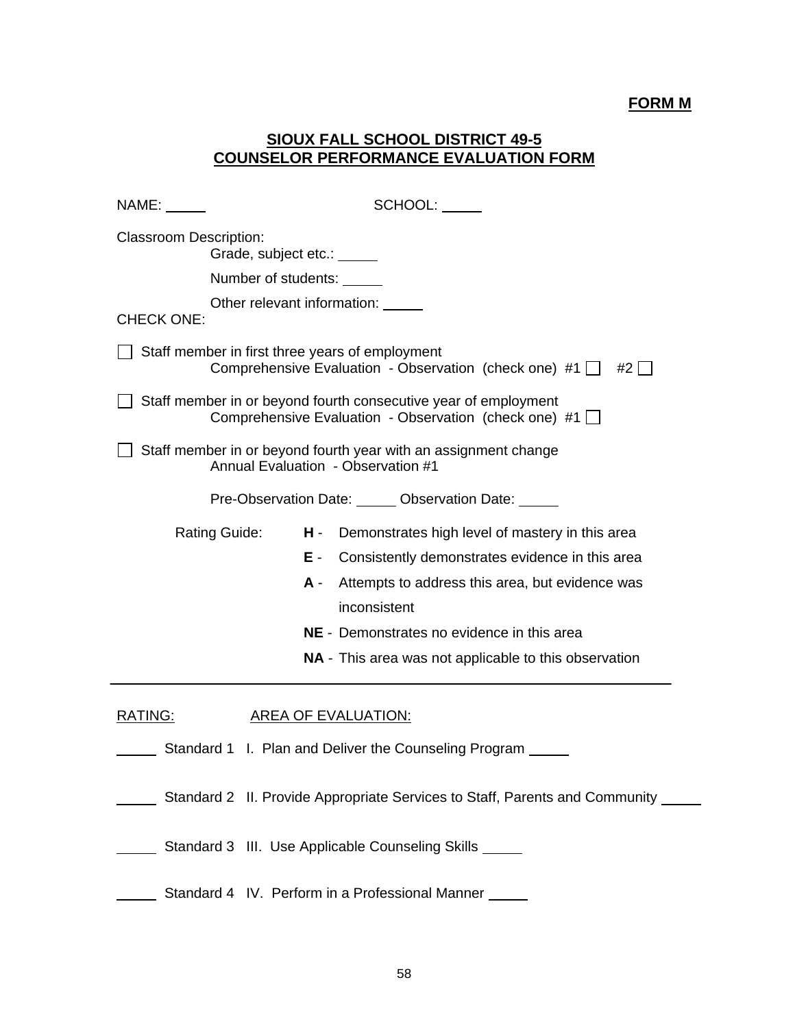**FORM M**

## SIOUX FALL SCHOOL DISTRICT 49-5
## COUNSELOR PERFORMANCE EVALUATION FORM

NAME: _____ SCHOOL: _____

Classroom Description:

Grade, subject etc.: _____

Number of students: _____

Other relevant information: _____

CHECK ONE:

☐ Staff member in first three years of employment
Comprehensive Evaluation - Observation (check one) #1 ☐ #2 ☐

☐ Staff member in or beyond fourth consecutive year of employment
Comprehensive Evaluation - Observation (check one) #1 ☐

☐ Staff member in or beyond fourth year with an assignment change
Annual Evaluation - Observation #1

Pre-Observation Date: _____ Observation Date: _____

Rating Guide:

- **H** - Demonstrates high level of mastery in this area
- **E** - Consistently demonstrates evidence in this area
- **A** - Attempts to address this area, but evidence was inconsistent
- **NE** - Demonstrates no evidence in this area
- **NA** - This area was not applicable to this observation

---

RATING: AREA OF EVALUATION:

_____ Standard 1 I. Plan and Deliver the Counseling Program _____

_____ Standard 2 II. Provide Appropriate Services to Staff, Parents and Community _____

_____ Standard 3 III. Use Applicable Counseling Skills _____

_____ Standard 4 IV. Perform in a Professional Manner _____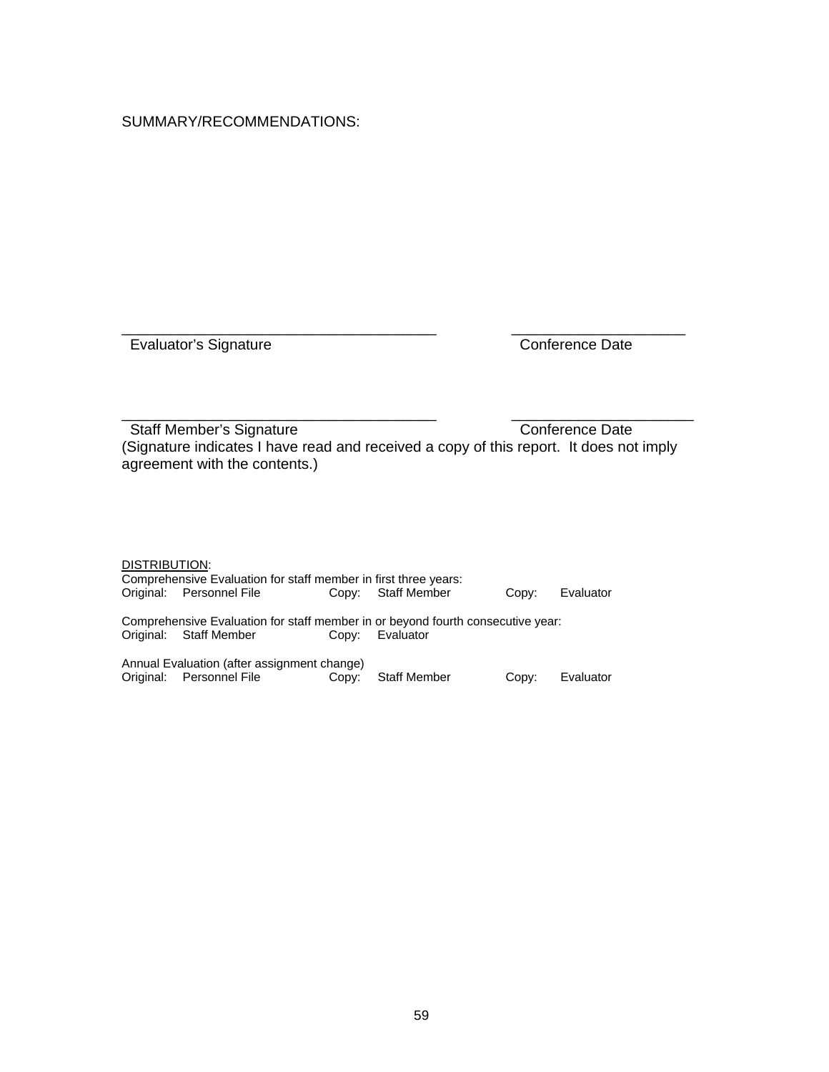SUMMARY/RECOMMENDATIONS:

_______________________________________ ____________________
Evaluator's Signature Conference Date

_______________________________________ _____________________
Staff Member's Signature Conference Date
(Signature indicates I have read and received a copy of this report. It does not imply agreement with the contents.)

DISTRIBUTION:

Comprehensive Evaluation for staff member in first three years:
Original: Personnel File Copy: Staff Member Copy: Evaluator

Comprehensive Evaluation for staff member in or beyond fourth consecutive year:
Original: Staff Member Copy: Evaluator

Annual Evaluation (after assignment change)
Original: Personnel File Copy: Staff Member Copy: Evaluator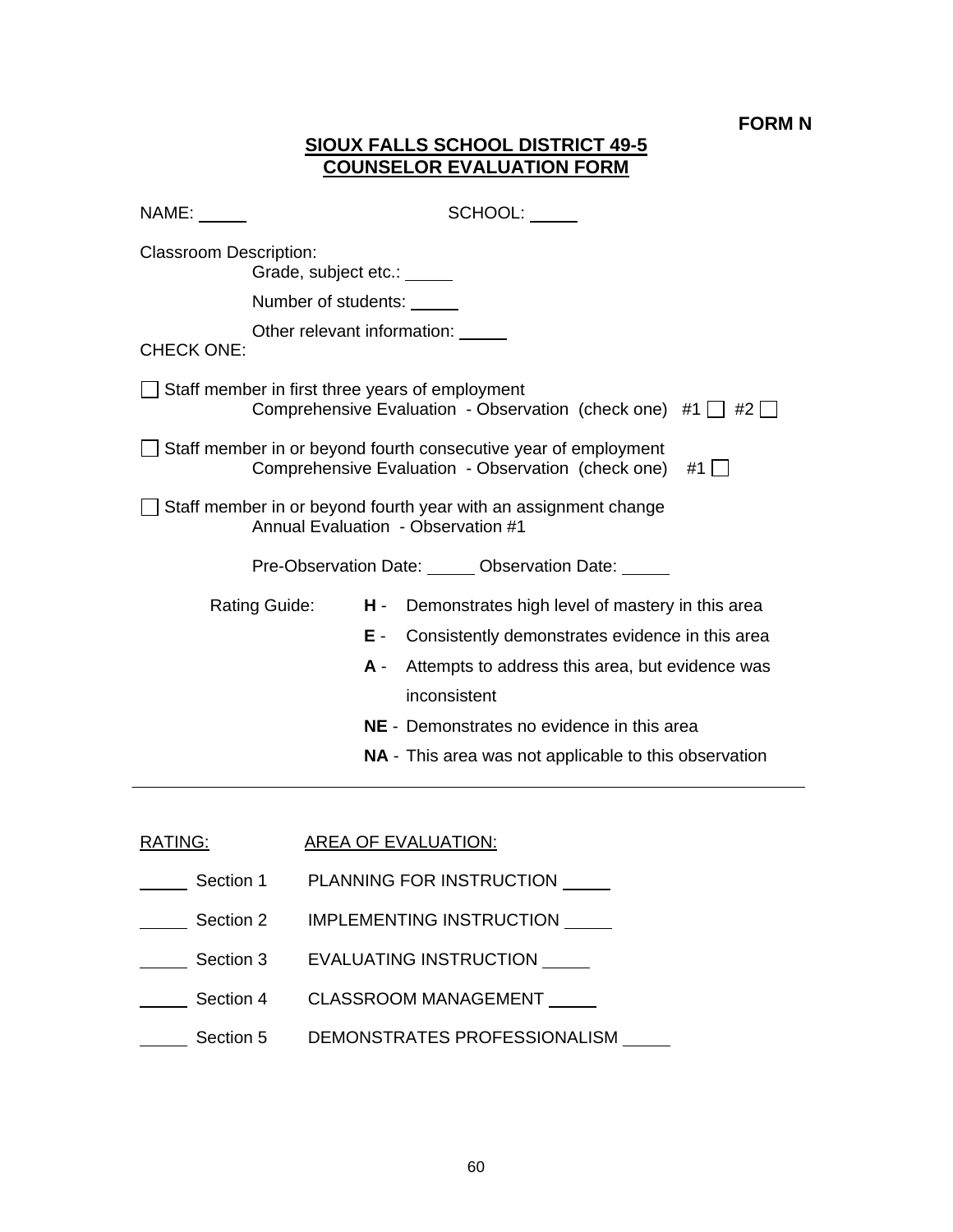**FORM N**

## SIOUX FALLS SCHOOL DISTRICT 49-5
## COUNSELOR EVALUATION FORM

NAME: _____ SCHOOL: _____

Classroom Description:

Grade, subject etc.: _____

Number of students: _____

Other relevant information: _____

CHECK ONE:

☐ Staff member in first three years of employment
Comprehensive Evaluation - Observation (check one) #1 ☐ #2 ☐

☐ Staff member in or beyond fourth consecutive year of employment
Comprehensive Evaluation - Observation (check one) #1 ☐

☐ Staff member in or beyond fourth year with an assignment change
Annual Evaluation - Observation #1

Pre-Observation Date: _____ Observation Date: _____

Rating Guide:

- **H** - Demonstrates high level of mastery in this area
- **E** - Consistently demonstrates evidence in this area
- **A** - Attempts to address this area, but evidence was inconsistent
- **NE** - Demonstrates no evidence in this area
- **NA** - This area was not applicable to this observation

---

| RATING: | | AREA OF EVALUATION: |
|---|---|---|
| _____ | Section 1 | PLANNING FOR INSTRUCTION _____ |
| _____ | Section 2 | IMPLEMENTING INSTRUCTION _____ |
| _____ | Section 3 | EVALUATING INSTRUCTION _____ |
| _____ | Section 4 | CLASSROOM MANAGEMENT _____ |
| _____ | Section 5 | DEMONSTRATES PROFESSIONALISM _____ |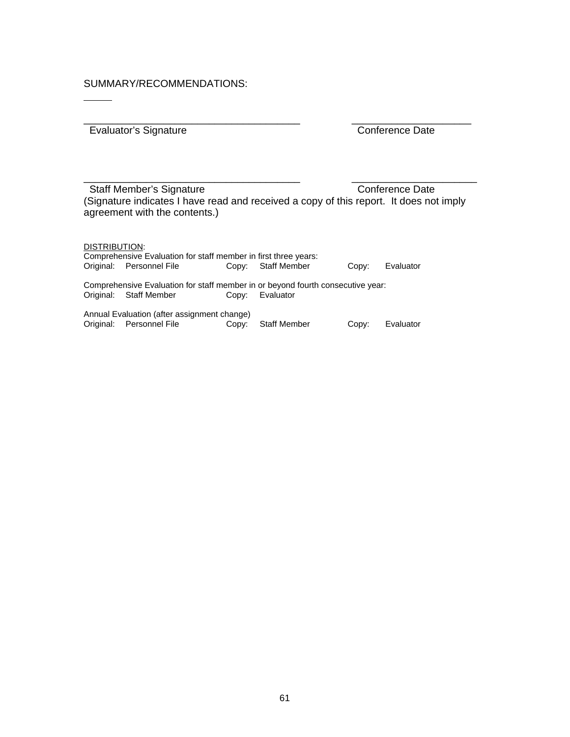SUMMARY/RECOMMENDATIONS:

_____

_________________________________________ ______________________

Evaluator's Signature                                        Conference Date

_________________________________________ ______________________

Staff Member's Signature                                     Conference Date

(Signature indicates I have read and received a copy of this report. It does not imply agreement with the contents.)

<u>DISTRIBUTION</u>:

Comprehensive Evaluation for staff member in first three years:

Original: Personnel File    Copy: Staff Member    Copy: Evaluator

Comprehensive Evaluation for staff member in or beyond fourth consecutive year:

Original: Staff Member    Copy: Evaluator

Annual Evaluation (after assignment change)

Original: Personnel File    Copy: Staff Member    Copy: Evaluator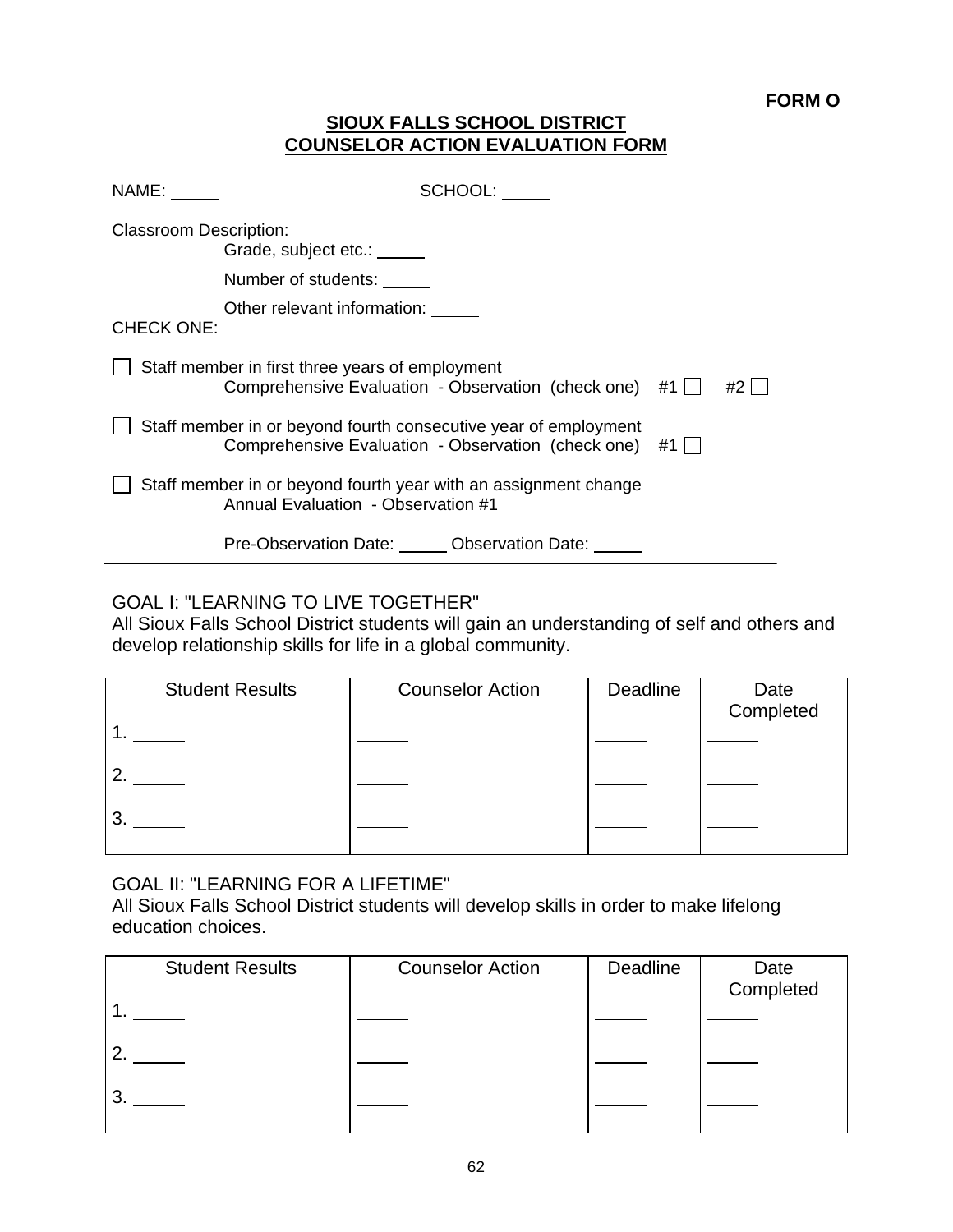**FORM O**

## SIOUX FALLS SCHOOL DISTRICT
## COUNSELOR ACTION EVALUATION FORM

NAME: _____ SCHOOL: _____

Classroom Description:

Grade, subject etc.: _____

Number of students: _____

Other relevant information: _____

CHECK ONE:

☐ Staff member in first three years of employment
Comprehensive Evaluation - Observation (check one) #1 ☐ #2 ☐

☐ Staff member in or beyond fourth consecutive year of employment
Comprehensive Evaluation - Observation (check one) #1 ☐

☐ Staff member in or beyond fourth year with an assignment change
Annual Evaluation - Observation #1

Pre-Observation Date: _____ Observation Date: _____

---

GOAL I: "LEARNING TO LIVE TOGETHER"
All Sioux Falls School District students will gain an understanding of self and others and develop relationship skills for life in a global community.

| Student Results | Counselor Action | Deadline | Date Completed |
|---|---|---|---|
| 1. _____ | _____ | _____ | _____ |
| 2. _____ | _____ | _____ | _____ |
| 3. _____ | _____ | _____ | _____ |

GOAL II: "LEARNING FOR A LIFETIME"
All Sioux Falls School District students will develop skills in order to make lifelong education choices.

| Student Results | Counselor Action | Deadline | Date Completed |
|---|---|---|---|
| 1. _____ | _____ | _____ | _____ |
| 2. _____ | _____ | _____ | _____ |
| 3. _____ | _____ | _____ | _____ |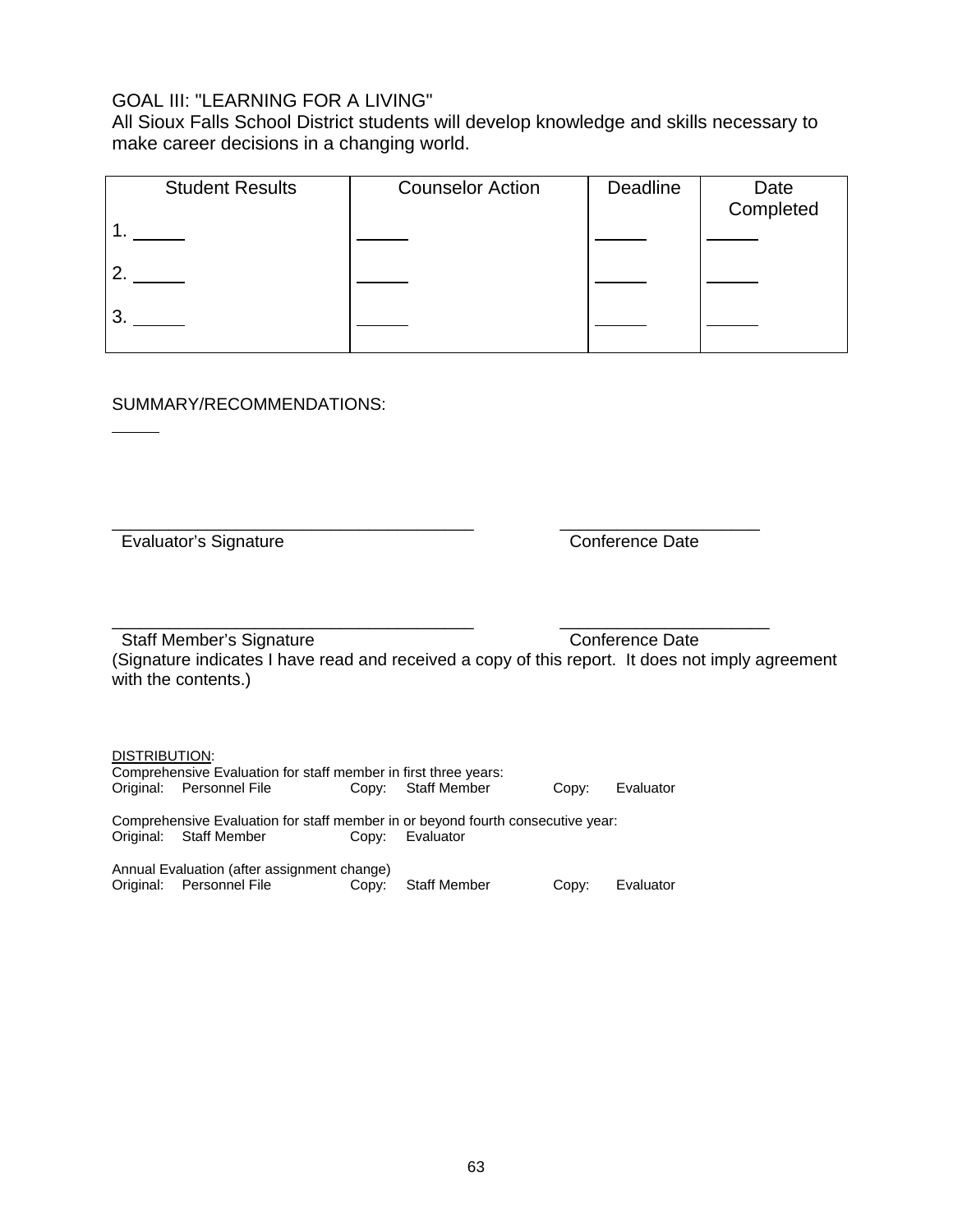GOAL III: "LEARNING FOR A LIVING"

All Sioux Falls School District students will develop knowledge and skills necessary to make career decisions in a changing world.

| Student Results | Counselor Action | Deadline | Date Completed |
|---|---|---|---|
| 1. _____ | _____ | _____ | _____ |
| 2. _____ | _____ | _____ | _____ |
| 3. _____ | _____ | _____ | _____ |

SUMMARY/RECOMMENDATIONS:

_____

_______________________________________ ____________________

Evaluator's Signature Conference Date

_______________________________________ ____________________

Staff Member's Signature Conference Date

(Signature indicates I have read and received a copy of this report. It does not imply agreement with the contents.)

DISTRIBUTION:

Comprehensive Evaluation for staff member in first three years:
Original: Personnel File Copy: Staff Member Copy: Evaluator

Comprehensive Evaluation for staff member in or beyond fourth consecutive year:
Original: Staff Member Copy: Evaluator

Annual Evaluation (after assignment change)
Original: Personnel File Copy: Staff Member Copy: Evaluator